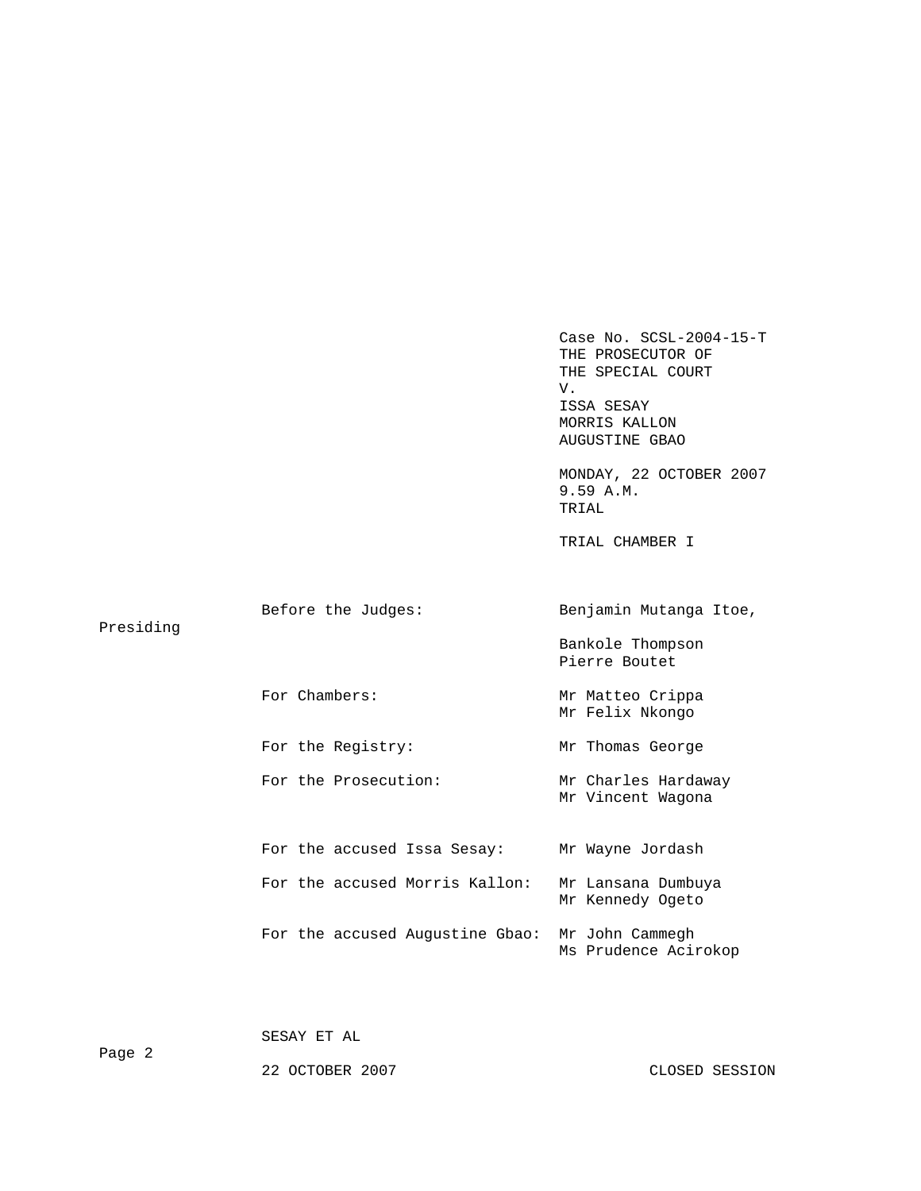Case No. SCSL-2004-15-T
THE PROSECUTOR OF
THE SPECIAL COURT
V.
ISSA SESAY
MORRIS KALLON
AUGUSTINE GBAO

MONDAY, 22 OCTOBER 2007
9.59 A.M.
TRIAL

TRIAL CHAMBER I

| | |
|---|---|
| Before the Judges: | Benjamin Mutanga Itoe, Presiding |
| | Bankole Thompson |
| | Pierre Boutet |
| For Chambers: | Mr Matteo Crippa |
| | Mr Felix Nkongo |
| For the Registry: | Mr Thomas George |
| For the Prosecution: | Mr Charles Hardaway |
| | Mr Vincent Wagona |
| For the accused Issa Sesay: | Mr Wayne Jordash |
| For the accused Morris Kallon: | Mr Lansana Dumbuya |
| | Mr Kennedy Ogeto |
| For the accused Augustine Gbao: | Mr John Cammegh |
| | Ms Prudence Acirokop |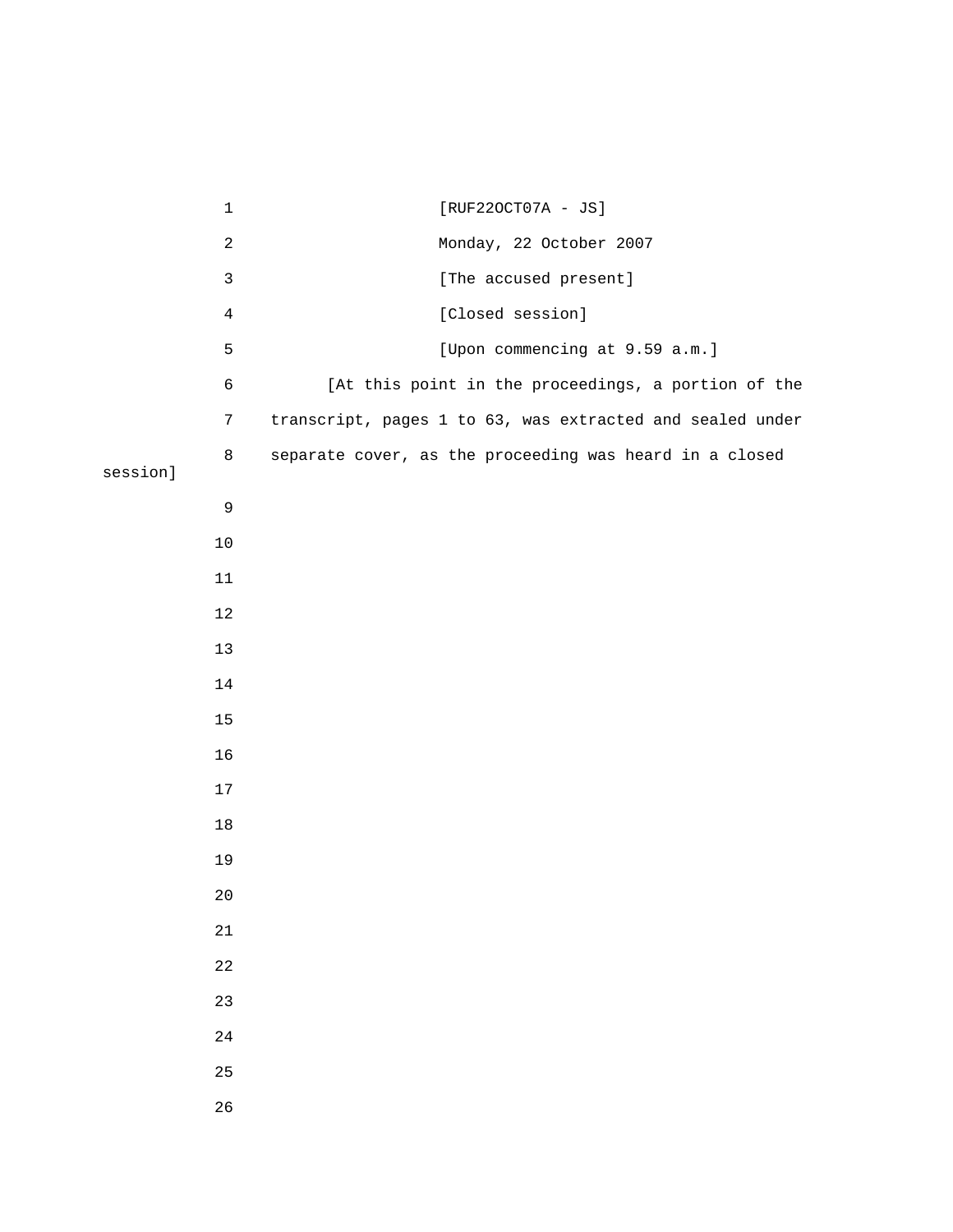[RUF22OCT07A - JS]

Monday, 22 October 2007

[The accused present]

[Closed session]

[Upon commencing at 9.59 a.m.]

[At this point in the proceedings, a portion of the transcript, pages 1 to 63, was extracted and sealed under separate cover, as the proceeding was heard in a closed session]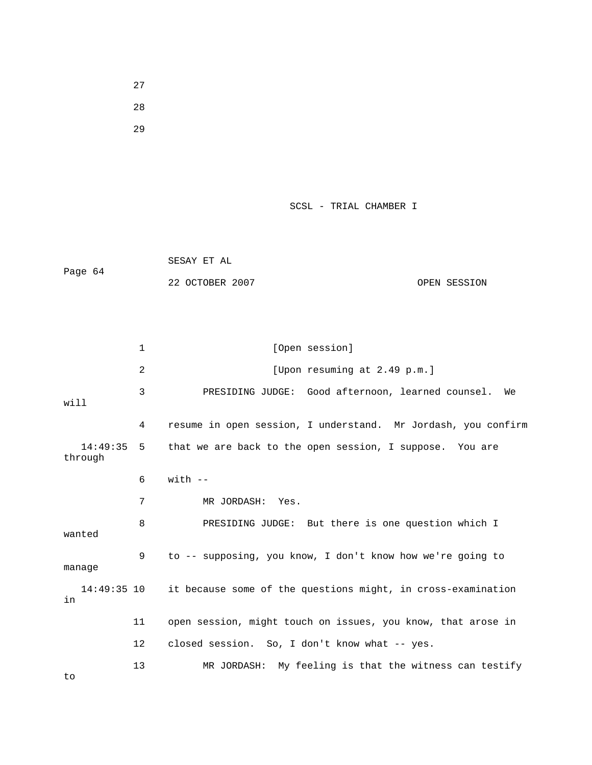27

28

29

SCSL - TRIAL CHAMBER I

SESAY ET AL

22 OCTOBER 2007 OPEN SESSION

1 [Open session]

2 [Upon resuming at 2.49 p.m.]

3 PRESIDING JUDGE: Good afternoon, learned counsel. We will

4 resume in open session, I understand. Mr Jordash, you confirm

14:49:35 5 that we are back to the open session, I suppose. You are through

6 with --

7 MR JORDASH: Yes.

8 PRESIDING JUDGE: But there is one question which I wanted

9 to -- supposing, you know, I don't know how we're going to manage

14:49:35 10 it because some of the questions might, in cross-examination in

11 open session, might touch on issues, you know, that arose in

12 closed session. So, I don't know what -- yes.

13 MR JORDASH: My feeling is that the witness can testify to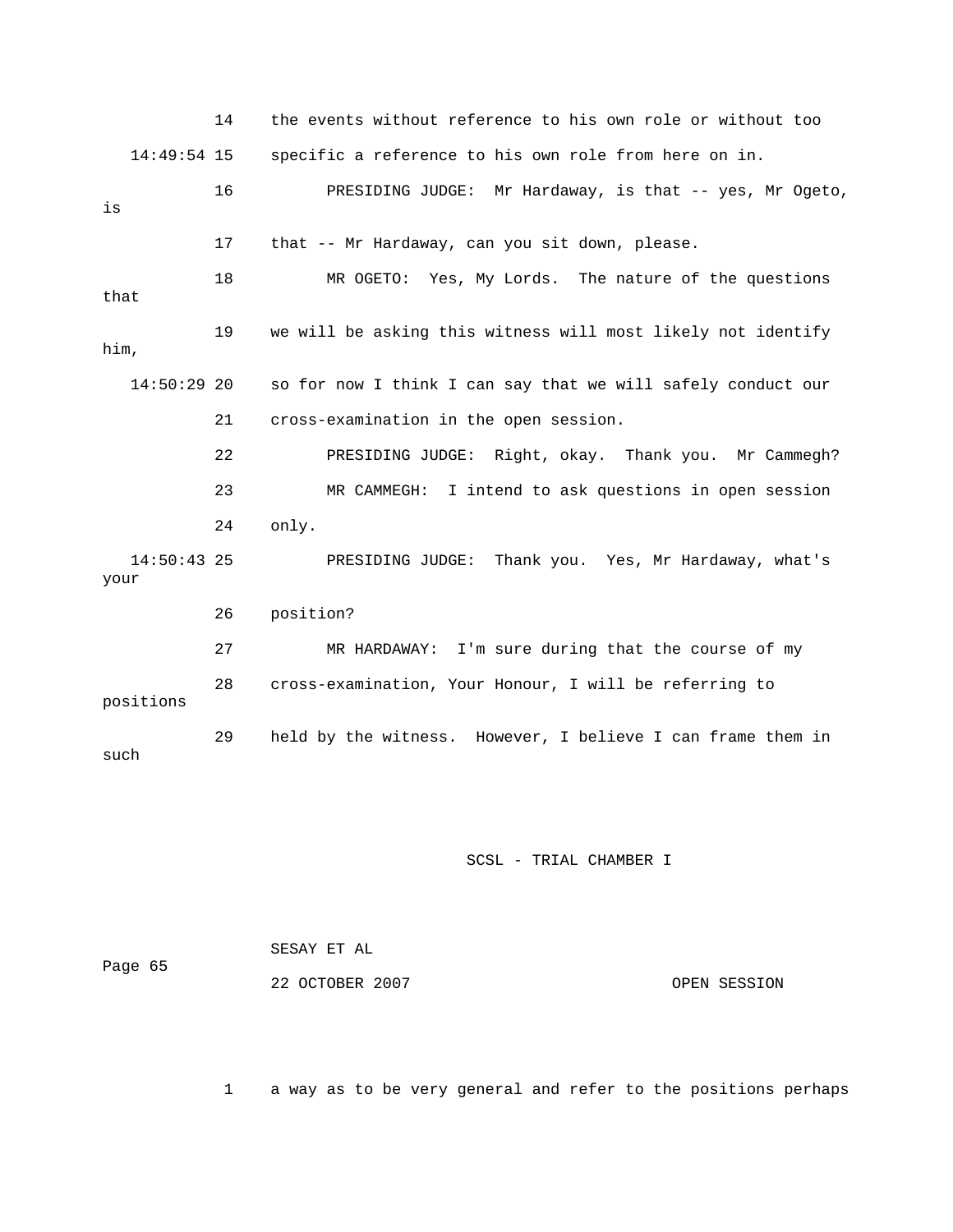14 the events without reference to his own role or without too

14:49:54 15 specific a reference to his own role from here on in.

16 PRESIDING JUDGE: Mr Hardaway, is that -- yes, Mr Ogeto, is

17 that -- Mr Hardaway, can you sit down, please.

18 MR OGETO: Yes, My Lords. The nature of the questions that

19 we will be asking this witness will most likely not identify him,

14:50:29 20 so for now I think I can say that we will safely conduct our

21 cross-examination in the open session.

22 PRESIDING JUDGE: Right, okay. Thank you. Mr Cammegh?

23 MR CAMMEGH: I intend to ask questions in open session

24 only.

14:50:43 25 PRESIDING JUDGE: Thank you. Yes, Mr Hardaway, what's your

26 position?

27 MR HARDAWAY: I'm sure during that the course of my

28 cross-examination, Your Honour, I will be referring to positions

29 held by the witness. However, I believe I can frame them in such

1 a way as to be very general and refer to the positions perhaps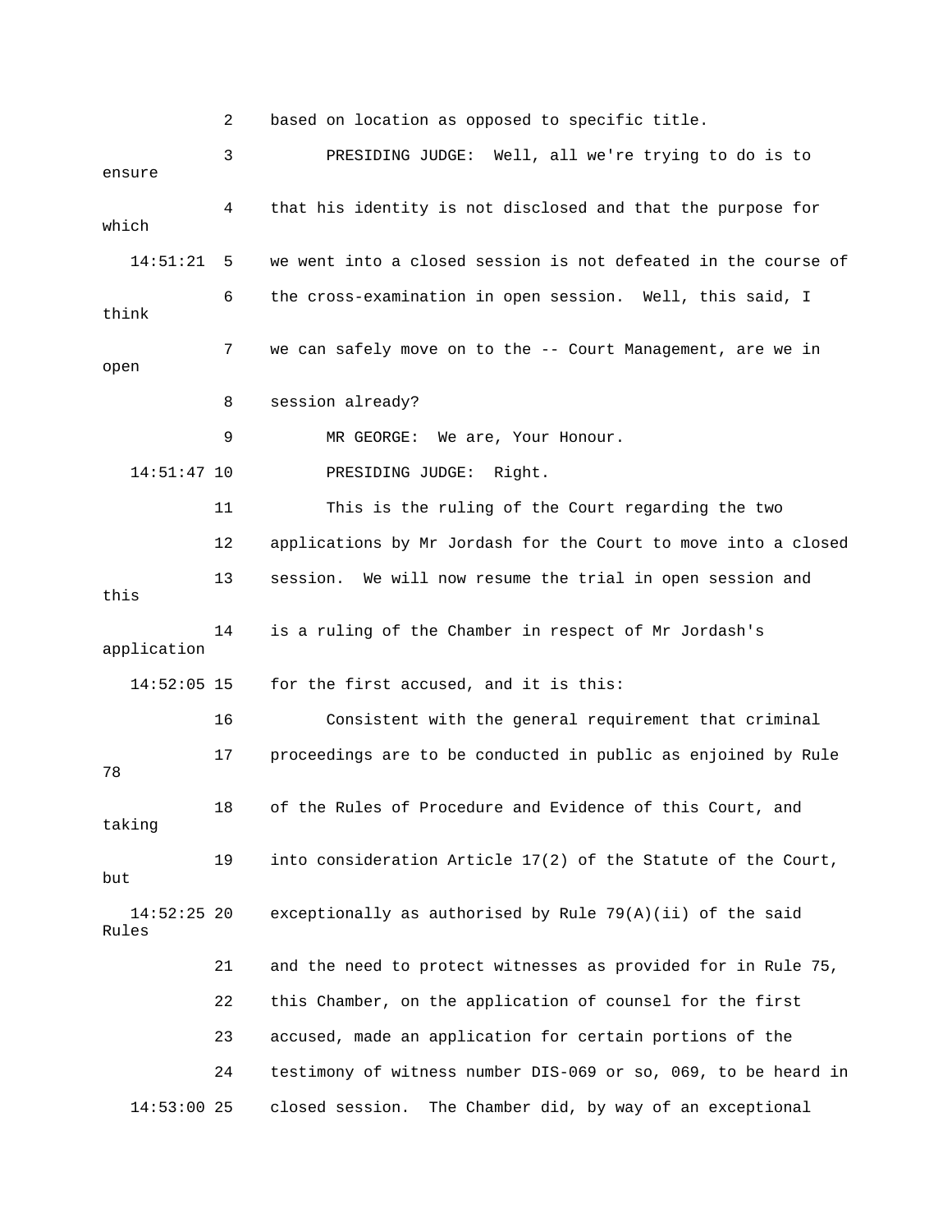2 based on location as opposed to specific title.

3 PRESIDING JUDGE: Well, all we're trying to do is to ensure

4 that his identity is not disclosed and that the purpose for which

14:51:21 5 we went into a closed session is not defeated in the course of

6 the cross-examination in open session. Well, this said, I think

7 we can safely move on to the -- Court Management, are we in open

8 session already?

9 MR GEORGE: We are, Your Honour.

14:51:47 10 PRESIDING JUDGE: Right.

11 This is the ruling of the Court regarding the two

12 applications by Mr Jordash for the Court to move into a closed

13 session. We will now resume the trial in open session and this

14 is a ruling of the Chamber in respect of Mr Jordash's application

14:52:05 15 for the first accused, and it is this:

16 Consistent with the general requirement that criminal

17 proceedings are to be conducted in public as enjoined by Rule 78

18 of the Rules of Procedure and Evidence of this Court, and taking

19 into consideration Article 17(2) of the Statute of the Court, but

14:52:25 20 exceptionally as authorised by Rule 79(A)(ii) of the said Rules

21 and the need to protect witnesses as provided for in Rule 75,

22 this Chamber, on the application of counsel for the first

23 accused, made an application for certain portions of the

24 testimony of witness number DIS-069 or so, 069, to be heard in

14:53:00 25 closed session. The Chamber did, by way of an exceptional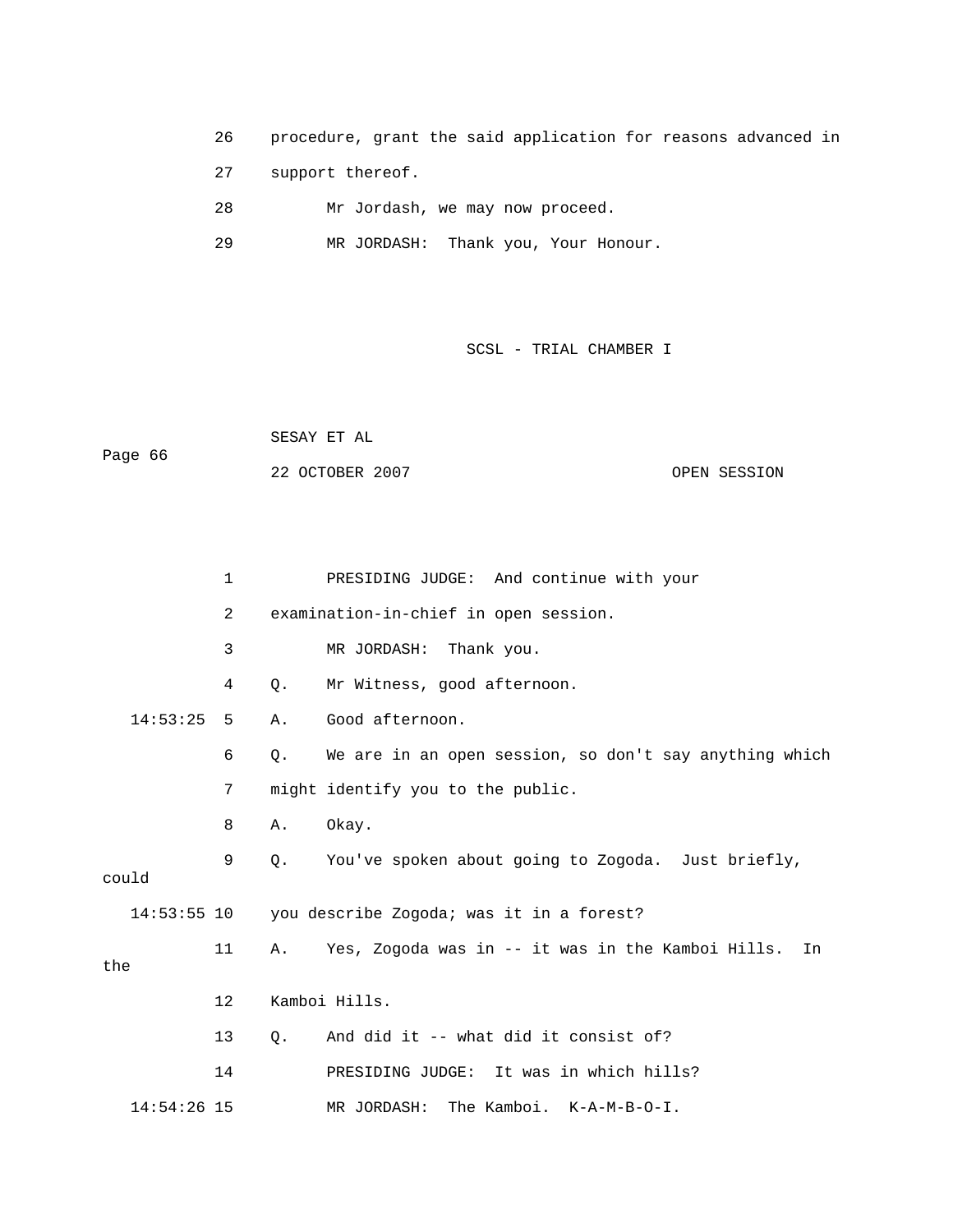26 procedure, grant the said application for reasons advanced in

27 support thereof.

28 Mr Jordash, we may now proceed.

29 MR JORDASH: Thank you, Your Honour.

SCSL - TRIAL CHAMBER I

SESAY ET AL

22 OCTOBER 2007 OPEN SESSION

1 PRESIDING JUDGE: And continue with your

2 examination-in-chief in open session.

3 MR JORDASH: Thank you.

4 Q. Mr Witness, good afternoon.

14:53:25 5 A. Good afternoon.

6 Q. We are in an open session, so don't say anything which

7 might identify you to the public.

8 A. Okay.

9 Q. You've spoken about going to Zogoda. Just briefly, could

14:53:55 10 you describe Zogoda; was it in a forest?

11 A. Yes, Zogoda was in -- it was in the Kamboi Hills. In the

12 Kamboi Hills.

13 Q. And did it -- what did it consist of?

14 PRESIDING JUDGE: It was in which hills?

14:54:26 15 MR JORDASH: The Kamboi. K-A-M-B-O-I.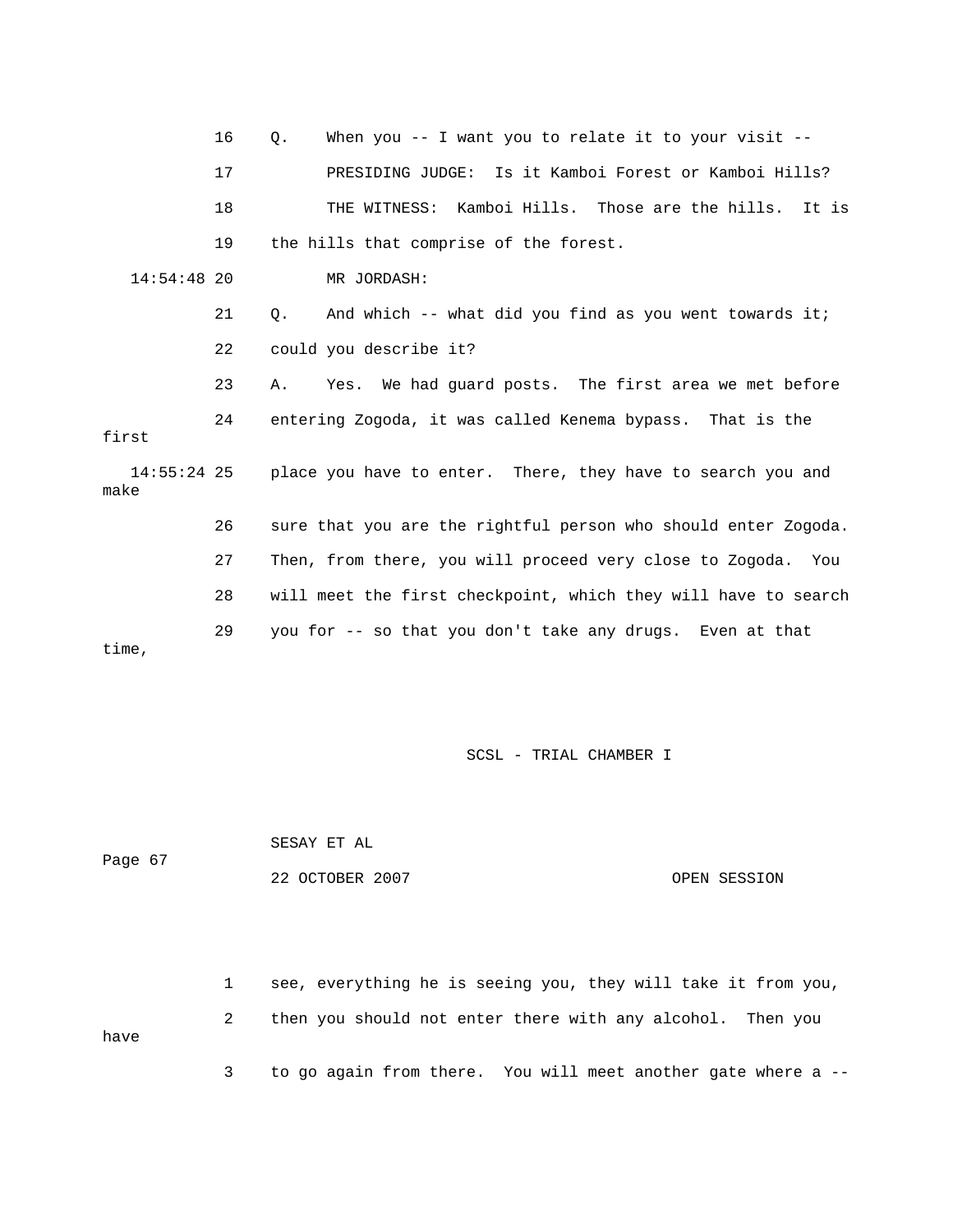16 Q. When you -- I want you to relate it to your visit --

17 PRESIDING JUDGE: Is it Kamboi Forest or Kamboi Hills?

18 THE WITNESS: Kamboi Hills. Those are the hills. It is

19 the hills that comprise of the forest.

14:54:48 20 MR JORDASH:

21 Q. And which -- what did you find as you went towards it;

22 could you describe it?

23 A. Yes. We had guard posts. The first area we met before

24 entering Zogoda, it was called Kenema bypass. That is the first

14:55:24 25 place you have to enter. There, they have to search you and make

26 sure that you are the rightful person who should enter Zogoda.

27 Then, from there, you will proceed very close to Zogoda. You

28 will meet the first checkpoint, which they will have to search

29 you for -- so that you don't take any drugs. Even at that time,

SCSL - TRIAL CHAMBER I

SESAY ET AL

22 OCTOBER 2007 OPEN SESSION

1 see, everything he is seeing you, they will take it from you,

2 then you should not enter there with any alcohol. Then you have

3 to go again from there. You will meet another gate where a --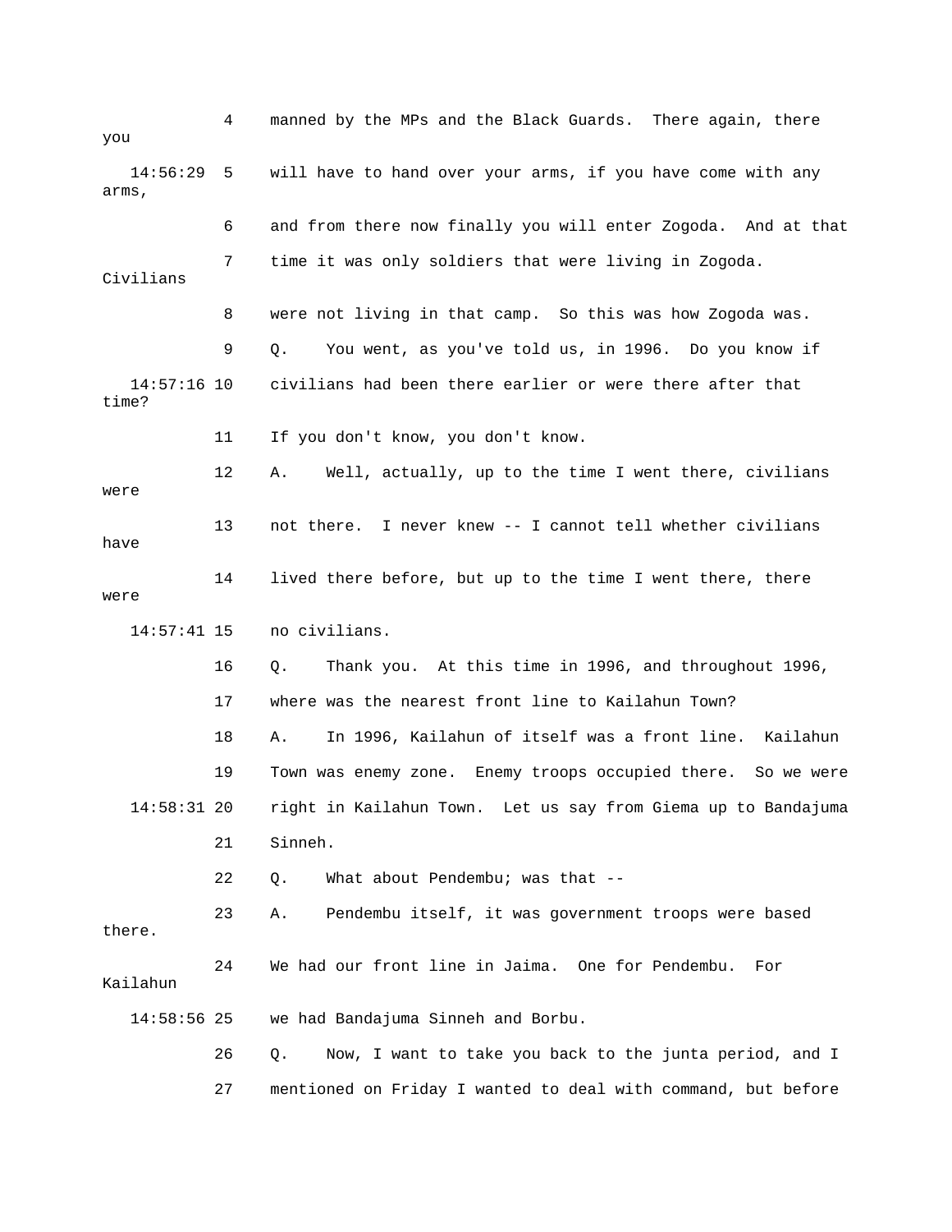4 manned by the MPs and the Black Guards. There again, there you

14:56:29 5 will have to hand over your arms, if you have come with any arms,

6 and from there now finally you will enter Zogoda. And at that

7 time it was only soldiers that were living in Zogoda. Civilians

8 were not living in that camp. So this was how Zogoda was.

9 Q. You went, as you've told us, in 1996. Do you know if

14:57:16 10 civilians had been there earlier or were there after that time?

11 If you don't know, you don't know.

12 A. Well, actually, up to the time I went there, civilians were

13 not there. I never knew -- I cannot tell whether civilians have

14 lived there before, but up to the time I went there, there were

14:57:41 15 no civilians.

16 Q. Thank you. At this time in 1996, and throughout 1996,

17 where was the nearest front line to Kailahun Town?

18 A. In 1996, Kailahun of itself was a front line. Kailahun

19 Town was enemy zone. Enemy troops occupied there. So we were

14:58:31 20 right in Kailahun Town. Let us say from Giema up to Bandajuma

21 Sinneh.

22 Q. What about Pendembu; was that --

23 A. Pendembu itself, it was government troops were based there.

24 We had our front line in Jaima. One for Pendembu. For Kailahun

14:58:56 25 we had Bandajuma Sinneh and Borbu.

26 Q. Now, I want to take you back to the junta period, and I

27 mentioned on Friday I wanted to deal with command, but before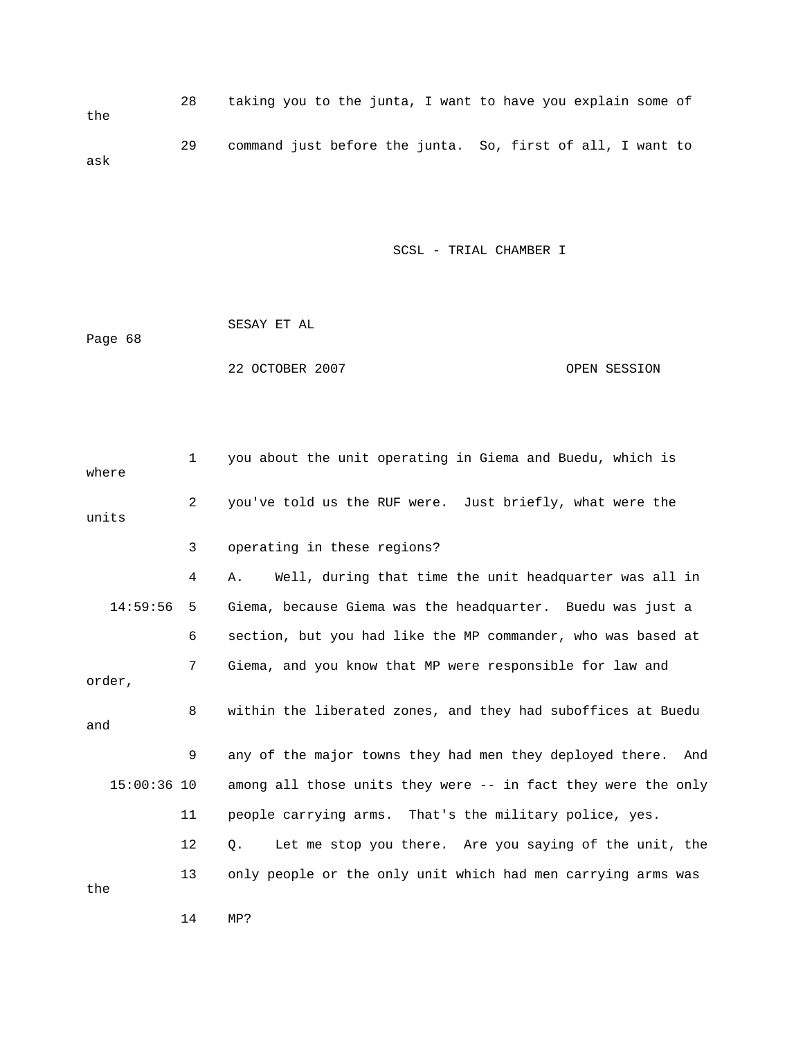28 taking you to the junta, I want to have you explain some of the

29 command just before the junta. So, first of all, I want to ask

1 you about the unit operating in Giema and Buedu, which is where

2 you've told us the RUF were. Just briefly, what were the units

3 operating in these regions?

4 A. Well, during that time the unit headquarter was all in

14:59:56 5 Giema, because Giema was the headquarter. Buedu was just a

6 section, but you had like the MP commander, who was based at

7 Giema, and you know that MP were responsible for law and order,

8 within the liberated zones, and they had suboffices at Buedu and

9 any of the major towns they had men they deployed there. And

15:00:36 10 among all those units they were -- in fact they were the only

11 people carrying arms. That's the military police, yes.

12 Q. Let me stop you there. Are you saying of the unit, the

13 only people or the only unit which had men carrying arms was the

14 MP?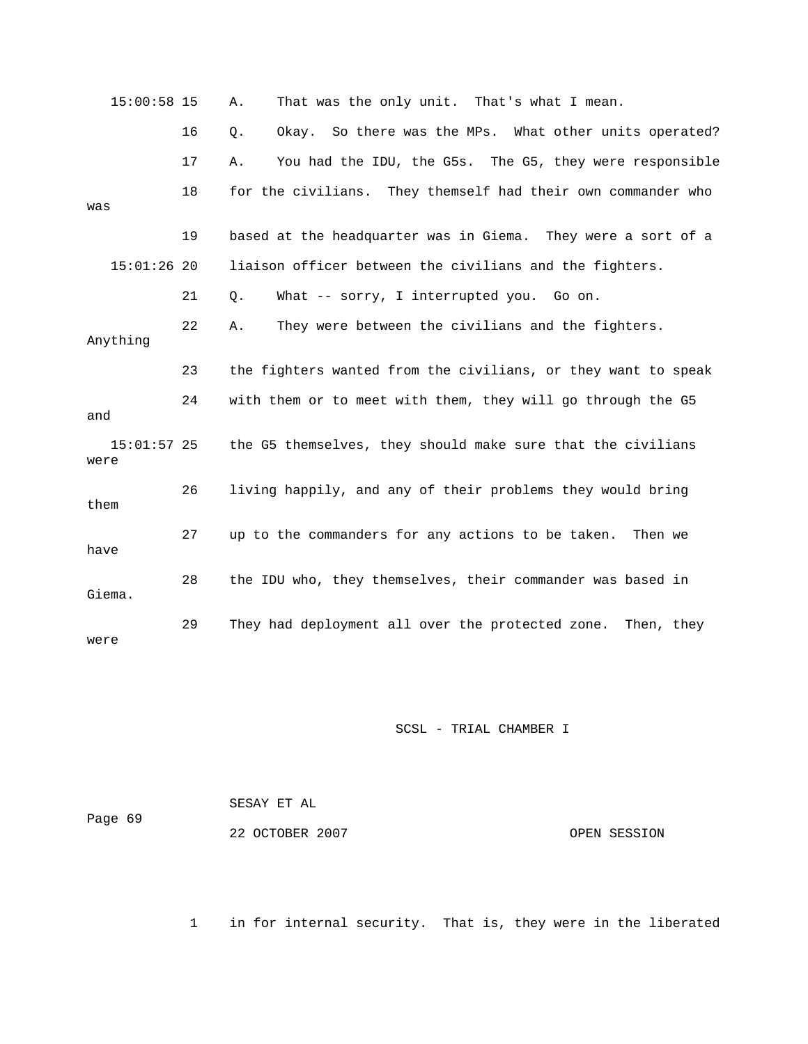15:00:58 15 A. That was the only unit. That's what I mean.

16 Q. Okay. So there was the MPs. What other units operated?

17 A. You had the IDU, the G5s. The G5, they were responsible

18 for the civilians. They themself had their own commander who was

19 based at the headquarter was in Giema. They were a sort of a

15:01:26 20 liaison officer between the civilians and the fighters.

21 Q. What -- sorry, I interrupted you. Go on.

22 A. They were between the civilians and the fighters. Anything

23 the fighters wanted from the civilians, or they want to speak

24 with them or to meet with them, they will go through the G5 and

15:01:57 25 the G5 themselves, they should make sure that the civilians were

26 living happily, and any of their problems they would bring them

27 up to the commanders for any actions to be taken. Then we have

28 the IDU who, they themselves, their commander was based in Giema.

29 They had deployment all over the protected zone. Then, they were

1 in for internal security. That is, they were in the liberated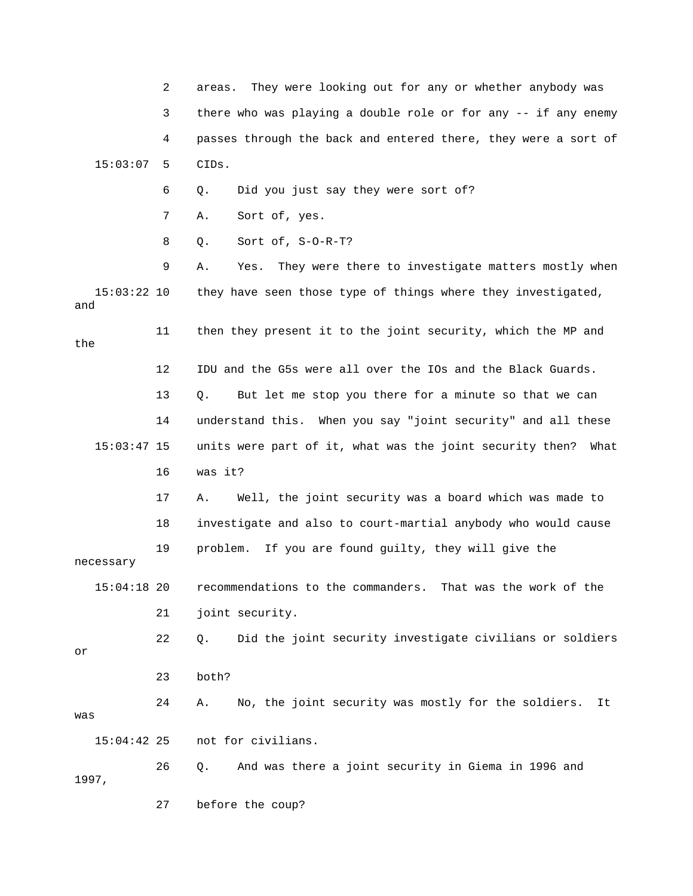2 areas. They were looking out for any or whether anybody was

3 there who was playing a double role or for any -- if any enemy

4 passes through the back and entered there, they were a sort of

15:03:07 5 CIDs.

6 Q. Did you just say they were sort of?

7 A. Sort of, yes.

8 Q. Sort of, S-O-R-T?

9 A. Yes. They were there to investigate matters mostly when

15:03:22 10 they have seen those type of things where they investigated, and

11 then they present it to the joint security, which the MP and the

12 IDU and the G5s were all over the IOs and the Black Guards.

13 Q. But let me stop you there for a minute so that we can

14 understand this. When you say "joint security" and all these

15:03:47 15 units were part of it, what was the joint security then? What

16 was it?

17 A. Well, the joint security was a board which was made to

18 investigate and also to court-martial anybody who would cause

19 problem. If you are found guilty, they will give the necessary

15:04:18 20 recommendations to the commanders. That was the work of the

21 joint security.

22 Q. Did the joint security investigate civilians or soldiers or

23 both?

24 A. No, the joint security was mostly for the soldiers. It was

15:04:42 25 not for civilians.

26 Q. And was there a joint security in Giema in 1996 and 1997,

27 before the coup?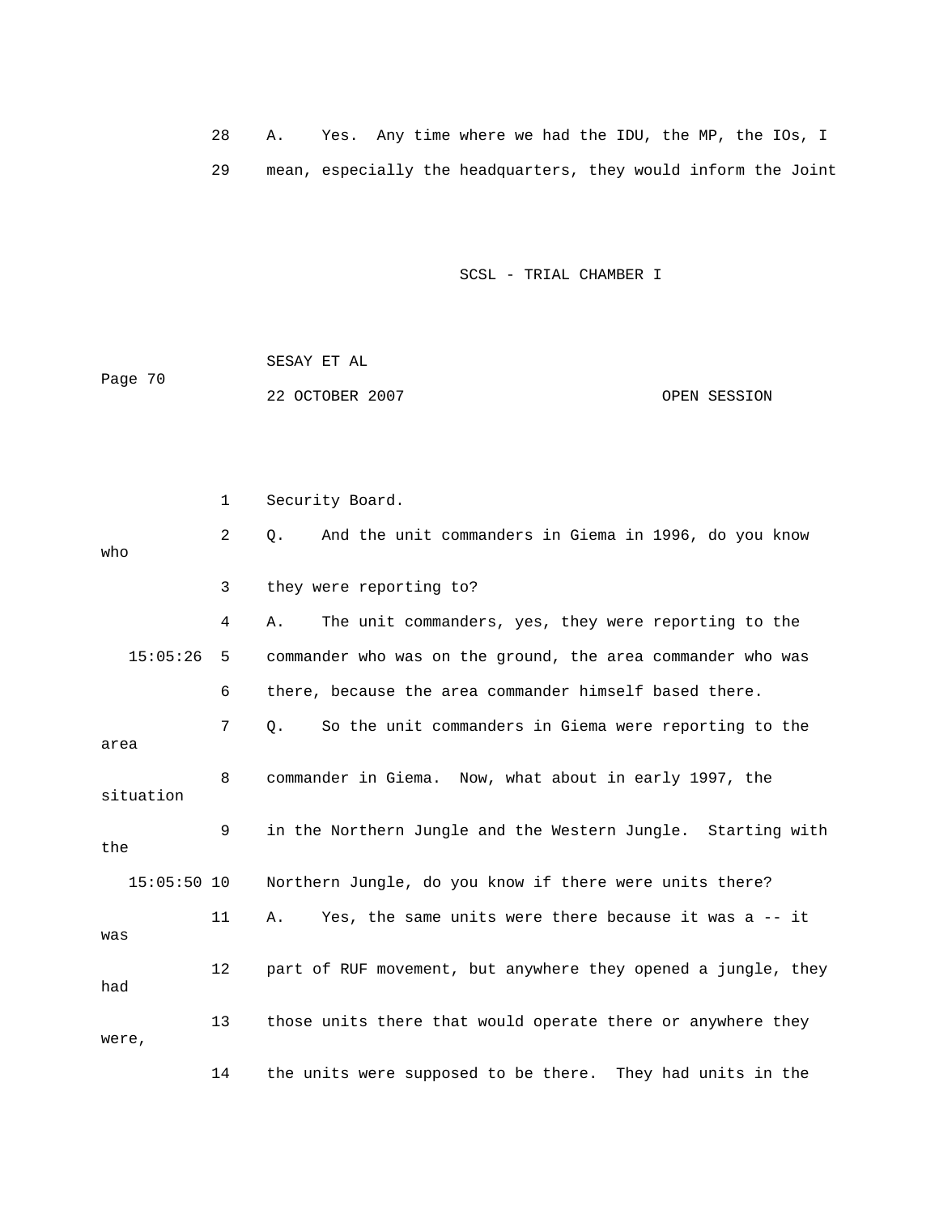28 A. Yes. Any time where we had the IDU, the MP, the IOs, I

29 mean, especially the headquarters, they would inform the Joint

1 Security Board.

2 Q. And the unit commanders in Giema in 1996, do you know who

3 they were reporting to?

4 A. The unit commanders, yes, they were reporting to the

15:05:26 5 commander who was on the ground, the area commander who was

6 there, because the area commander himself based there.

7 Q. So the unit commanders in Giema were reporting to the area

8 commander in Giema. Now, what about in early 1997, the situation

9 in the Northern Jungle and the Western Jungle. Starting with the

15:05:50 10 Northern Jungle, do you know if there were units there?

11 A. Yes, the same units were there because it was a -- it was

12 part of RUF movement, but anywhere they opened a jungle, they had

13 those units there that would operate there or anywhere they were,

14 the units were supposed to be there. They had units in the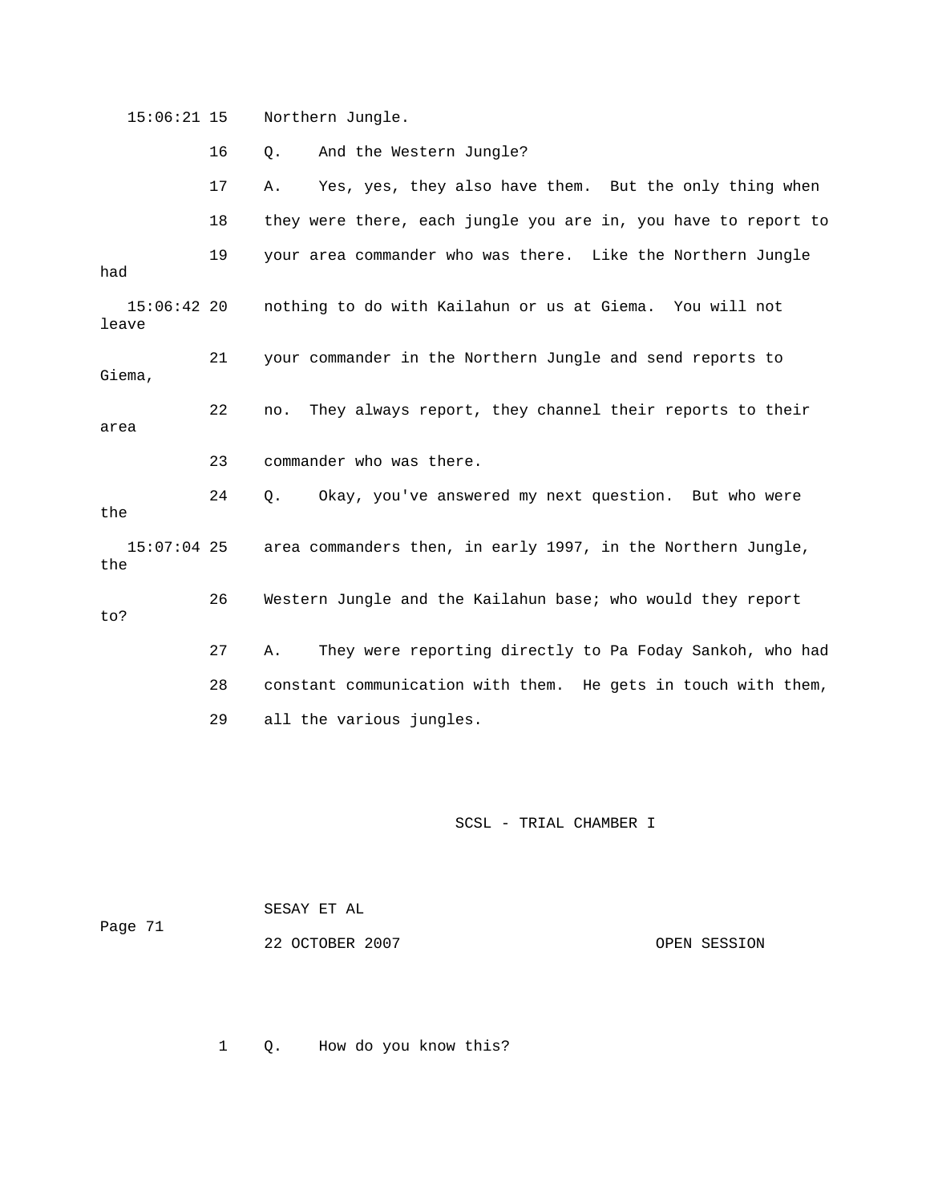15:06:21 15 Northern Jungle.

16 Q. And the Western Jungle?

17 A. Yes, yes, they also have them. But the only thing when

18 they were there, each jungle you are in, you have to report to

19 your area commander who was there. Like the Northern Jungle had

15:06:42 20 nothing to do with Kailahun or us at Giema. You will not leave

21 your commander in the Northern Jungle and send reports to Giema,

22 no. They always report, they channel their reports to their area

23 commander who was there.

24 Q. Okay, you've answered my next question. But who were the

15:07:04 25 area commanders then, in early 1997, in the Northern Jungle, the

26 Western Jungle and the Kailahun base; who would they report to?

27 A. They were reporting directly to Pa Foday Sankoh, who had

28 constant communication with them. He gets in touch with them,

29 all the various jungles.

1 Q. How do you know this?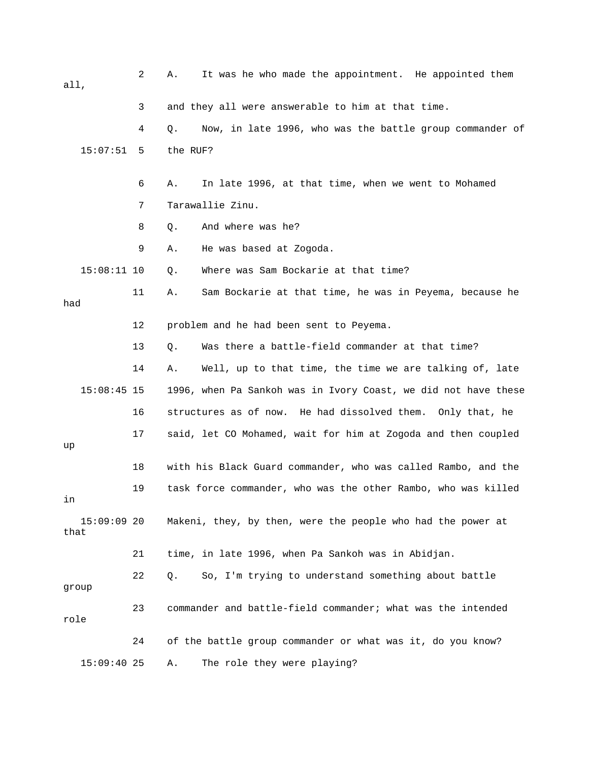2 A. It was he who made the appointment. He appointed them all,

3 and they all were answerable to him at that time.

4 Q. Now, in late 1996, who was the battle group commander of

15:07:51 5 the RUF?

6 A. In late 1996, at that time, when we went to Mohamed

7 Tarawallie Zinu.

8 Q. And where was he?

9 A. He was based at Zogoda.

15:08:11 10 Q. Where was Sam Bockarie at that time?

11 A. Sam Bockarie at that time, he was in Peyema, because he had

12 problem and he had been sent to Peyema.

13 Q. Was there a battle-field commander at that time?

14 A. Well, up to that time, the time we are talking of, late

15:08:45 15 1996, when Pa Sankoh was in Ivory Coast, we did not have these

16 structures as of now. He had dissolved them. Only that, he

17 said, let CO Mohamed, wait for him at Zogoda and then coupled up

18 with his Black Guard commander, who was called Rambo, and the

19 task force commander, who was the other Rambo, who was killed in

15:09:09 20 Makeni, they, by then, were the people who had the power at that

21 time, in late 1996, when Pa Sankoh was in Abidjan.

22 Q. So, I'm trying to understand something about battle group

23 commander and battle-field commander; what was the intended role

24 of the battle group commander or what was it, do you know?

15:09:40 25 A. The role they were playing?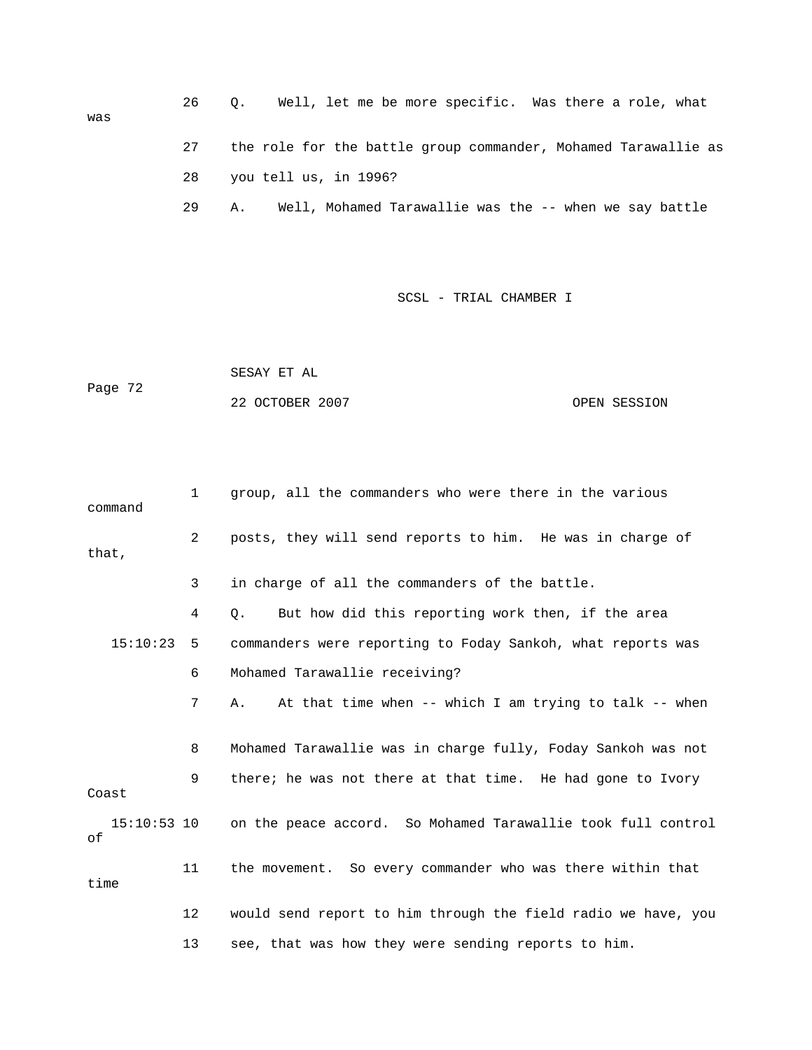26 Q. Well, let me be more specific. Was there a role, what was

27 the role for the battle group commander, Mohamed Tarawallie as

28 you tell us, in 1996?

29 A. Well, Mohamed Tarawallie was the -- when we say battle

1 group, all the commanders who were there in the various command

2 posts, they will send reports to him. He was in charge of that,

3 in charge of all the commanders of the battle.

4 Q. But how did this reporting work then, if the area

15:10:23 5 commanders were reporting to Foday Sankoh, what reports was

6 Mohamed Tarawallie receiving?

7 A. At that time when -- which I am trying to talk -- when

8 Mohamed Tarawallie was in charge fully, Foday Sankoh was not

9 there; he was not there at that time. He had gone to Ivory Coast

15:10:53 10 on the peace accord. So Mohamed Tarawallie took full control of

11 the movement. So every commander who was there within that time

12 would send report to him through the field radio we have, you

13 see, that was how they were sending reports to him.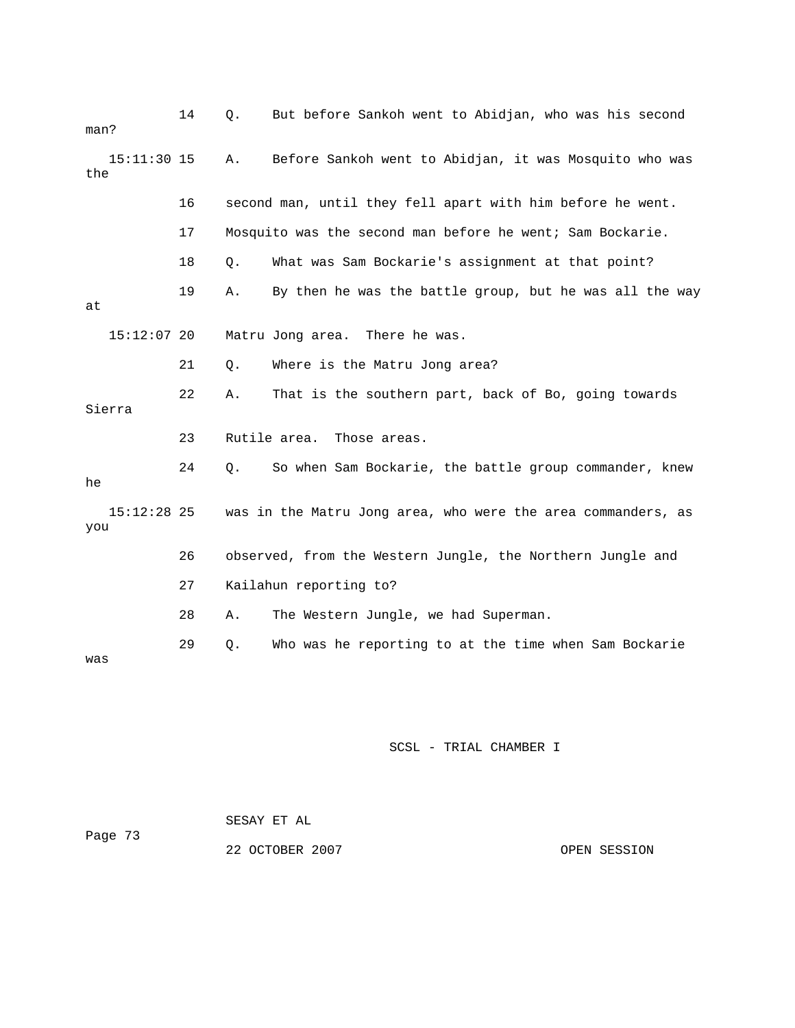14 Q. But before Sankoh went to Abidjan, who was his second man?

15:11:30 15 A. Before Sankoh went to Abidjan, it was Mosquito who was the

16 second man, until they fell apart with him before he went.

17 Mosquito was the second man before he went; Sam Bockarie.

18 Q. What was Sam Bockarie's assignment at that point?

19 A. By then he was the battle group, but he was all the way at

15:12:07 20 Matru Jong area. There he was.

21 Q. Where is the Matru Jong area?

22 A. That is the southern part, back of Bo, going towards Sierra

23 Rutile area. Those areas.

24 Q. So when Sam Bockarie, the battle group commander, knew he

15:12:28 25 was in the Matru Jong area, who were the area commanders, as you

26 observed, from the Western Jungle, the Northern Jungle and

27 Kailahun reporting to?

28 A. The Western Jungle, we had Superman.

29 Q. Who was he reporting to at the time when Sam Bockarie was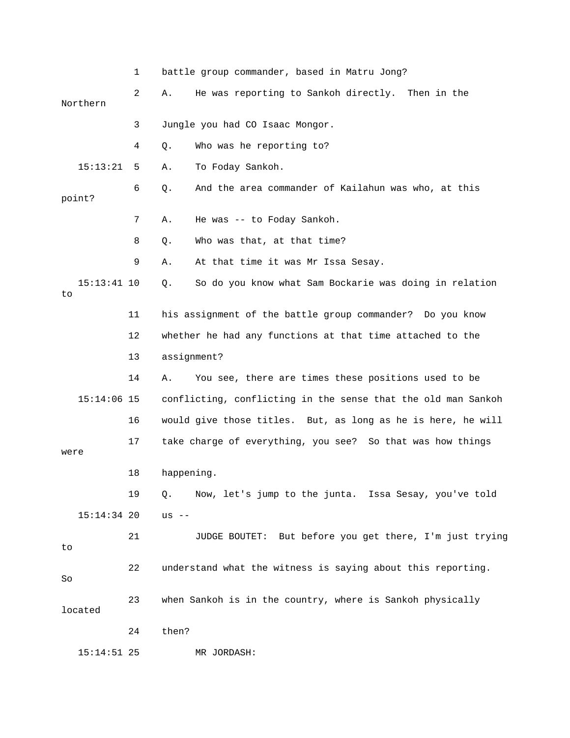1 battle group commander, based in Matru Jong?

2 A. He was reporting to Sankoh directly. Then in the Northern

3 Jungle you had CO Isaac Mongor.

4 Q. Who was he reporting to?

15:13:21 5 A. To Foday Sankoh.

6 Q. And the area commander of Kailahun was who, at this point?

7 A. He was -- to Foday Sankoh.

8 Q. Who was that, at that time?

9 A. At that time it was Mr Issa Sesay.

15:13:41 10 Q. So do you know what Sam Bockarie was doing in relation to

11 his assignment of the battle group commander? Do you know

12 whether he had any functions at that time attached to the

13 assignment?

14 A. You see, there are times these positions used to be

15:14:06 15 conflicting, conflicting in the sense that the old man Sankoh

16 would give those titles. But, as long as he is here, he will

17 take charge of everything, you see? So that was how things were

18 happening.

19 Q. Now, let's jump to the junta. Issa Sesay, you've told

15:14:34 20 us --

21 JUDGE BOUTET: But before you get there, I'm just trying to

22 understand what the witness is saying about this reporting. So

23 when Sankoh is in the country, where is Sankoh physically located

24 then?

15:14:51 25 MR JORDASH: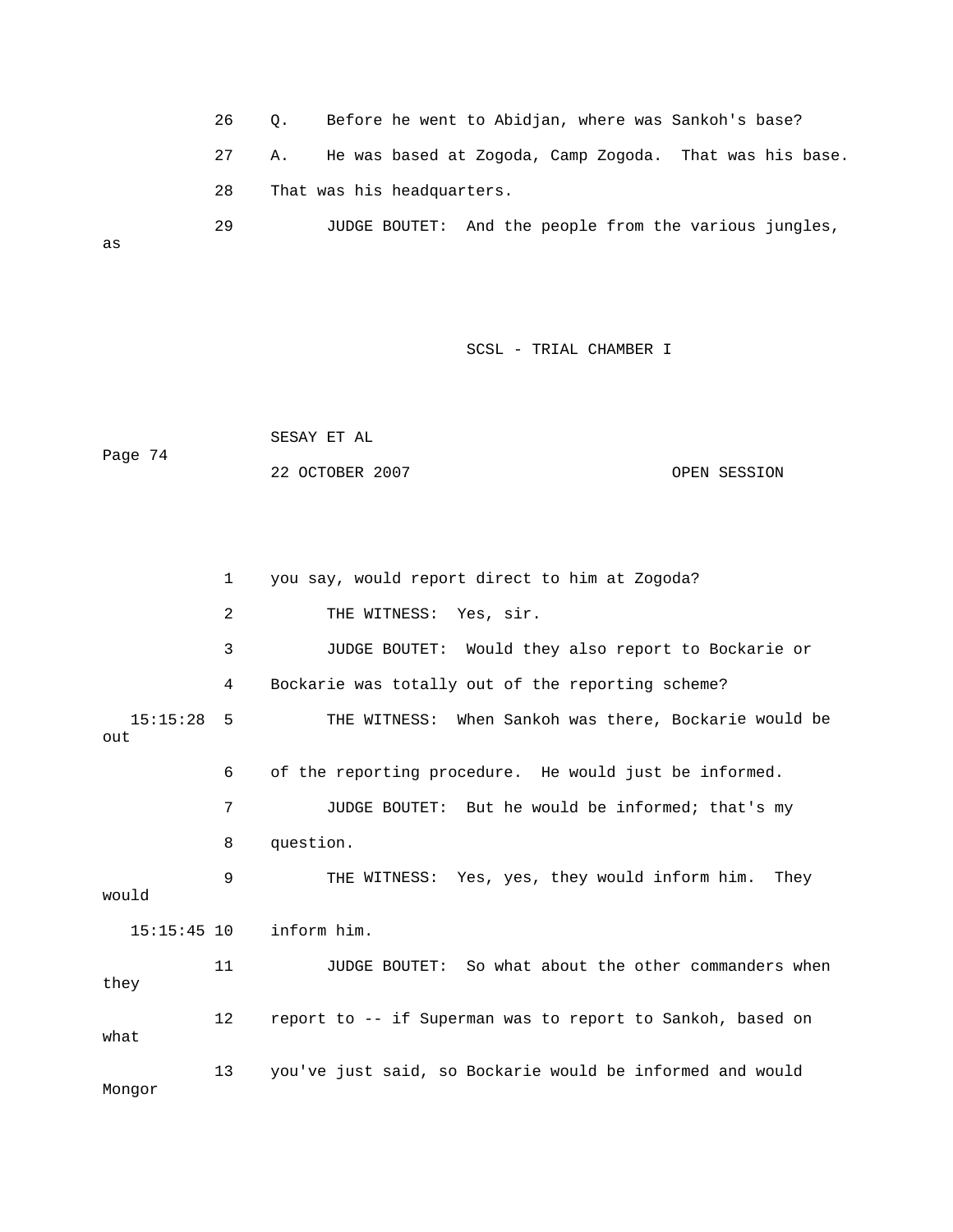26 Q. Before he went to Abidjan, where was Sankoh's base?

27 A. He was based at Zogoda, Camp Zogoda. That was his base.

28 That was his headquarters.

29 JUDGE BOUTET: And the people from the various jungles, as

1 you say, would report direct to him at Zogoda?

2 THE WITNESS: Yes, sir.

3 JUDGE BOUTET: Would they also report to Bockarie or

4 Bockarie was totally out of the reporting scheme?

15:15:28 5 THE WITNESS: When Sankoh was there, Bockarie would be out

6 of the reporting procedure. He would just be informed.

7 JUDGE BOUTET: But he would be informed; that's my

8 question.

9 THE WITNESS: Yes, yes, they would inform him. They would

15:15:45 10 inform him.

11 JUDGE BOUTET: So what about the other commanders when they

12 report to -- if Superman was to report to Sankoh, based on what

13 you've just said, so Bockarie would be informed and would Mongor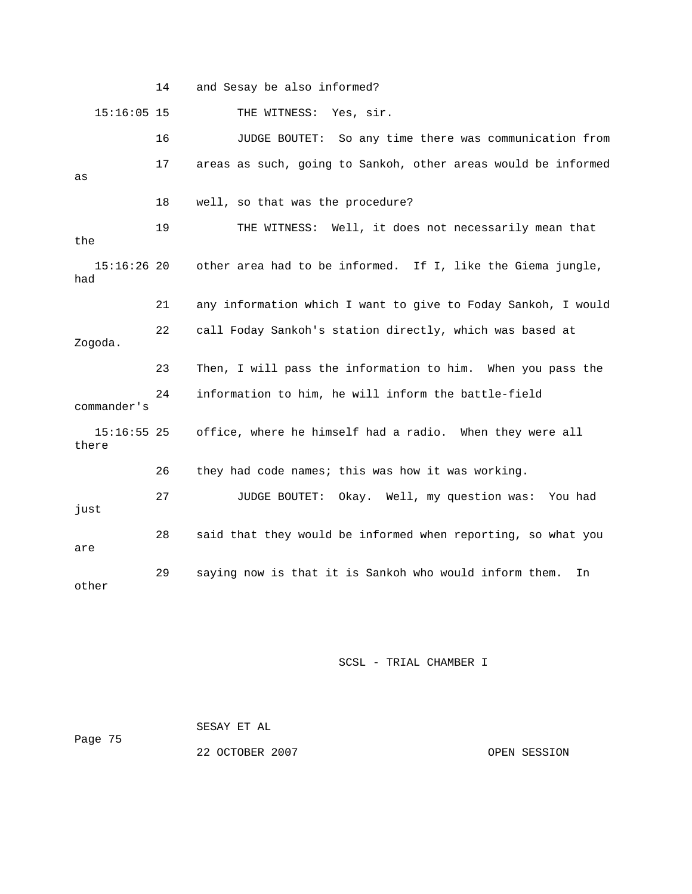14 and Sesay be also informed?

15:16:05 15 THE WITNESS: Yes, sir.

16 JUDGE BOUTET: So any time there was communication from

17 areas as such, going to Sankoh, other areas would be informed as

18 well, so that was the procedure?

19 THE WITNESS: Well, it does not necessarily mean that the

15:16:26 20 other area had to be informed. If I, like the Giema jungle, had

21 any information which I want to give to Foday Sankoh, I would

22 call Foday Sankoh's station directly, which was based at Zogoda.

23 Then, I will pass the information to him. When you pass the

24 information to him, he will inform the battle-field commander's

15:16:55 25 office, where he himself had a radio. When they were all there

26 they had code names; this was how it was working.

27 JUDGE BOUTET: Okay. Well, my question was: You had just

28 said that they would be informed when reporting, so what you are

29 saying now is that it is Sankoh who would inform them. In other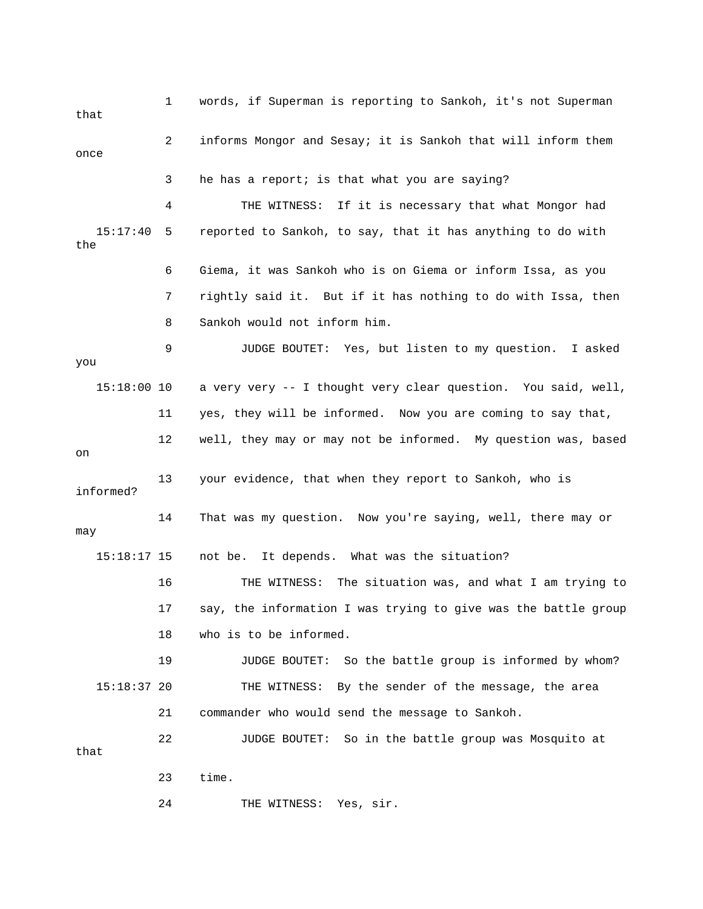1 words, if Superman is reporting to Sankoh, it's not Superman that

2 informs Mongor and Sesay; it is Sankoh that will inform them once

3 he has a report; is that what you are saying?

4 THE WITNESS: If it is necessary that what Mongor had

15:17:40 5 reported to Sankoh, to say, that it has anything to do with the

6 Giema, it was Sankoh who is on Giema or inform Issa, as you

7 rightly said it. But if it has nothing to do with Issa, then

8 Sankoh would not inform him.

9 JUDGE BOUTET: Yes, but listen to my question. I asked you

15:18:00 10 a very very -- I thought very clear question. You said, well,

11 yes, they will be informed. Now you are coming to say that,

12 well, they may or may not be informed. My question was, based on

13 your evidence, that when they report to Sankoh, who is informed?

14 That was my question. Now you're saying, well, there may or may

15:18:17 15 not be. It depends. What was the situation?

16 THE WITNESS: The situation was, and what I am trying to

17 say, the information I was trying to give was the battle group

18 who is to be informed.

19 JUDGE BOUTET: So the battle group is informed by whom?

15:18:37 20 THE WITNESS: By the sender of the message, the area

21 commander who would send the message to Sankoh.

22 JUDGE BOUTET: So in the battle group was Mosquito at that

23 time.

24 THE WITNESS: Yes, sir.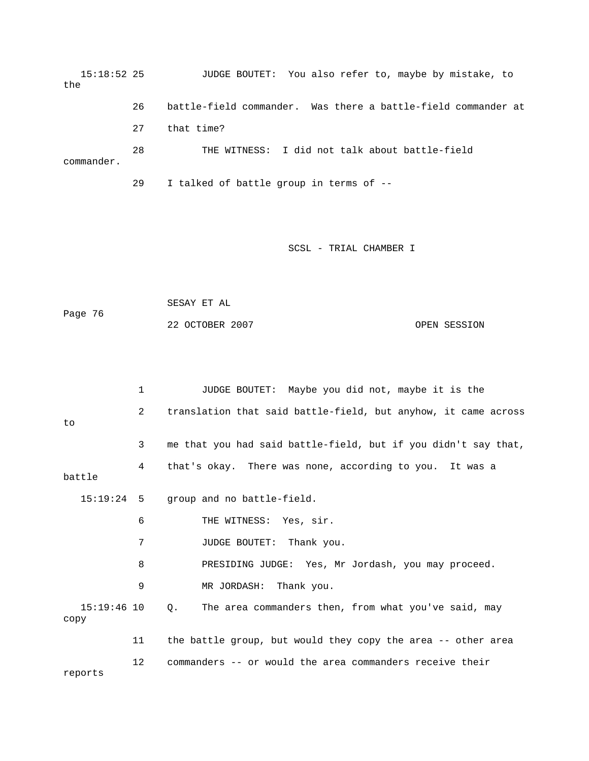15:18:52 25 JUDGE BOUTET: You also refer to, maybe by mistake, to the

26 battle-field commander. Was there a battle-field commander at

27 that time?

28 THE WITNESS: I did not talk about battle-field commander.

29 I talked of battle group in terms of --

1 JUDGE BOUTET: Maybe you did not, maybe it is the

2 translation that said battle-field, but anyhow, it came across to

3 me that you had said battle-field, but if you didn't say that,

4 that's okay. There was none, according to you. It was a battle

15:19:24 5 group and no battle-field.

6 THE WITNESS: Yes, sir.

7 JUDGE BOUTET: Thank you.

8 PRESIDING JUDGE: Yes, Mr Jordash, you may proceed.

9 MR JORDASH: Thank you.

15:19:46 10 Q. The area commanders then, from what you've said, may copy

11 the battle group, but would they copy the area -- other area

12 commanders -- or would the area commanders receive their reports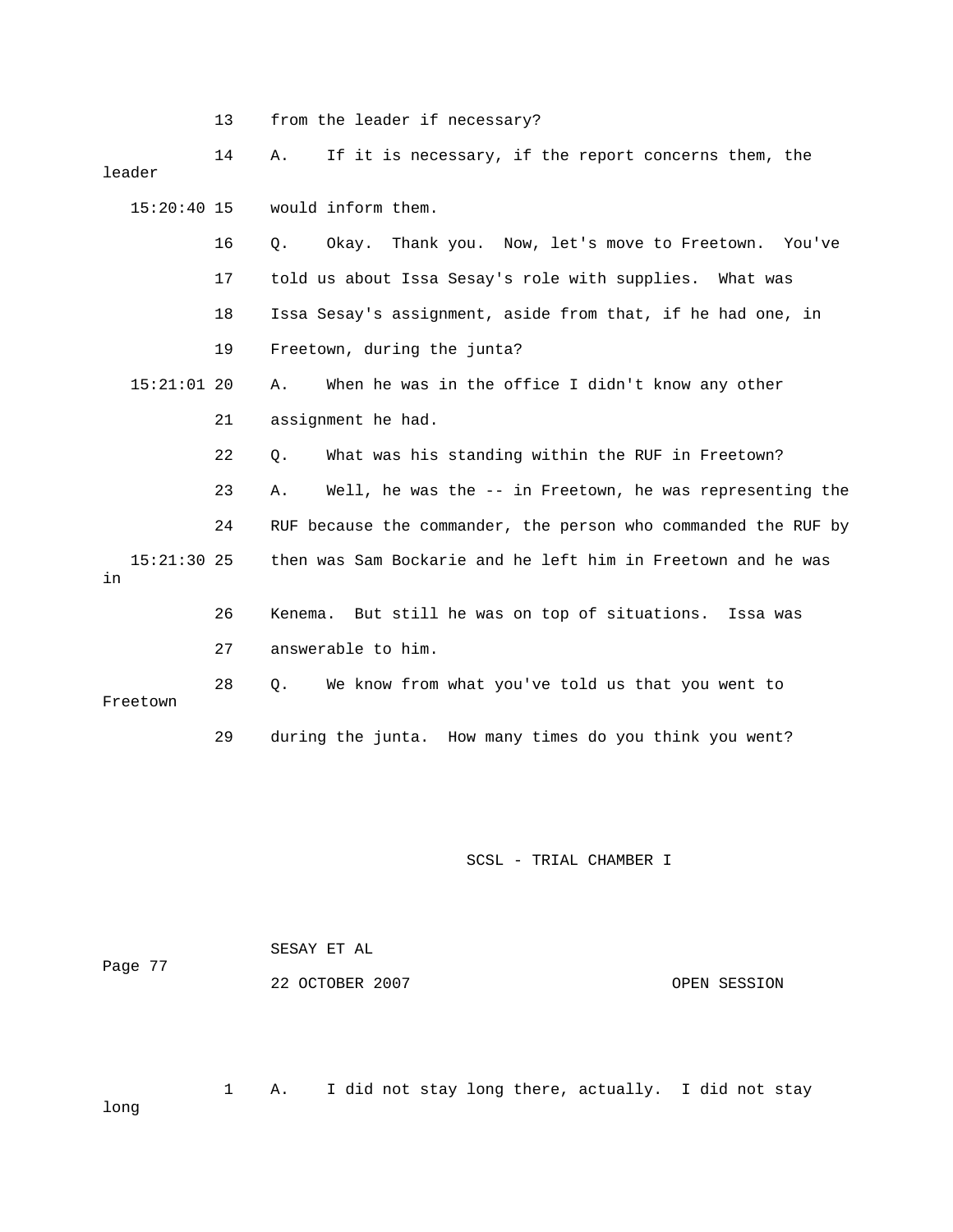13 from the leader if necessary?

14 A. If it is necessary, if the report concerns them, the leader

15:20:40 15 would inform them.

16 Q. Okay. Thank you. Now, let's move to Freetown. You've

17 told us about Issa Sesay's role with supplies. What was

18 Issa Sesay's assignment, aside from that, if he had one, in

19 Freetown, during the junta?

15:21:01 20 A. When he was in the office I didn't know any other

21 assignment he had.

22 Q. What was his standing within the RUF in Freetown?

23 A. Well, he was the -- in Freetown, he was representing the

24 RUF because the commander, the person who commanded the RUF by

15:21:30 25 then was Sam Bockarie and he left him in Freetown and he was in

26 Kenema. But still he was on top of situations. Issa was

27 answerable to him.

28 Q. We know from what you've told us that you went to Freetown

29 during the junta. How many times do you think you went?

1 A. I did not stay long there, actually. I did not stay long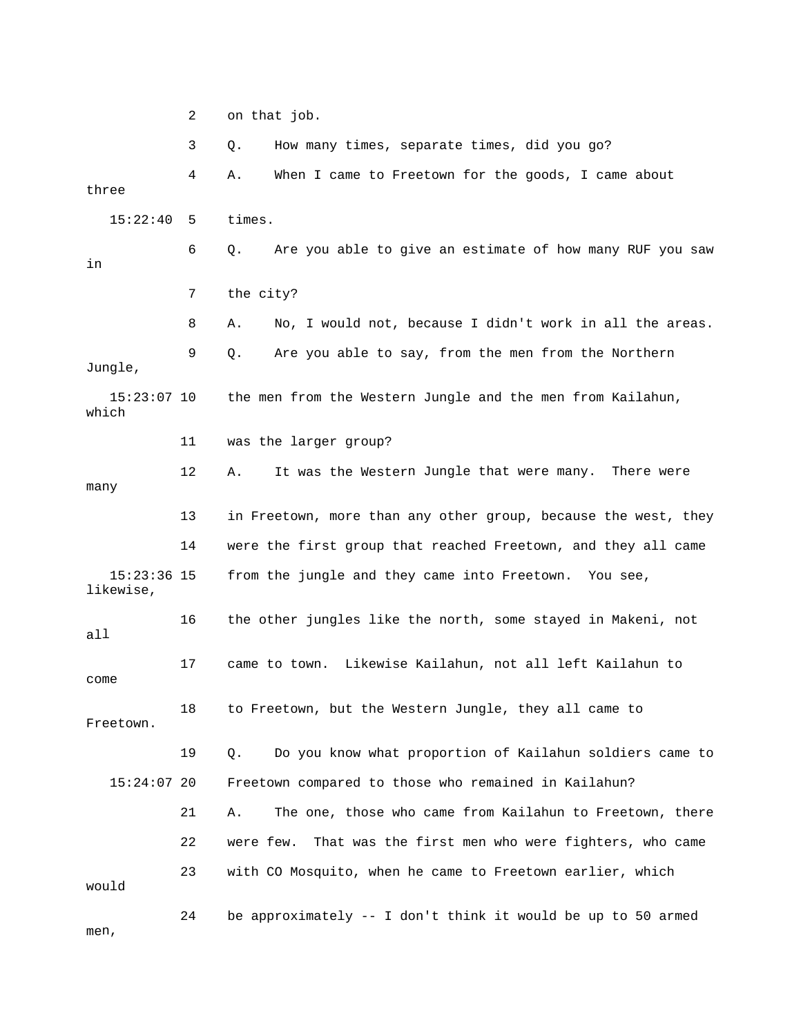2 on that job.

3 Q. How many times, separate times, did you go?

4 A. When I came to Freetown for the goods, I came about three

15:22:40 5 times.

6 Q. Are you able to give an estimate of how many RUF you saw in

7 the city?

8 A. No, I would not, because I didn't work in all the areas.

9 Q. Are you able to say, from the men from the Northern Jungle,

15:23:07 10 the men from the Western Jungle and the men from Kailahun, which

11 was the larger group?

12 A. It was the Western Jungle that were many. There were many

13 in Freetown, more than any other group, because the west, they

14 were the first group that reached Freetown, and they all came

15:23:36 15 from the jungle and they came into Freetown. You see, likewise,

16 the other jungles like the north, some stayed in Makeni, not all

17 came to town. Likewise Kailahun, not all left Kailahun to come

18 to Freetown, but the Western Jungle, they all came to Freetown.

19 Q. Do you know what proportion of Kailahun soldiers came to

15:24:07 20 Freetown compared to those who remained in Kailahun?

21 A. The one, those who came from Kailahun to Freetown, there

22 were few. That was the first men who were fighters, who came

23 with CO Mosquito, when he came to Freetown earlier, which would

24 be approximately -- I don't think it would be up to 50 armed men,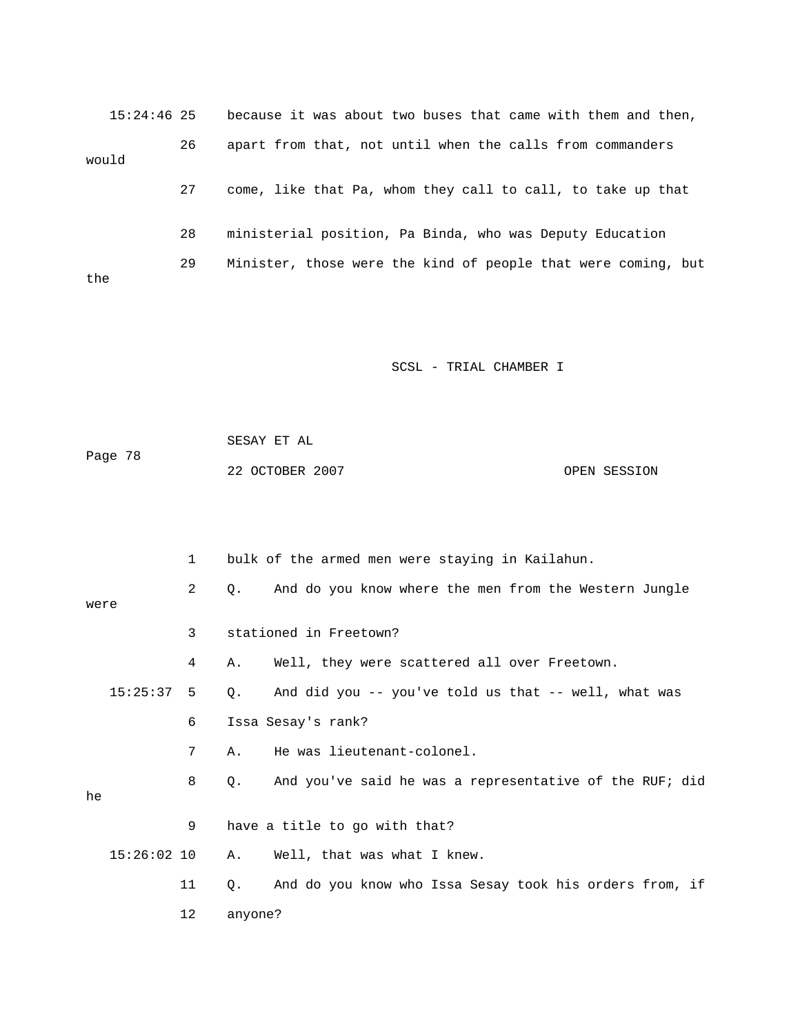15:24:46 25 because it was about two buses that came with them and then,

26 apart from that, not until when the calls from commanders would

27 come, like that Pa, whom they call to call, to take up that

28 ministerial position, Pa Binda, who was Deputy Education

29 Minister, those were the kind of people that were coming, but the

1 bulk of the armed men were staying in Kailahun.

2 Q. And do you know where the men from the Western Jungle were

3 stationed in Freetown?

4 A. Well, they were scattered all over Freetown.

15:25:37 5 Q. And did you -- you've told us that -- well, what was

6 Issa Sesay's rank?

7 A. He was lieutenant-colonel.

8 Q. And you've said he was a representative of the RUF; did he

9 have a title to go with that?

15:26:02 10 A. Well, that was what I knew.

11 Q. And do you know who Issa Sesay took his orders from, if

12 anyone?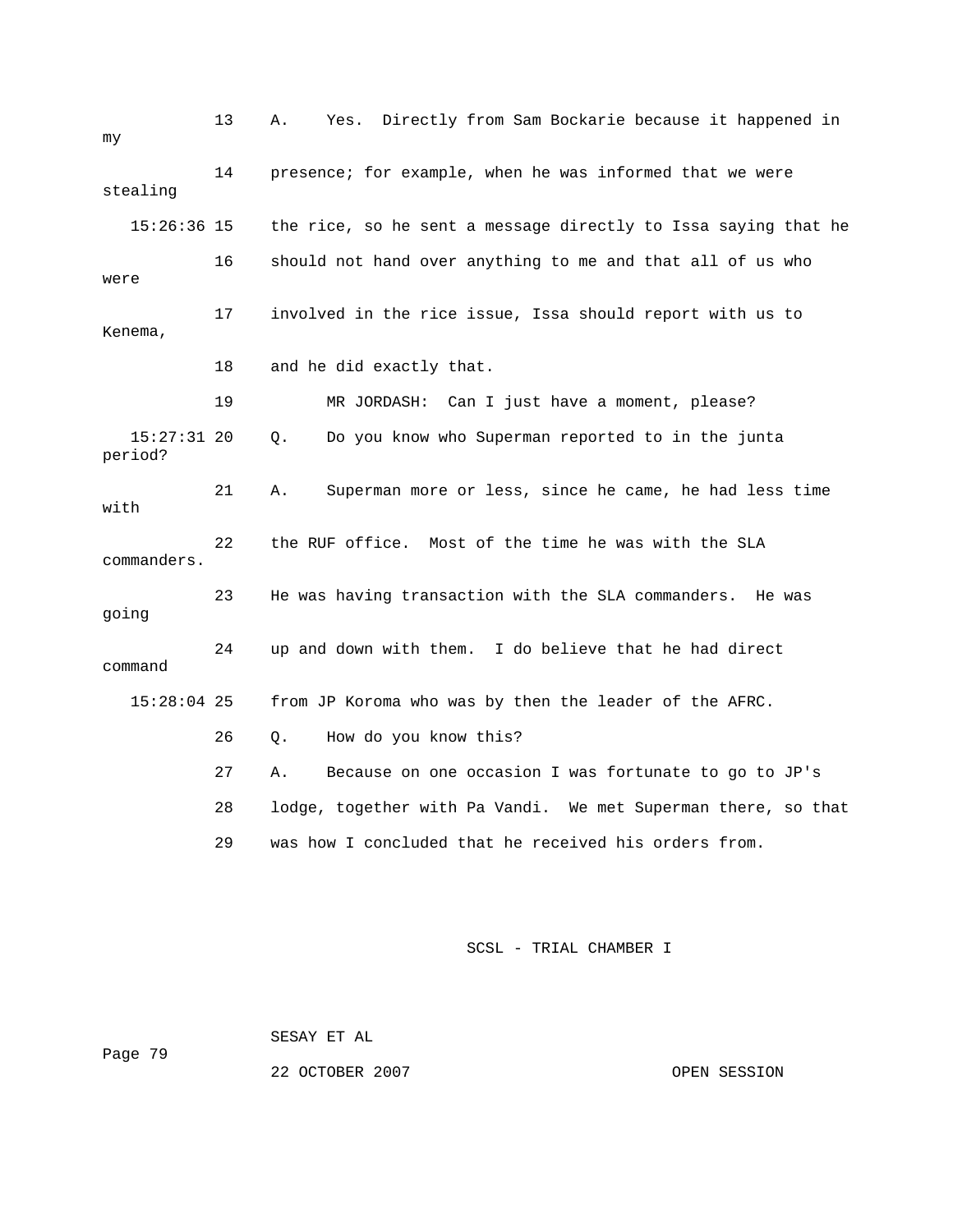13 A. Yes. Directly from Sam Bockarie because it happened in my

14 presence; for example, when he was informed that we were stealing

15:26:36 15 the rice, so he sent a message directly to Issa saying that he

16 should not hand over anything to me and that all of us who were

17 involved in the rice issue, Issa should report with us to Kenema,

18 and he did exactly that.

19 MR JORDASH: Can I just have a moment, please?

15:27:31 20 Q. Do you know who Superman reported to in the junta period?

21 A. Superman more or less, since he came, he had less time with

22 the RUF office. Most of the time he was with the SLA commanders.

23 He was having transaction with the SLA commanders. He was going

24 up and down with them. I do believe that he had direct command

15:28:04 25 from JP Koroma who was by then the leader of the AFRC.

26 Q. How do you know this?

27 A. Because on one occasion I was fortunate to go to JP's

28 lodge, together with Pa Vandi. We met Superman there, so that

29 was how I concluded that he received his orders from.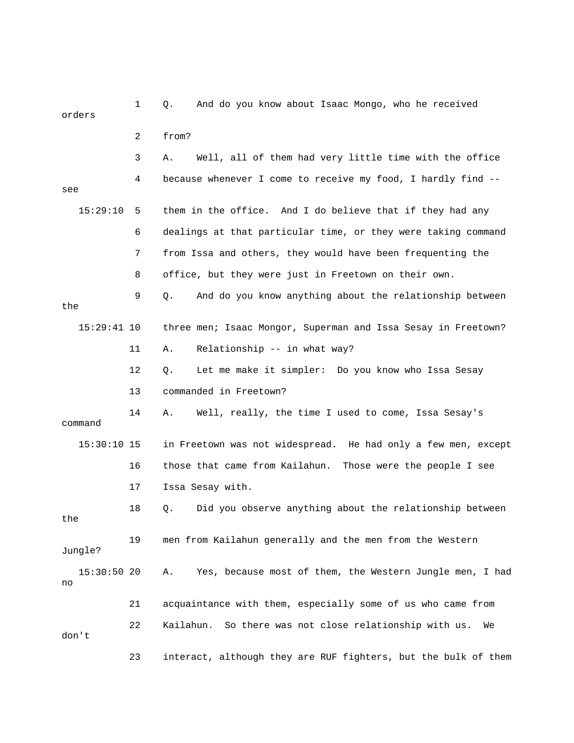1 Q. And do you know about Isaac Mongo, who he received orders

2 from?

3 A. Well, all of them had very little time with the office

4 because whenever I come to receive my food, I hardly find -- see

15:29:10 5 them in the office. And I do believe that if they had any

6 dealings at that particular time, or they were taking command

7 from Issa and others, they would have been frequenting the

8 office, but they were just in Freetown on their own.

9 Q. And do you know anything about the relationship between the

15:29:41 10 three men; Isaac Mongor, Superman and Issa Sesay in Freetown?

11 A. Relationship -- in what way?

12 Q. Let me make it simpler: Do you know who Issa Sesay

13 commanded in Freetown?

14 A. Well, really, the time I used to come, Issa Sesay's command

15:30:10 15 in Freetown was not widespread. He had only a few men, except

16 those that came from Kailahun. Those were the people I see

17 Issa Sesay with.

18 Q. Did you observe anything about the relationship between the

19 men from Kailahun generally and the men from the Western Jungle?

15:30:50 20 A. Yes, because most of them, the Western Jungle men, I had no

21 acquaintance with them, especially some of us who came from

22 Kailahun. So there was not close relationship with us. We don't

23 interact, although they are RUF fighters, but the bulk of them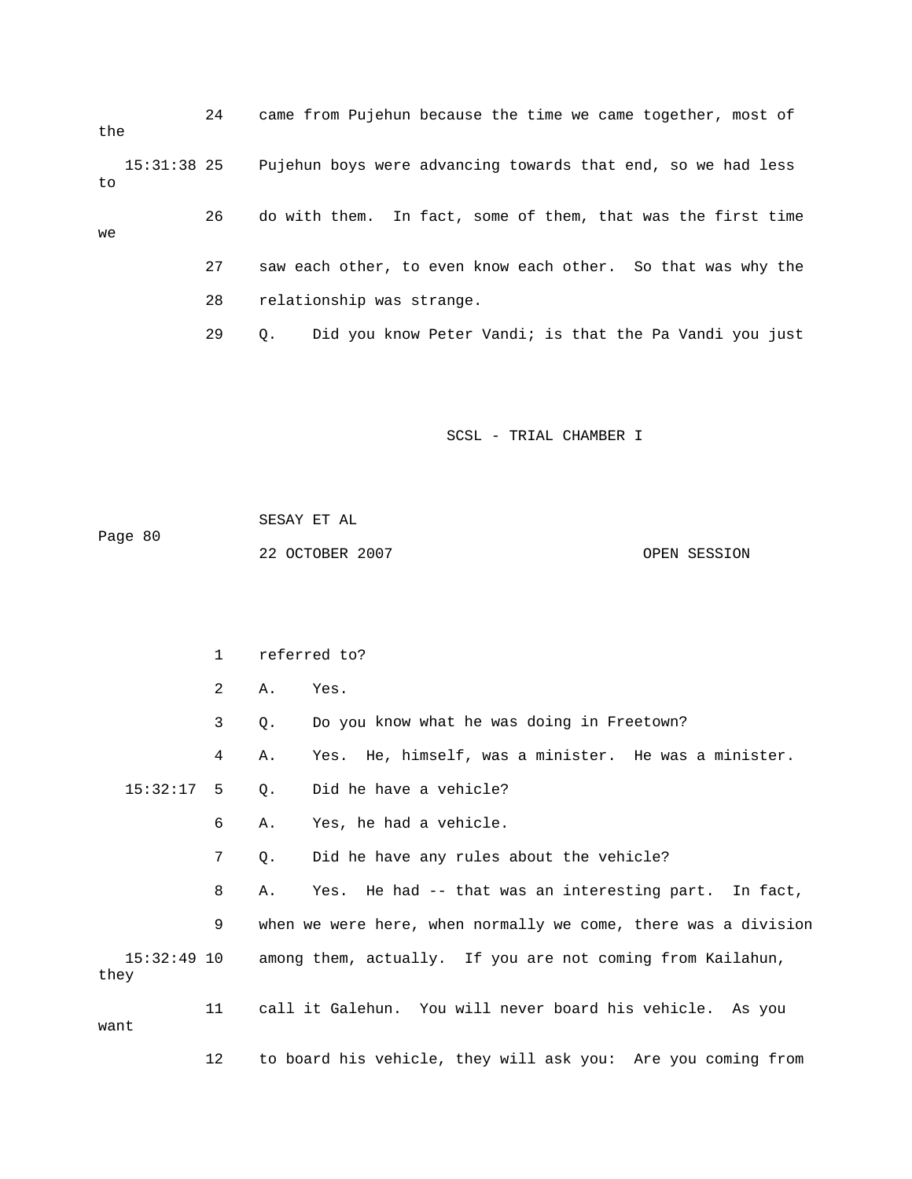24 came from Pujehun because the time we came together, most of the

15:31:38 25 Pujehun boys were advancing towards that end, so we had less to

26 do with them. In fact, some of them, that was the first time we

27 saw each other, to even know each other. So that was why the

28 relationship was strange.

29 Q. Did you know Peter Vandi; is that the Pa Vandi you just

1 referred to?

2 A. Yes.

3 Q. Do you know what he was doing in Freetown?

4 A. Yes. He, himself, was a minister. He was a minister.

15:32:17 5 Q. Did he have a vehicle?

6 A. Yes, he had a vehicle.

7 Q. Did he have any rules about the vehicle?

8 A. Yes. He had -- that was an interesting part. In fact,

9 when we were here, when normally we come, there was a division

15:32:49 10 among them, actually. If you are not coming from Kailahun, they

11 call it Galehun. You will never board his vehicle. As you want

12 to board his vehicle, they will ask you: Are you coming from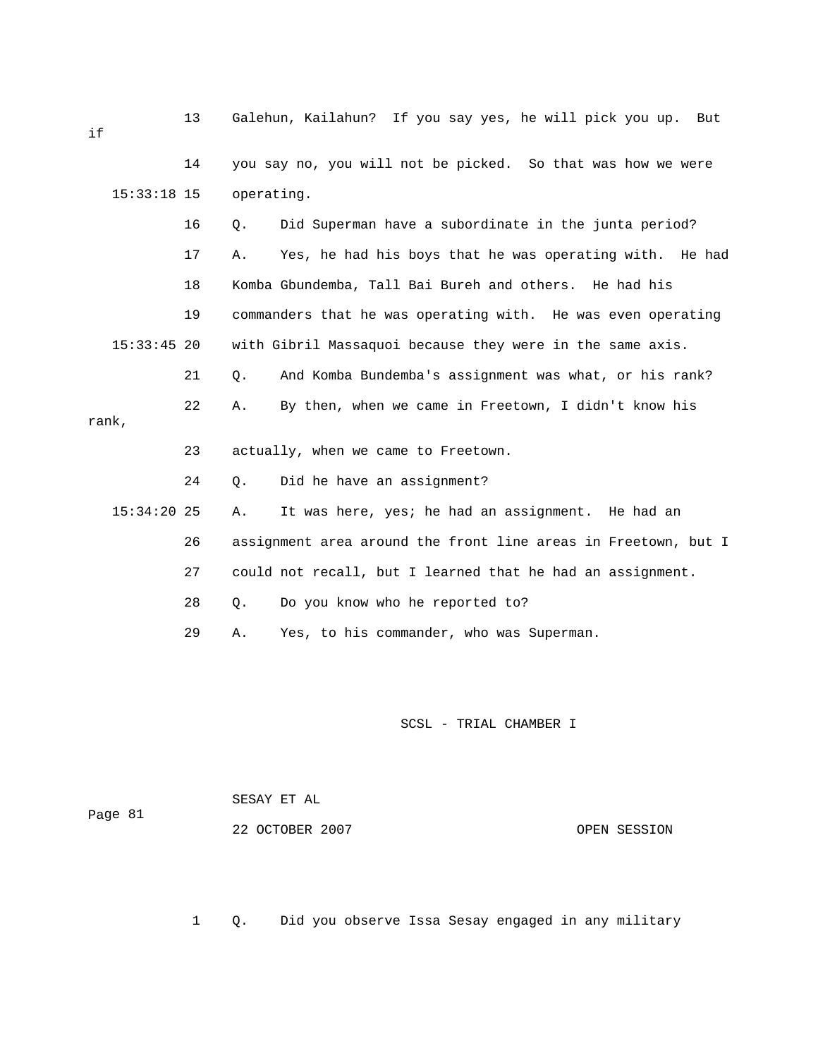13 Galehun, Kailahun? If you say yes, he will pick you up. But if

14 you say no, you will not be picked. So that was how we were

15:33:18 15 operating.

16 Q. Did Superman have a subordinate in the junta period?

17 A. Yes, he had his boys that he was operating with. He had

18 Komba Gbundemba, Tall Bai Bureh and others. He had his

19 commanders that he was operating with. He was even operating

15:33:45 20 with Gibril Massaquoi because they were in the same axis.

21 Q. And Komba Bundemba's assignment was what, or his rank?

22 A. By then, when we came in Freetown, I didn't know his rank,

23 actually, when we came to Freetown.

24 Q. Did he have an assignment?

15:34:20 25 A. It was here, yes; he had an assignment. He had an

26 assignment area around the front line areas in Freetown, but I

27 could not recall, but I learned that he had an assignment.

28 Q. Do you know who he reported to?

29 A. Yes, to his commander, who was Superman.

1 Q. Did you observe Issa Sesay engaged in any military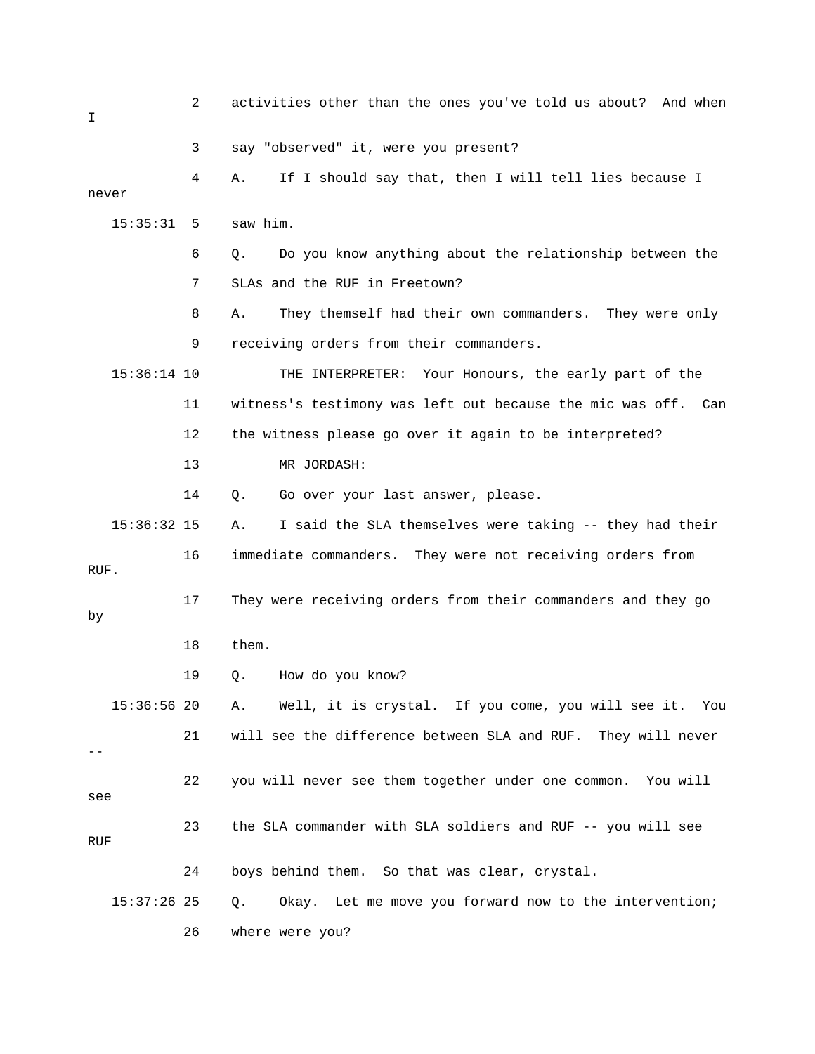2 activities other than the ones you've told us about? And when I

3 say "observed" it, were you present?

4 A. If I should say that, then I will tell lies because I never

15:35:31 5 saw him.

6 Q. Do you know anything about the relationship between the

7 SLAs and the RUF in Freetown?

8 A. They themself had their own commanders. They were only

9 receiving orders from their commanders.

15:36:14 10 THE INTERPRETER: Your Honours, the early part of the

11 witness's testimony was left out because the mic was off. Can

12 the witness please go over it again to be interpreted?

13 MR JORDASH:

14 Q. Go over your last answer, please.

15:36:32 15 A. I said the SLA themselves were taking -- they had their

16 immediate commanders. They were not receiving orders from RUF.

17 They were receiving orders from their commanders and they go by

18 them.

19 Q. How do you know?

15:36:56 20 A. Well, it is crystal. If you come, you will see it. You

21 will see the difference between SLA and RUF. They will never --

22 you will never see them together under one common. You will see

23 the SLA commander with SLA soldiers and RUF -- you will see RUF

24 boys behind them. So that was clear, crystal.

15:37:26 25 Q. Okay. Let me move you forward now to the intervention;

26 where were you?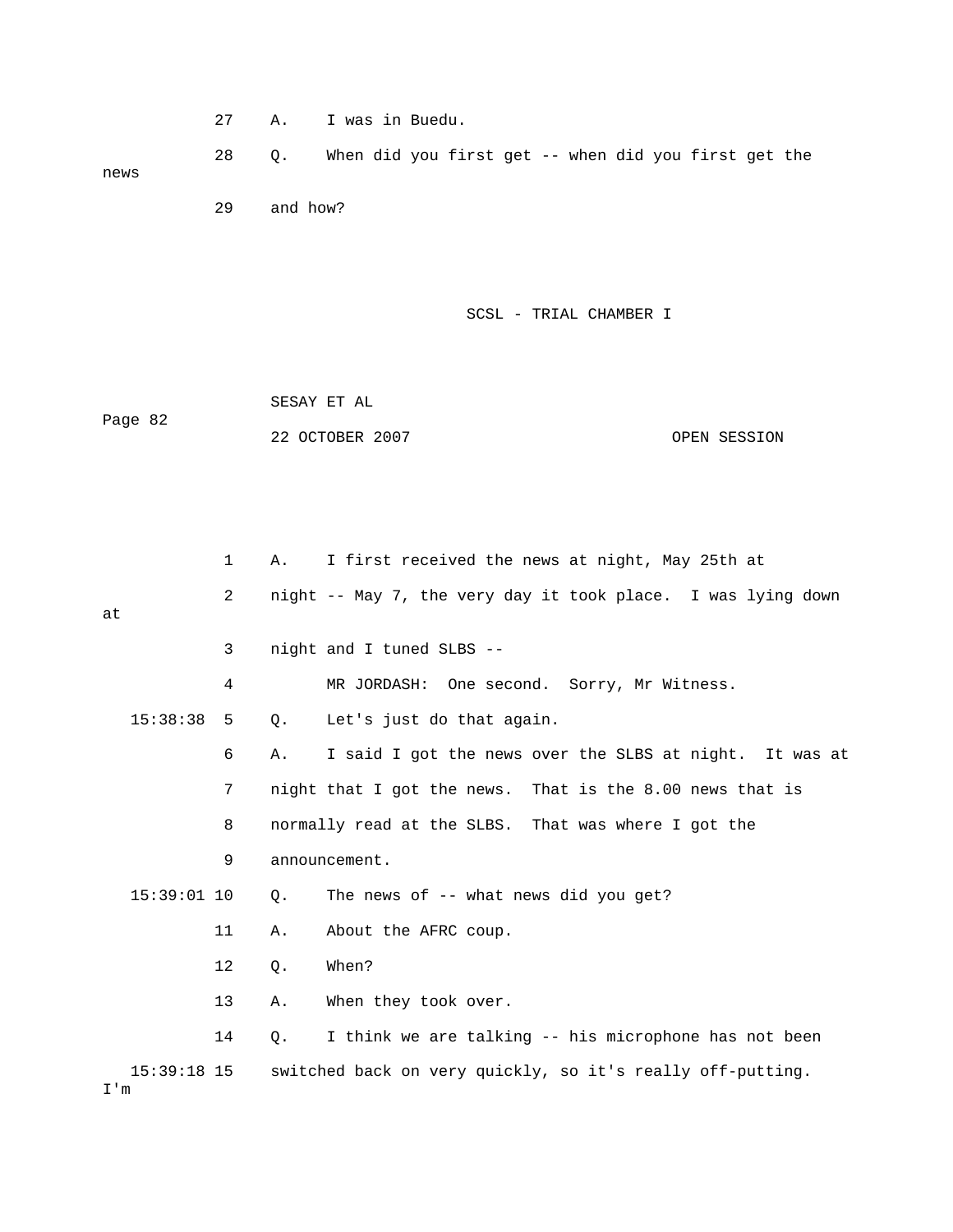27 A. I was in Buedu.

28 Q. When did you first get -- when did you first get the news

29 and how?

1 A. I first received the news at night, May 25th at

2 night -- May 7, the very day it took place. I was lying down at

3 night and I tuned SLBS --

4 MR JORDASH: One second. Sorry, Mr Witness.

15:38:38 5 Q. Let's just do that again.

6 A. I said I got the news over the SLBS at night. It was at

7 night that I got the news. That is the 8.00 news that is

8 normally read at the SLBS. That was where I got the

9 announcement.

15:39:01 10 Q. The news of -- what news did you get?

11 A. About the AFRC coup.

12 Q. When?

13 A. When they took over.

14 Q. I think we are talking -- his microphone has not been

15:39:18 15 switched back on very quickly, so it's really off-putting. I'm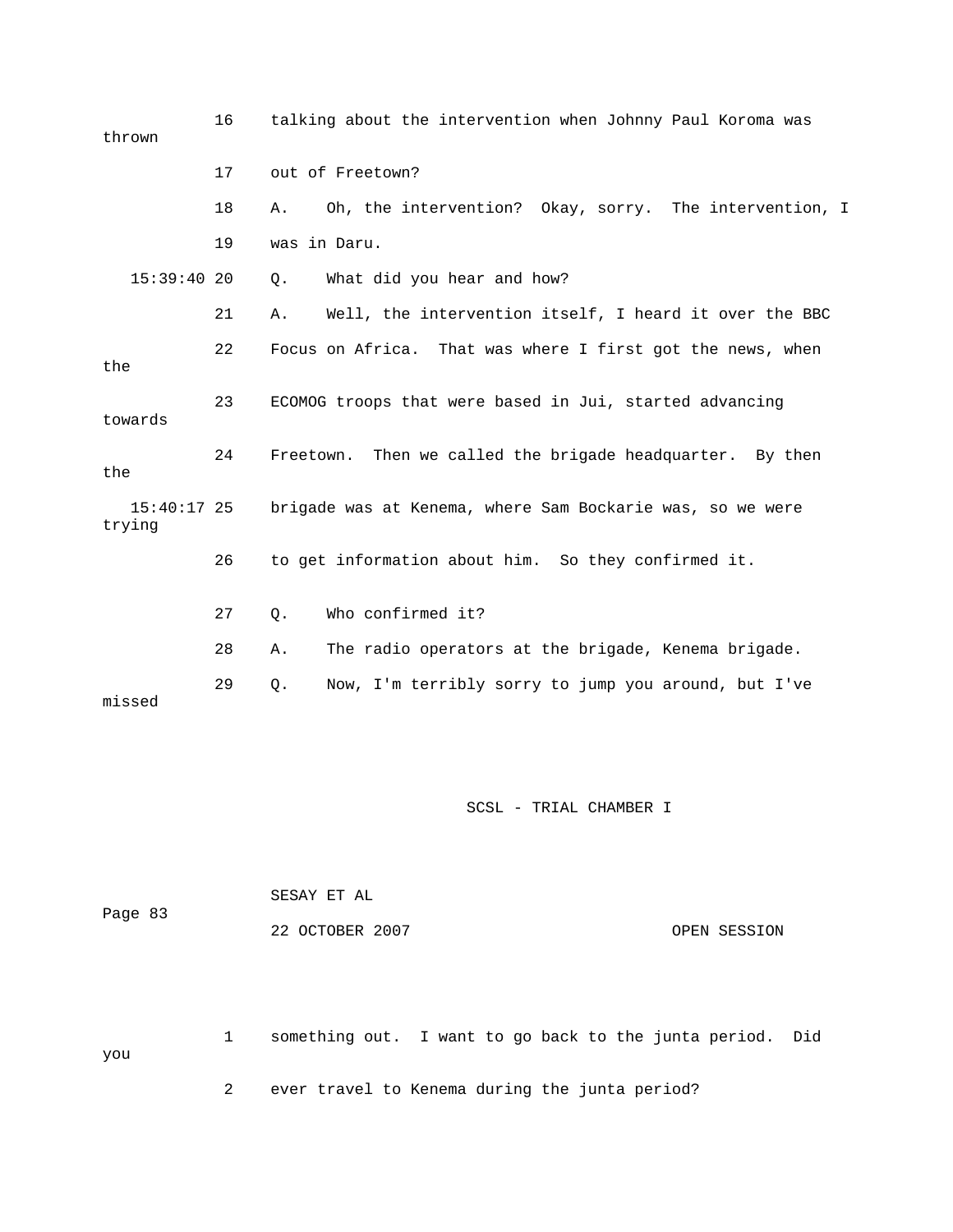talking about the intervention when Johnny Paul Koroma was thrown out of Freetown?

A. Oh, the intervention? Okay, sorry. The intervention, I was in Daru.

Q. What did you hear and how?

A. Well, the intervention itself, I heard it over the BBC Focus on Africa. That was where I first got the news, when the ECOMOG troops that were based in Jui, started advancing towards Freetown. Then we called the brigade headquarter. By then the brigade was at Kenema, where Sam Bockarie was, so we were trying to get information about him. So they confirmed it.

Q. Who confirmed it?

A. The radio operators at the brigade, Kenema brigade.

Q. Now, I'm terribly sorry to jump you around, but I've missed something out. I want to go back to the junta period. Did you ever travel to Kenema during the junta period?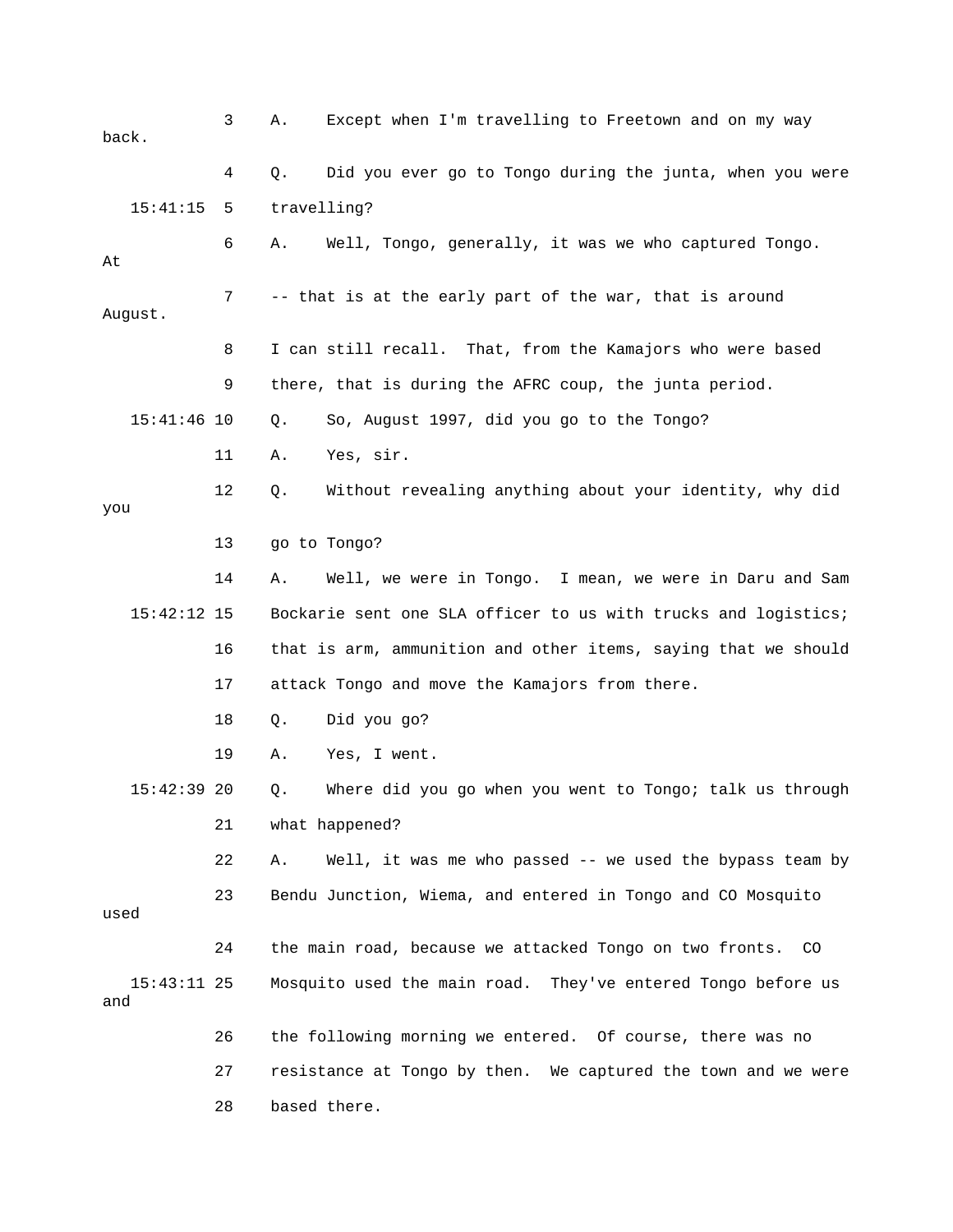3 A. Except when I'm travelling to Freetown and on my way back.

4 Q. Did you ever go to Tongo during the junta, when you were

15:41:15 5 travelling?

6 A. Well, Tongo, generally, it was we who captured Tongo. At

7 -- that is at the early part of the war, that is around August.

8 I can still recall. That, from the Kamajors who were based

9 there, that is during the AFRC coup, the junta period.

15:41:46 10 Q. So, August 1997, did you go to the Tongo?

11 A. Yes, sir.

12 Q. Without revealing anything about your identity, why did you

13 go to Tongo?

14 A. Well, we were in Tongo. I mean, we were in Daru and Sam

15:42:12 15 Bockarie sent one SLA officer to us with trucks and logistics;

16 that is arm, ammunition and other items, saying that we should

17 attack Tongo and move the Kamajors from there.

18 Q. Did you go?

19 A. Yes, I went.

15:42:39 20 Q. Where did you go when you went to Tongo; talk us through

21 what happened?

22 A. Well, it was me who passed -- we used the bypass team by

23 Bendu Junction, Wiema, and entered in Tongo and CO Mosquito used

24 the main road, because we attacked Tongo on two fronts. CO

15:43:11 25 Mosquito used the main road. They've entered Tongo before us and

26 the following morning we entered. Of course, there was no

27 resistance at Tongo by then. We captured the town and we were

28 based there.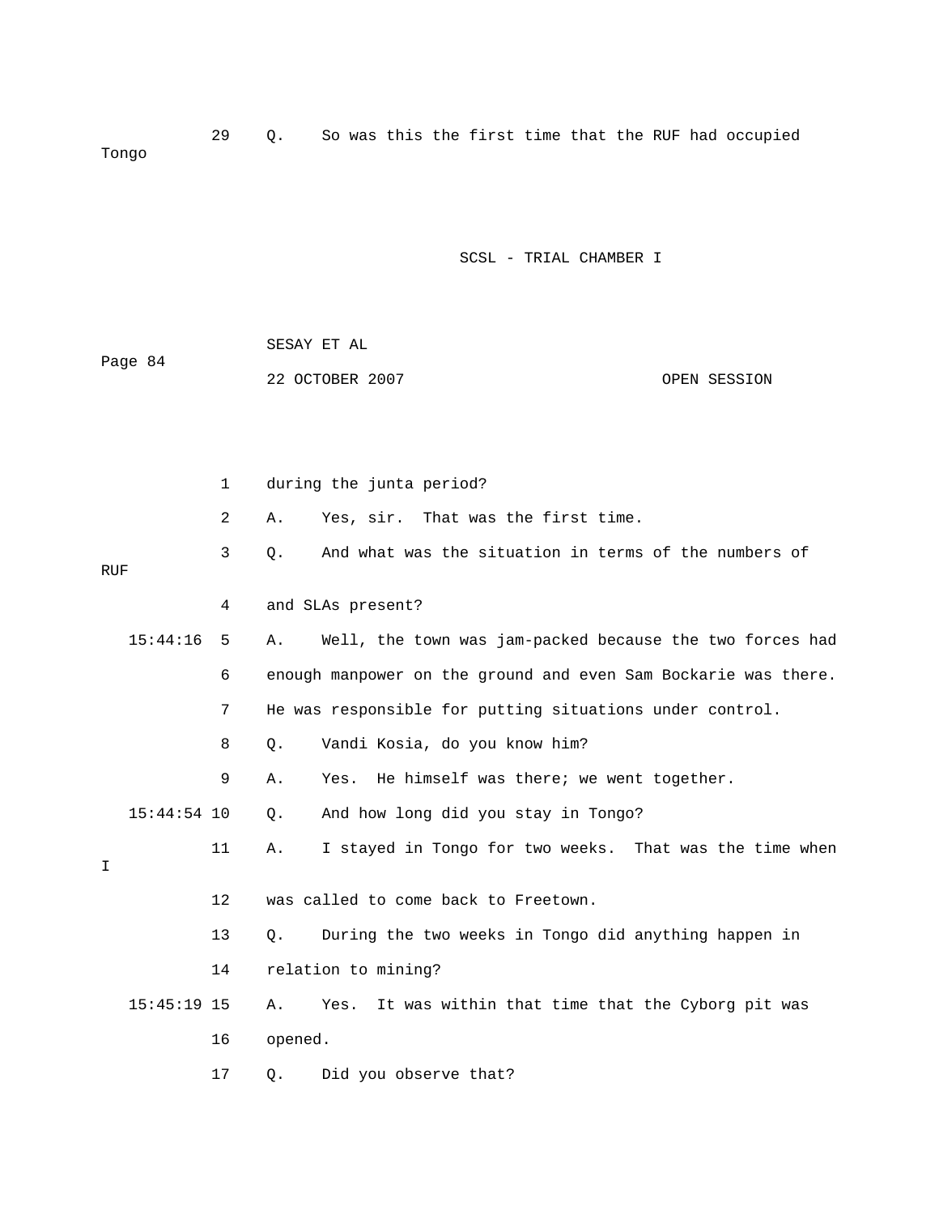29 Q. So was this the first time that the RUF had occupied Tongo

1 during the junta period?

2 A. Yes, sir. That was the first time.

3 Q. And what was the situation in terms of the numbers of RUF

4 and SLAs present?

15:44:16 5 A. Well, the town was jam-packed because the two forces had

6 enough manpower on the ground and even Sam Bockarie was there.

7 He was responsible for putting situations under control.

8 Q. Vandi Kosia, do you know him?

9 A. Yes. He himself was there; we went together.

15:44:54 10 Q. And how long did you stay in Tongo?

11 A. I stayed in Tongo for two weeks. That was the time when I

12 was called to come back to Freetown.

13 Q. During the two weeks in Tongo did anything happen in

14 relation to mining?

15:45:19 15 A. Yes. It was within that time that the Cyborg pit was

16 opened.

17 Q. Did you observe that?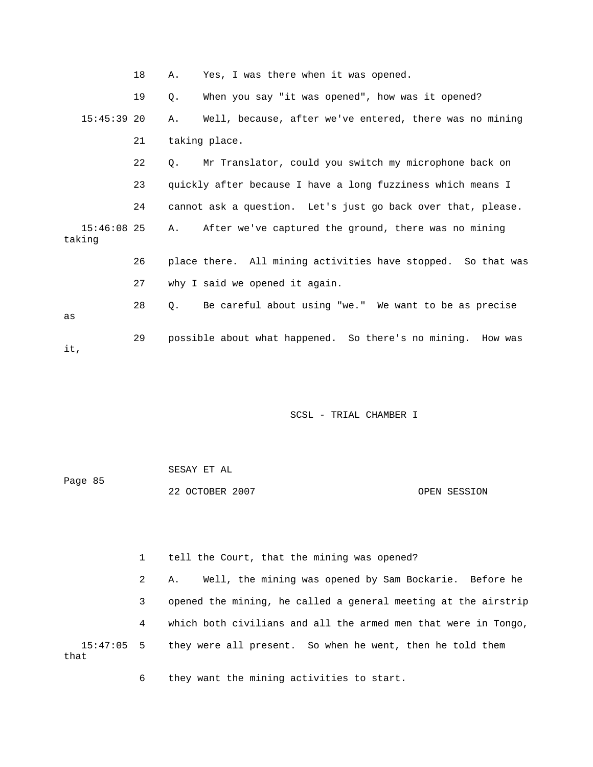18 A. Yes, I was there when it was opened.

19 Q. When you say "it was opened", how was it opened?

15:45:39 20 A. Well, because, after we've entered, there was no mining

21 taking place.

22 Q. Mr Translator, could you switch my microphone back on

23 quickly after because I have a long fuzziness which means I

24 cannot ask a question. Let's just go back over that, please.

15:46:08 25 A. After we've captured the ground, there was no mining taking

26 place there. All mining activities have stopped. So that was

27 why I said we opened it again.

28 Q. Be careful about using "we." We want to be as precise as

29 possible about what happened. So there's no mining. How was it,

1 tell the Court, that the mining was opened?

2 A. Well, the mining was opened by Sam Bockarie. Before he

3 opened the mining, he called a general meeting at the airstrip

4 which both civilians and all the armed men that were in Tongo,

15:47:05 5 they were all present. So when he went, then he told them that

6 they want the mining activities to start.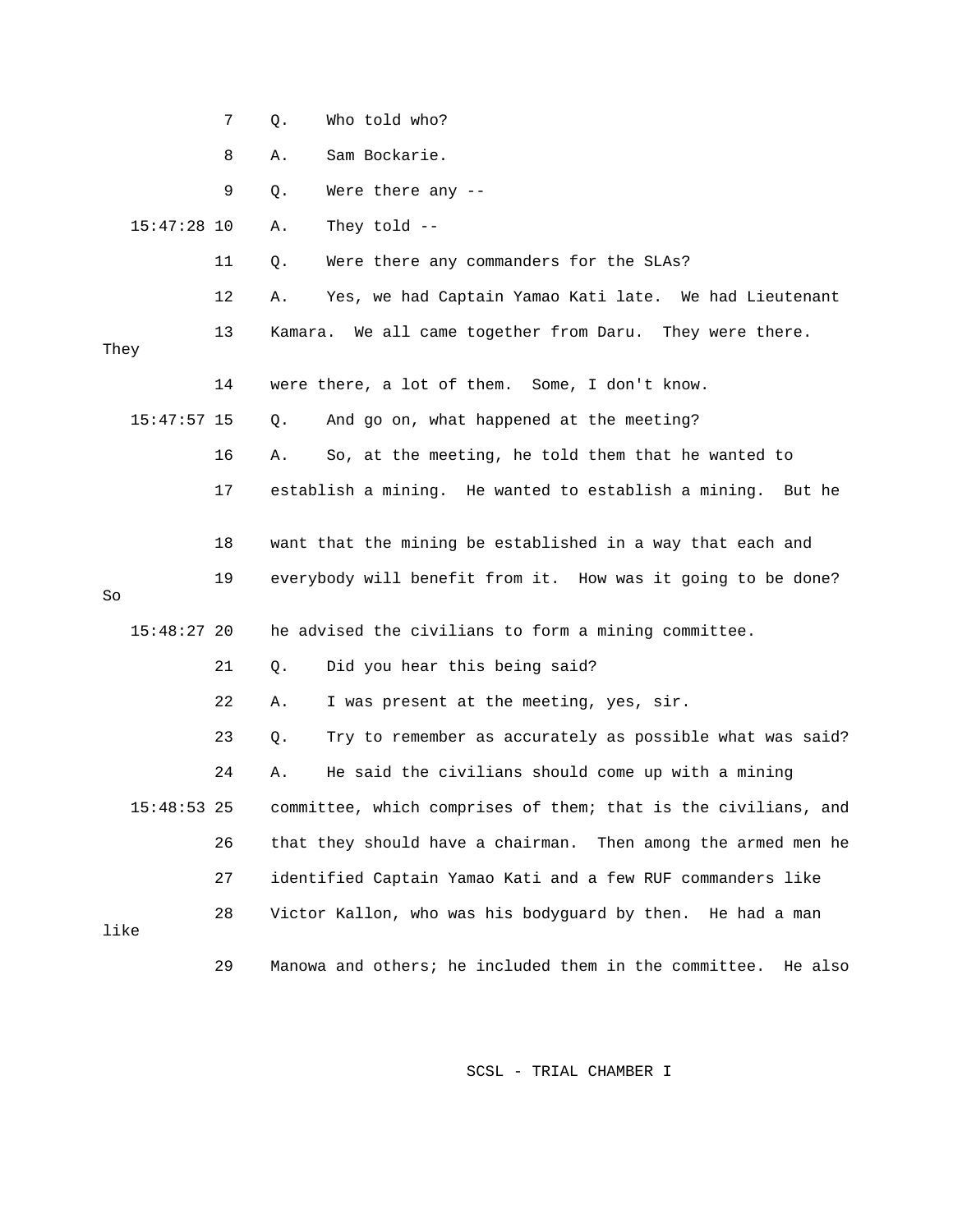7 Q. Who told who?

8 A. Sam Bockarie.

9 Q. Were there any --

15:47:28 10 A. They told --

11 Q. Were there any commanders for the SLAs?

12 A. Yes, we had Captain Yamao Kati late. We had Lieutenant

13 Kamara. We all came together from Daru. They were there. They

14 were there, a lot of them. Some, I don't know.

15:47:57 15 Q. And go on, what happened at the meeting?

16 A. So, at the meeting, he told them that he wanted to

17 establish a mining. He wanted to establish a mining. But he

18 want that the mining be established in a way that each and

19 everybody will benefit from it. How was it going to be done? So

15:48:27 20 he advised the civilians to form a mining committee.

21 Q. Did you hear this being said?

22 A. I was present at the meeting, yes, sir.

23 Q. Try to remember as accurately as possible what was said?

24 A. He said the civilians should come up with a mining

15:48:53 25 committee, which comprises of them; that is the civilians, and

26 that they should have a chairman. Then among the armed men he

27 identified Captain Yamao Kati and a few RUF commanders like

28 Victor Kallon, who was his bodyguard by then. He had a man like

29 Manowa and others; he included them in the committee. He also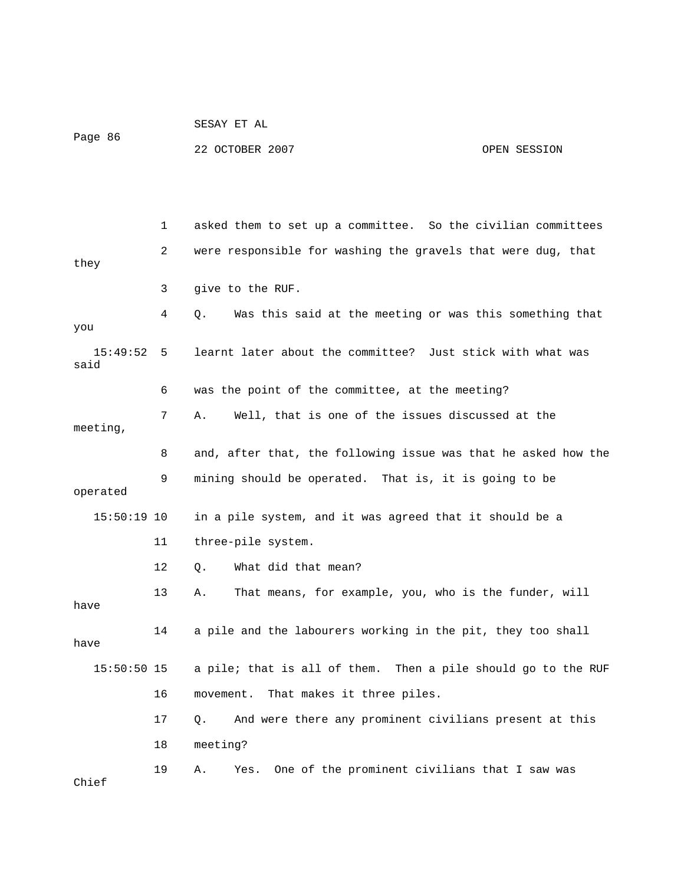1 asked them to set up a committee. So the civilian committees
2 were responsible for washing the gravels that were dug, that they
3 give to the RUF.
4 Q. Was this said at the meeting or was this something that you
15:49:52 5 learnt later about the committee? Just stick with what was said
6 was the point of the committee, at the meeting?
7 A. Well, that is one of the issues discussed at the meeting,
8 and, after that, the following issue was that he asked how the
9 mining should be operated. That is, it is going to be operated
15:50:19 10 in a pile system, and it was agreed that it should be a
11 three-pile system.
12 Q. What did that mean?
13 A. That means, for example, you, who is the funder, will have
14 a pile and the labourers working in the pit, they too shall have
15:50:50 15 a pile; that is all of them. Then a pile should go to the RUF
16 movement. That makes it three piles.
17 Q. And were there any prominent civilians present at this
18 meeting?
19 A. Yes. One of the prominent civilians that I saw was Chief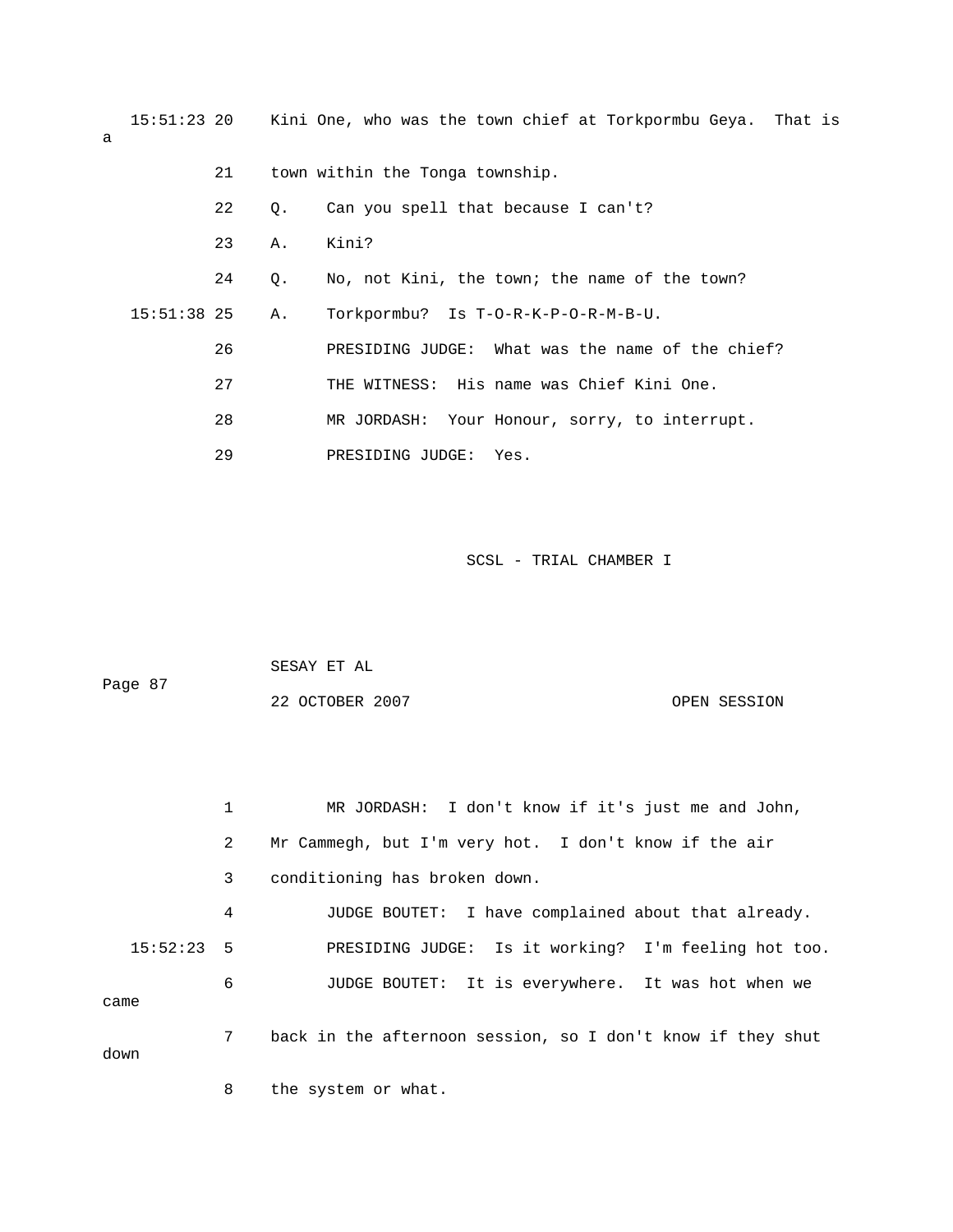15:51:23 20 Kini One, who was the town chief at Torkpormbu Geya. That is a

21 town within the Tonga township.

22 Q. Can you spell that because I can't?

23 A. Kini?

24 Q. No, not Kini, the town; the name of the town?

15:51:38 25 A. Torkpormbu? Is T-O-R-K-P-O-R-M-B-U.

26 PRESIDING JUDGE: What was the name of the chief?

27 THE WITNESS: His name was Chief Kini One.

28 MR JORDASH: Your Honour, sorry, to interrupt.

29 PRESIDING JUDGE: Yes.

1 MR JORDASH: I don't know if it's just me and John,

2 Mr Cammegh, but I'm very hot. I don't know if the air

3 conditioning has broken down.

4 JUDGE BOUTET: I have complained about that already.

15:52:23 5 PRESIDING JUDGE: Is it working? I'm feeling hot too.

6 JUDGE BOUTET: It is everywhere. It was hot when we came

7 back in the afternoon session, so I don't know if they shut down

8 the system or what.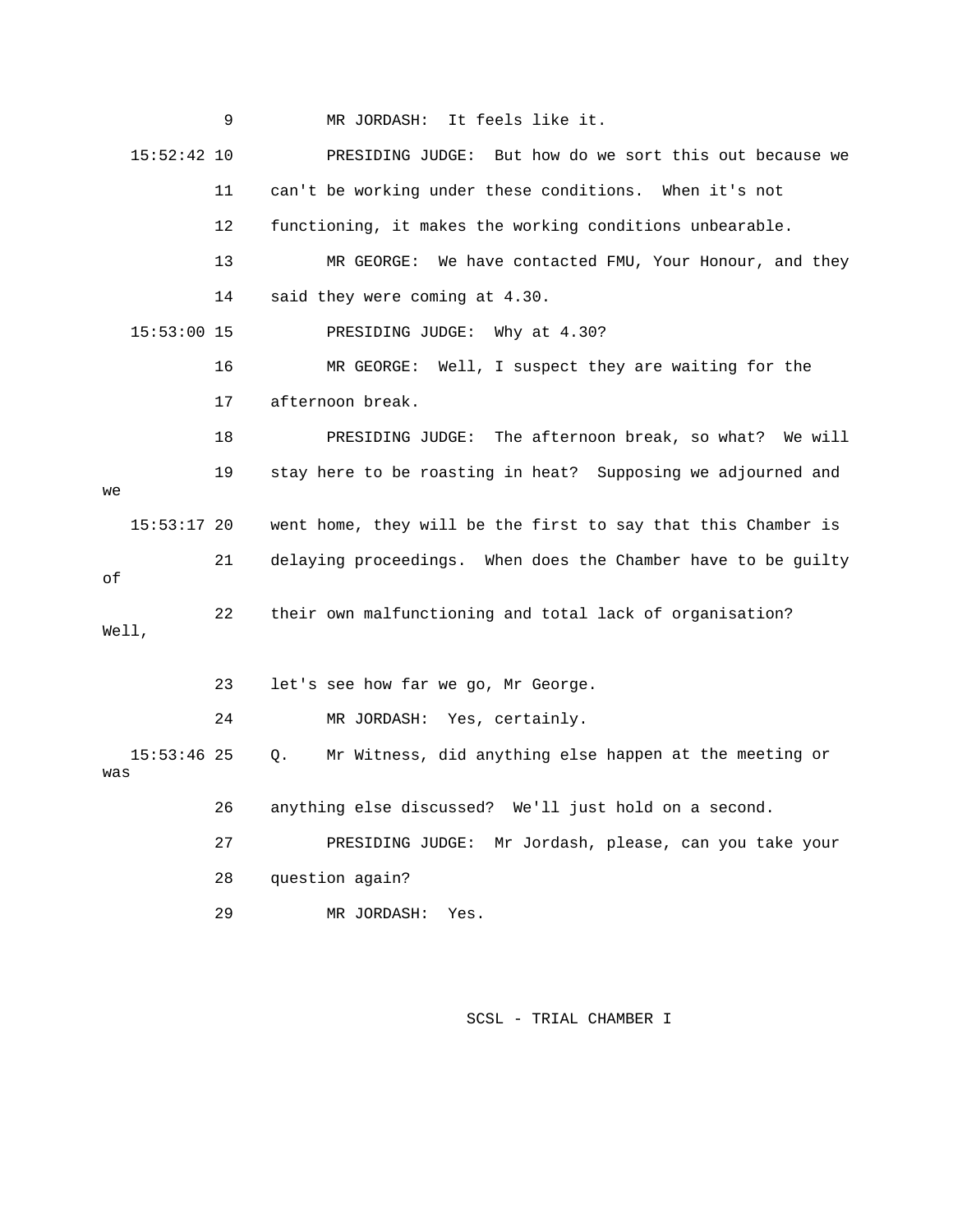9 MR JORDASH: It feels like it.

15:52:42 10 PRESIDING JUDGE: But how do we sort this out because we

11 can't be working under these conditions. When it's not

12 functioning, it makes the working conditions unbearable.

13 MR GEORGE: We have contacted FMU, Your Honour, and they

14 said they were coming at 4.30.

15:53:00 15 PRESIDING JUDGE: Why at 4.30?

16 MR GEORGE: Well, I suspect they are waiting for the

17 afternoon break.

18 PRESIDING JUDGE: The afternoon break, so what? We will

19 stay here to be roasting in heat? Supposing we adjourned and we

15:53:17 20 went home, they will be the first to say that this Chamber is

21 delaying proceedings. When does the Chamber have to be guilty of

22 their own malfunctioning and total lack of organisation? Well,

23 let's see how far we go, Mr George.

24 MR JORDASH: Yes, certainly.

15:53:46 25 Q. Mr Witness, did anything else happen at the meeting or was

26 anything else discussed? We'll just hold on a second.

27 PRESIDING JUDGE: Mr Jordash, please, can you take your

28 question again?

29 MR JORDASH: Yes.

SCSL - TRIAL CHAMBER I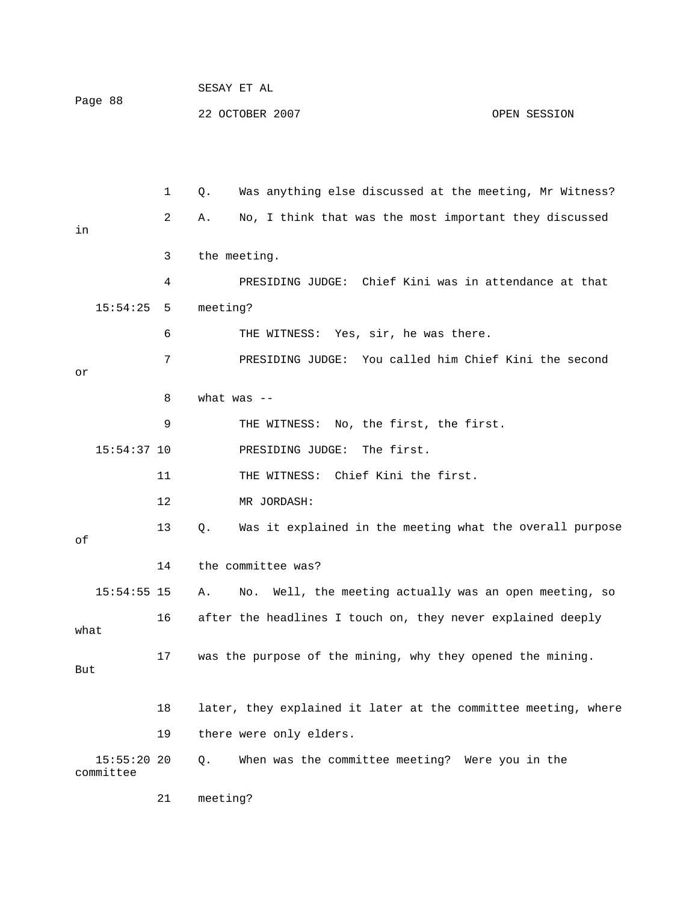Q. Was anything else discussed at the meeting, Mr Witness?

A. No, I think that was the most important they discussed in the meeting.

PRESIDING JUDGE: Chief Kini was in attendance at that meeting?

THE WITNESS: Yes, sir, he was there.

PRESIDING JUDGE: You called him Chief Kini the second or what was --

THE WITNESS: No, the first, the first.

PRESIDING JUDGE: The first.

THE WITNESS: Chief Kini the first.

MR JORDASH:

Q. Was it explained in the meeting what the overall purpose of the committee was?

A. No. Well, the meeting actually was an open meeting, so after the headlines I touch on, they never explained deeply what was the purpose of the mining, why they opened the mining. But later, they explained it later at the committee meeting, where there were only elders.

Q. When was the committee meeting? Were you in the committee meeting?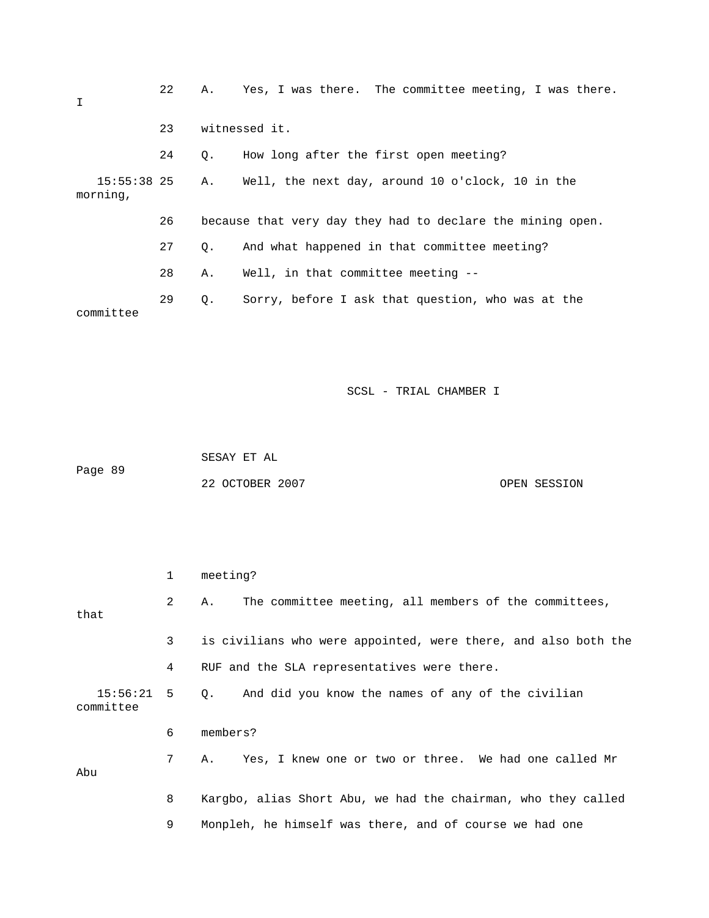22 A. Yes, I was there. The committee meeting, I was there. I

23 witnessed it.

24 Q. How long after the first open meeting?

15:55:38 25 A. Well, the next day, around 10 o'clock, 10 in the morning,

26 because that very day they had to declare the mining open.

27 Q. And what happened in that committee meeting?

28 A. Well, in that committee meeting --

29 Q. Sorry, before I ask that question, who was at the committee

1 meeting?

2 A. The committee meeting, all members of the committees, that

3 is civilians who were appointed, were there, and also both the

4 RUF and the SLA representatives were there.

15:56:21 5 Q. And did you know the names of any of the civilian committee

6 members?

7 A. Yes, I knew one or two or three. We had one called Mr Abu

8 Kargbo, alias Short Abu, we had the chairman, who they called

9 Monpleh, he himself was there, and of course we had one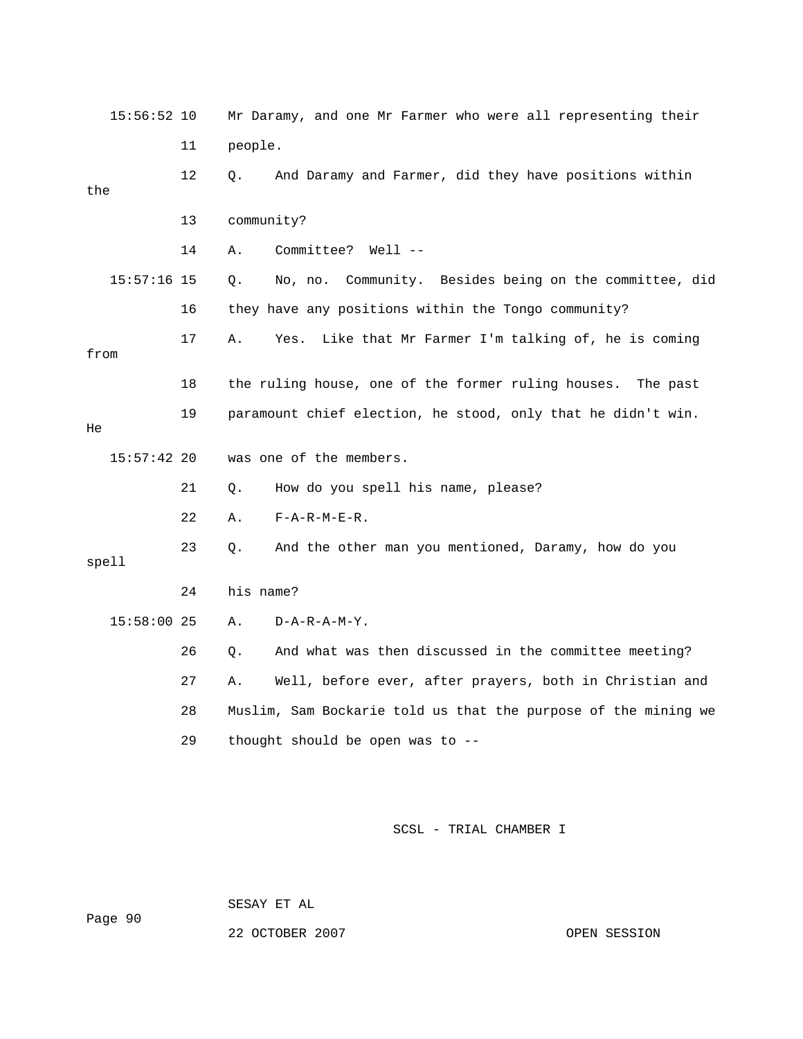15:56:52 10 Mr Daramy, and one Mr Farmer who were all representing their

11 people.

12 Q. And Daramy and Farmer, did they have positions within the

13 community?

14 A. Committee? Well --

15:57:16 15 Q. No, no. Community. Besides being on the committee, did

16 they have any positions within the Tongo community?

17 A. Yes. Like that Mr Farmer I'm talking of, he is coming from

18 the ruling house, one of the former ruling houses. The past

19 paramount chief election, he stood, only that he didn't win. He

15:57:42 20 was one of the members.

21 Q. How do you spell his name, please?

22 A. F-A-R-M-E-R.

23 Q. And the other man you mentioned, Daramy, how do you spell

24 his name?

15:58:00 25 A. D-A-R-A-M-Y.

26 Q. And what was then discussed in the committee meeting?

27 A. Well, before ever, after prayers, both in Christian and

28 Muslim, Sam Bockarie told us that the purpose of the mining we

29 thought should be open was to --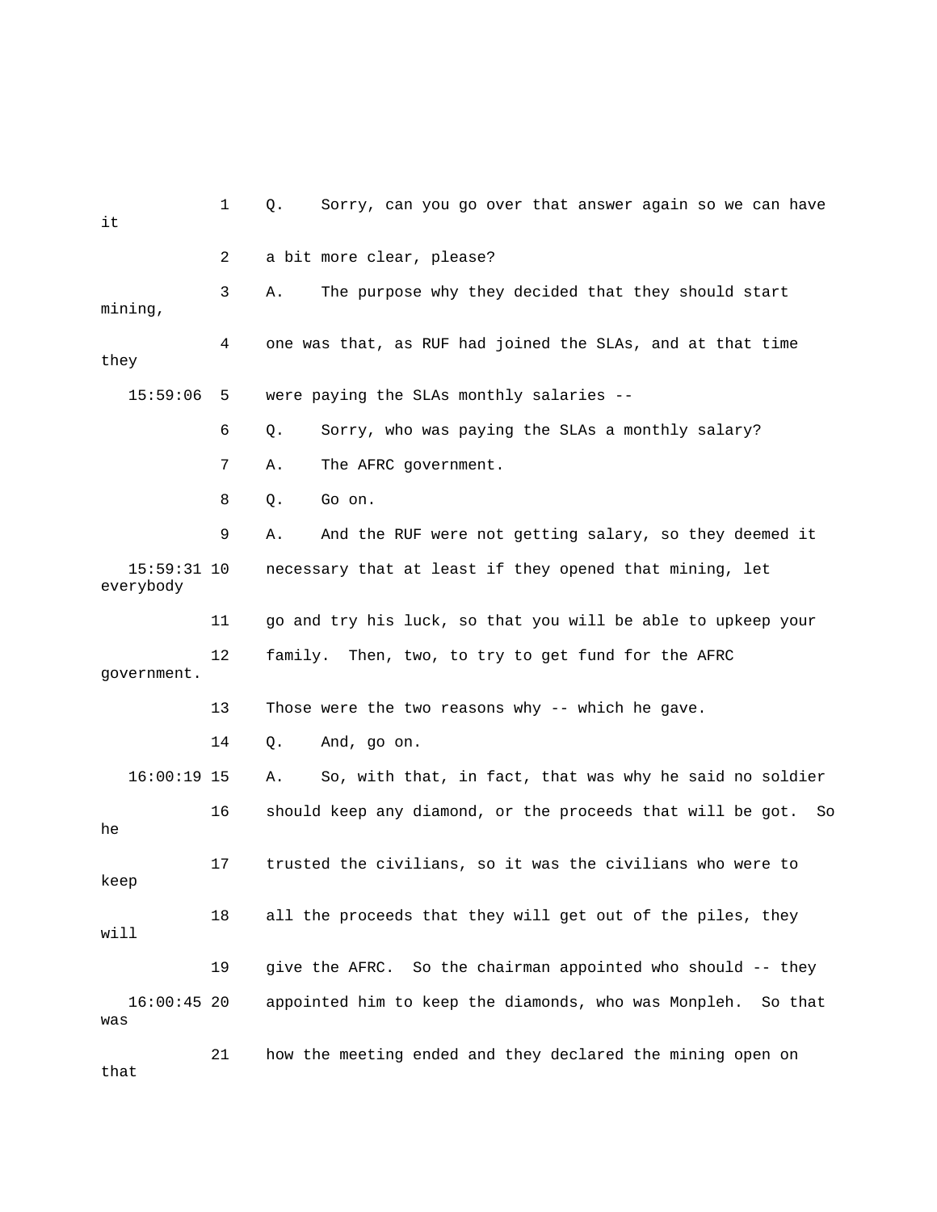1 Q. Sorry, can you go over that answer again so we can have it

2 a bit more clear, please?

3 A. The purpose why they decided that they should start mining,

4 one was that, as RUF had joined the SLAs, and at that time they

15:59:06 5 were paying the SLAs monthly salaries --

6 Q. Sorry, who was paying the SLAs a monthly salary?

7 A. The AFRC government.

8 Q. Go on.

9 A. And the RUF were not getting salary, so they deemed it

15:59:31 10 necessary that at least if they opened that mining, let everybody

11 go and try his luck, so that you will be able to upkeep your

12 family. Then, two, to try to get fund for the AFRC government.

13 Those were the two reasons why -- which he gave.

14 Q. And, go on.

16:00:19 15 A. So, with that, in fact, that was why he said no soldier

16 should keep any diamond, or the proceeds that will be got. So he

17 trusted the civilians, so it was the civilians who were to keep

18 all the proceeds that they will get out of the piles, they will

19 give the AFRC. So the chairman appointed who should -- they

16:00:45 20 appointed him to keep the diamonds, who was Monpleh. So that was

21 how the meeting ended and they declared the mining open on that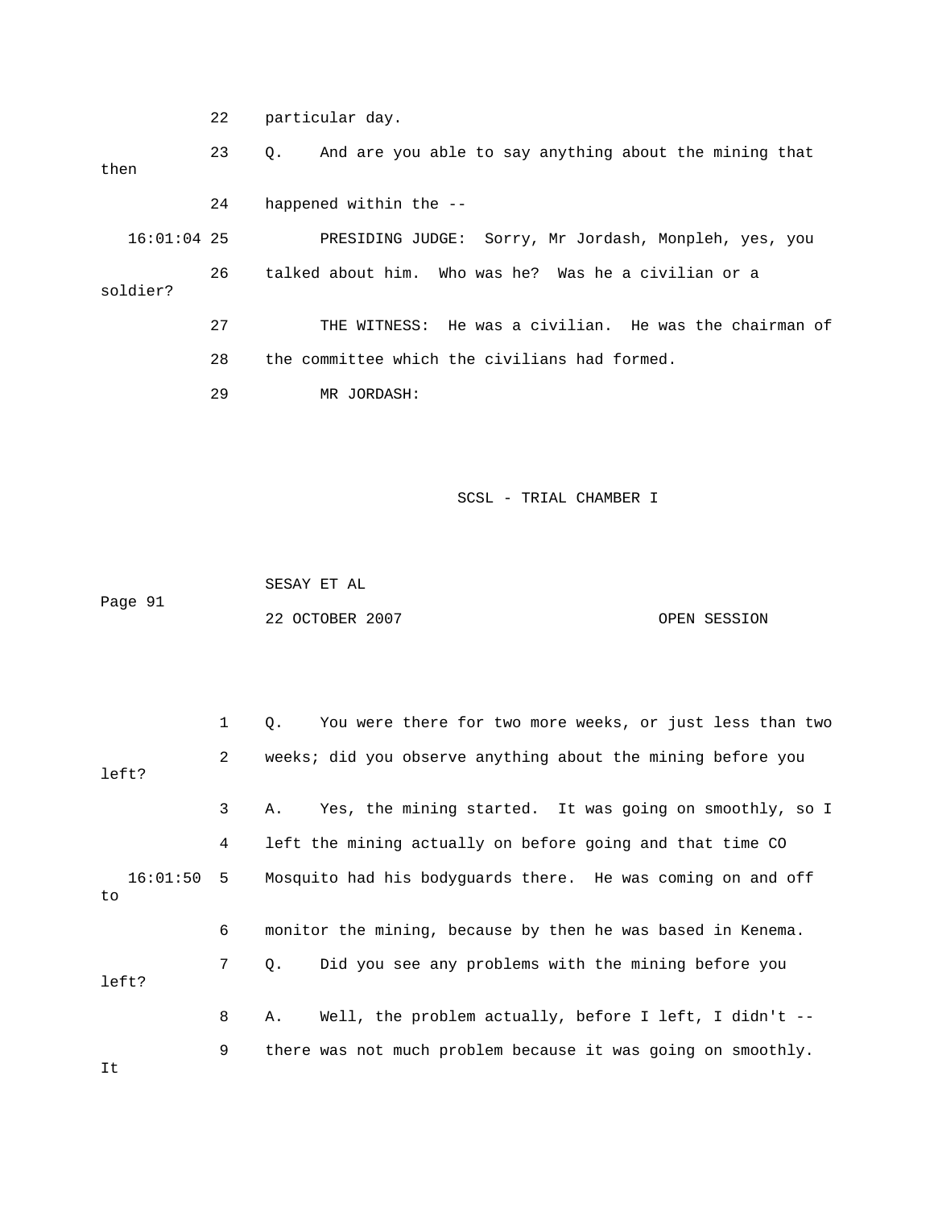22 particular day.

23 Q. And are you able to say anything about the mining that then

24 happened within the --

16:01:04 25 PRESIDING JUDGE: Sorry, Mr Jordash, Monpleh, yes, you

26 talked about him. Who was he? Was he a civilian or a soldier?

27 THE WITNESS: He was a civilian. He was the chairman of

28 the committee which the civilians had formed.

29 MR JORDASH:

SCSL - TRIAL CHAMBER I

SESAY ET AL

Page 91

22 OCTOBER 2007 OPEN SESSION

1 Q. You were there for two more weeks, or just less than two

2 weeks; did you observe anything about the mining before you left?

3 A. Yes, the mining started. It was going on smoothly, so I

4 left the mining actually on before going and that time CO

16:01:50 5 Mosquito had his bodyguards there. He was coming on and off to

6 monitor the mining, because by then he was based in Kenema.

7 Q. Did you see any problems with the mining before you left?

8 A. Well, the problem actually, before I left, I didn't --

9 there was not much problem because it was going on smoothly. It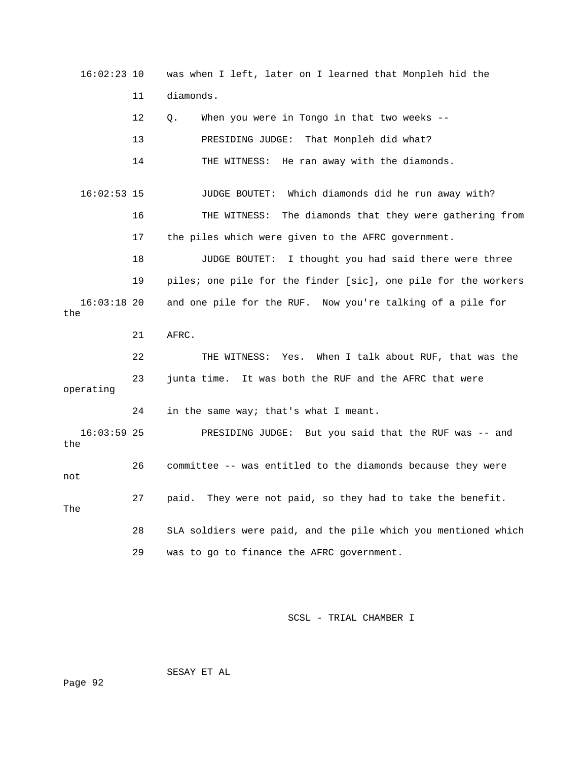16:02:23 10 was when I left, later on I learned that Monpleh hid the

11 diamonds.

12 Q. When you were in Tongo in that two weeks --

13 PRESIDING JUDGE: That Monpleh did what?

14 THE WITNESS: He ran away with the diamonds.

16:02:53 15 JUDGE BOUTET: Which diamonds did he run away with?

16 THE WITNESS: The diamonds that they were gathering from

17 the piles which were given to the AFRC government.

18 JUDGE BOUTET: I thought you had said there were three

19 piles; one pile for the finder [sic], one pile for the workers

16:03:18 20 and one pile for the RUF. Now you're talking of a pile for the

21 AFRC.

22 THE WITNESS: Yes. When I talk about RUF, that was the

23 junta time. It was both the RUF and the AFRC that were operating

24 in the same way; that's what I meant.

16:03:59 25 PRESIDING JUDGE: But you said that the RUF was -- and the

26 committee -- was entitled to the diamonds because they were not

27 paid. They were not paid, so they had to take the benefit. The

28 SLA soldiers were paid, and the pile which you mentioned which

29 was to go to finance the AFRC government.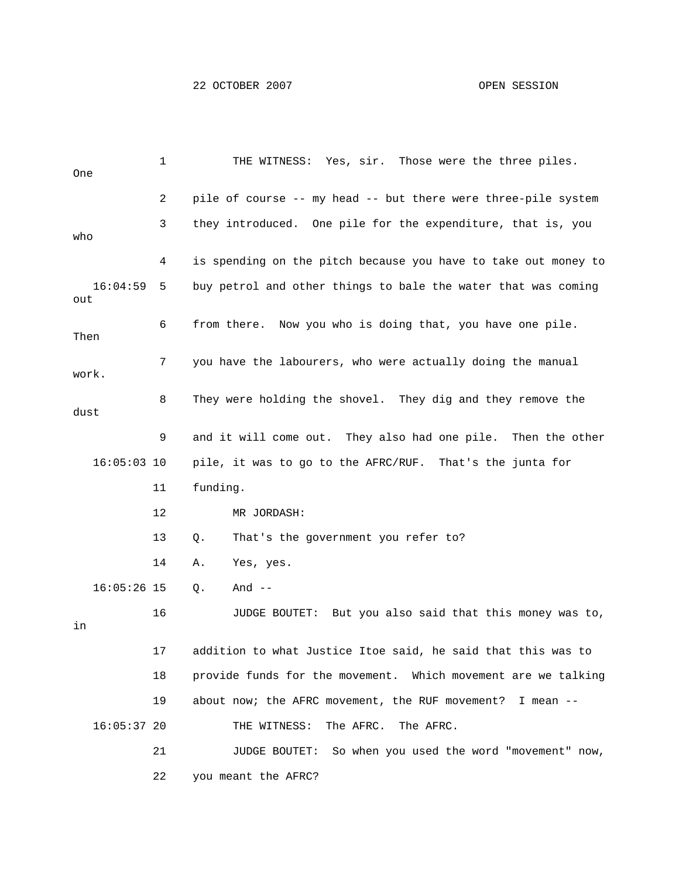THE WITNESS: Yes, sir. Those were the three piles. One pile of course -- my head -- but there were three-pile system they introduced. One pile for the expenditure, that is, you who is spending on the pitch because you have to take out money to buy petrol and other things to bale the water that was coming out from there. Now you who is doing that, you have one pile. Then you have the labourers, who were actually doing the manual work. They were holding the shovel. They dig and they remove the dust and it will come out. They also had one pile. Then the other pile, it was to go to the AFRC/RUF. That's the junta for funding.

MR JORDASH:

Q. That's the government you refer to?

A. Yes, yes.

Q. And --

JUDGE BOUTET: But you also said that this money was to, in addition to what Justice Itoe said, he said that this was to provide funds for the movement. Which movement are we talking about now; the AFRC movement, the RUF movement? I mean --

THE WITNESS: The AFRC. The AFRC.

JUDGE BOUTET: So when you used the word "movement" now, you meant the AFRC?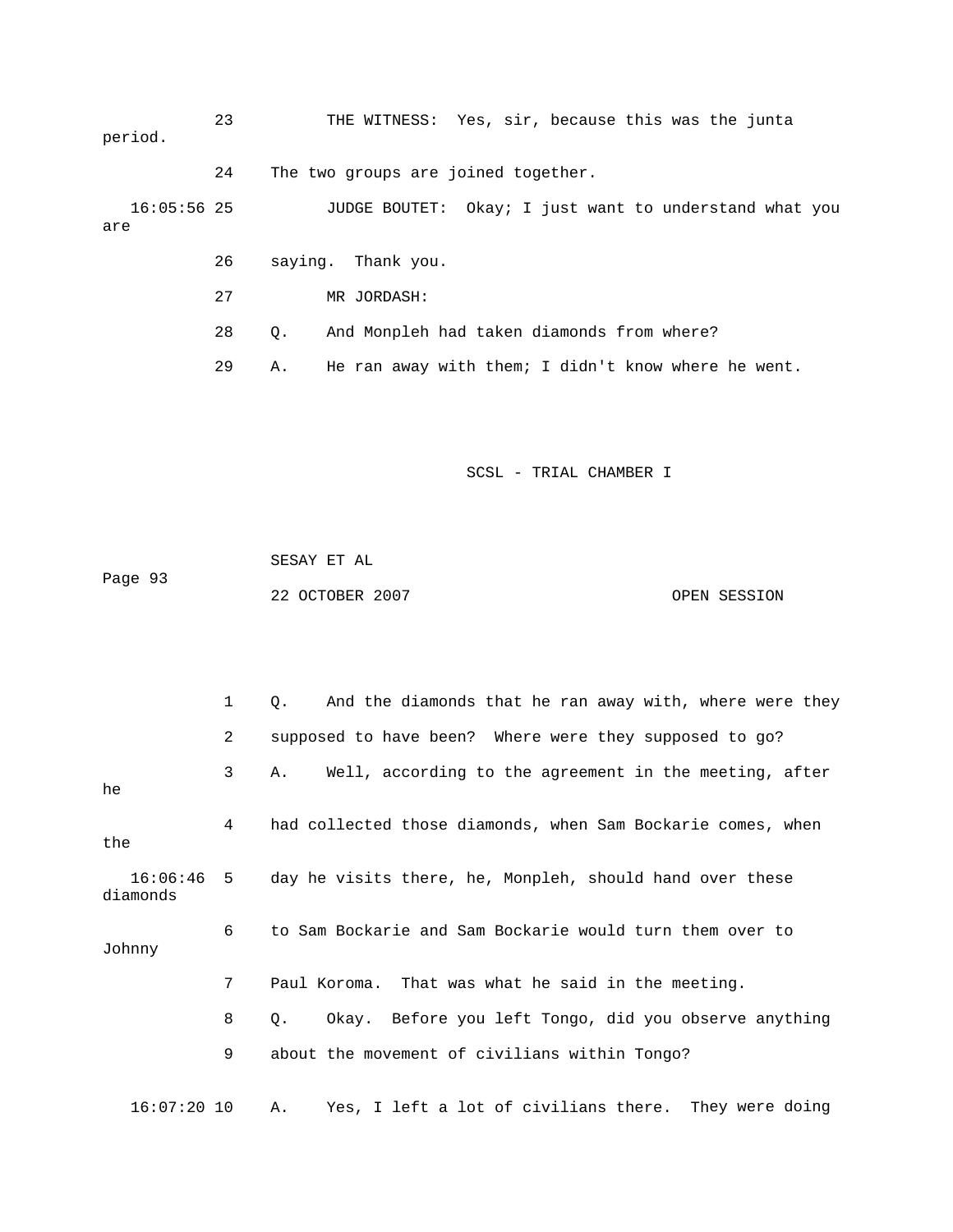23 THE WITNESS: Yes, sir, because this was the junta period.

24 The two groups are joined together.

16:05:56 25 JUDGE BOUTET: Okay; I just want to understand what you are

26 saying. Thank you.

27 MR JORDASH:

28 Q. And Monpleh had taken diamonds from where?

29 A. He ran away with them; I didn't know where he went.

1 Q. And the diamonds that he ran away with, where were they

2 supposed to have been? Where were they supposed to go?

3 A. Well, according to the agreement in the meeting, after he

4 had collected those diamonds, when Sam Bockarie comes, when the

16:06:46 5 day he visits there, he, Monpleh, should hand over these diamonds

6 to Sam Bockarie and Sam Bockarie would turn them over to Johnny

7 Paul Koroma. That was what he said in the meeting.

8 Q. Okay. Before you left Tongo, did you observe anything

9 about the movement of civilians within Tongo?

16:07:20 10 A. Yes, I left a lot of civilians there. They were doing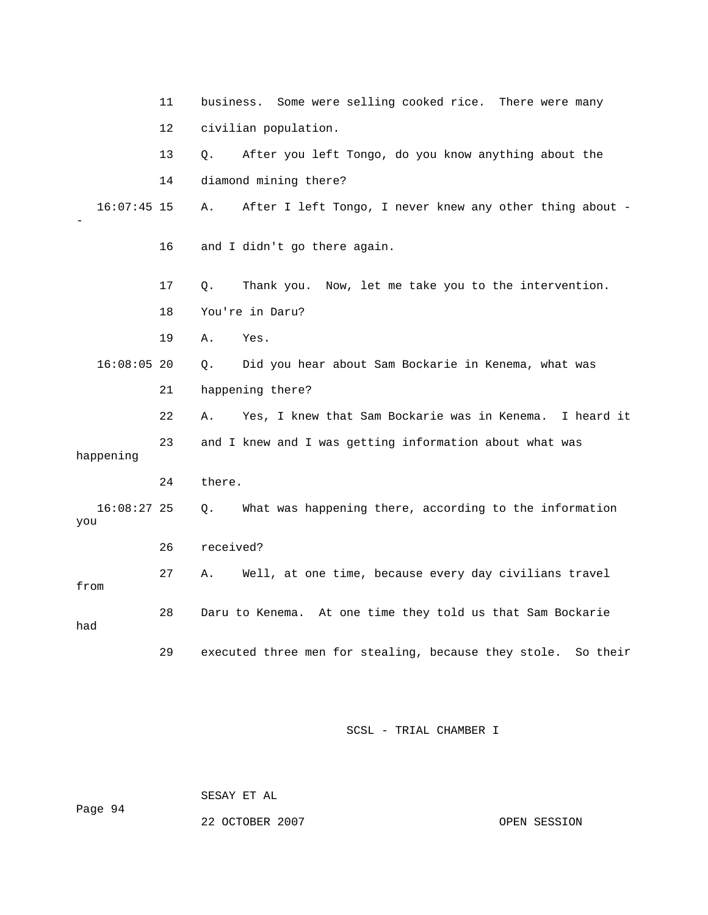11 business. Some were selling cooked rice. There were many

12 civilian population.

13 Q. After you left Tongo, do you know anything about the

14 diamond mining there?

16:07:45 15 A. After I left Tongo, I never knew any other thing about --

16 and I didn't go there again.

17 Q. Thank you. Now, let me take you to the intervention.

18 You're in Daru?

19 A. Yes.

16:08:05 20 Q. Did you hear about Sam Bockarie in Kenema, what was

21 happening there?

22 A. Yes, I knew that Sam Bockarie was in Kenema. I heard it

23 and I knew and I was getting information about what was happening

24 there.

16:08:27 25 Q. What was happening there, according to the information you

26 received?

27 A. Well, at one time, because every day civilians travel from

28 Daru to Kenema. At one time they told us that Sam Bockarie had

29 executed three men for stealing, because they stole. So their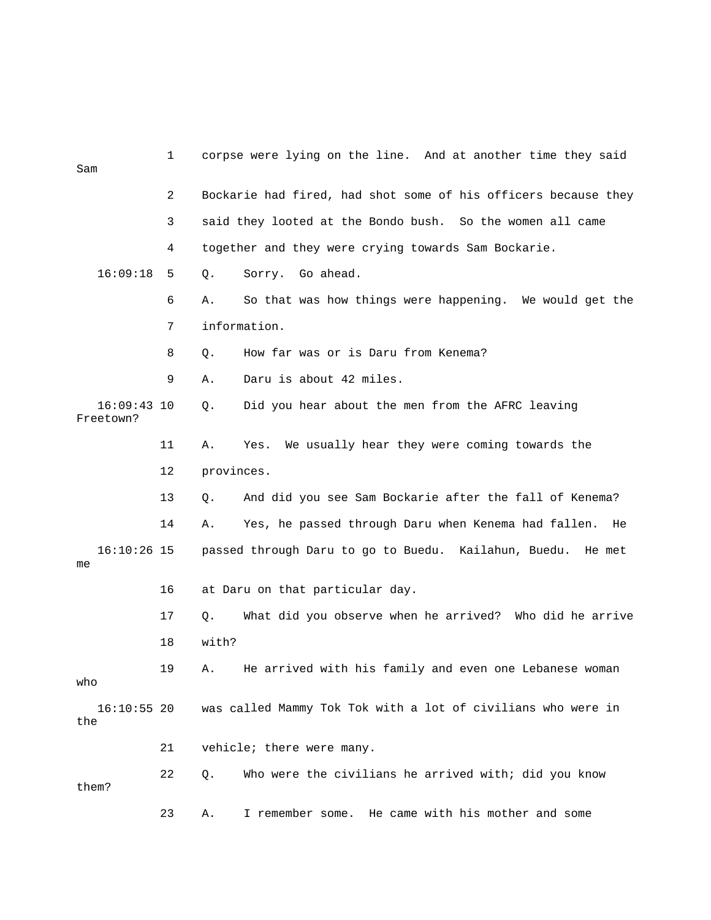1 corpse were lying on the line. And at another time they said Sam

2 Bockarie had fired, had shot some of his officers because they

3 said they looted at the Bondo bush. So the women all came

4 together and they were crying towards Sam Bockarie.

16:09:18 5 Q. Sorry. Go ahead.

6 A. So that was how things were happening. We would get the

7 information.

8 Q. How far was or is Daru from Kenema?

9 A. Daru is about 42 miles.

16:09:43 10 Q. Did you hear about the men from the AFRC leaving Freetown?

11 A. Yes. We usually hear they were coming towards the

12 provinces.

13 Q. And did you see Sam Bockarie after the fall of Kenema?

14 A. Yes, he passed through Daru when Kenema had fallen. He

16:10:26 15 passed through Daru to go to Buedu. Kailahun, Buedu. He met me

16 at Daru on that particular day.

17 Q. What did you observe when he arrived? Who did he arrive

18 with?

19 A. He arrived with his family and even one Lebanese woman who

16:10:55 20 was called Mammy Tok Tok with a lot of civilians who were in the

21 vehicle; there were many.

22 Q. Who were the civilians he arrived with; did you know them?

23 A. I remember some. He came with his mother and some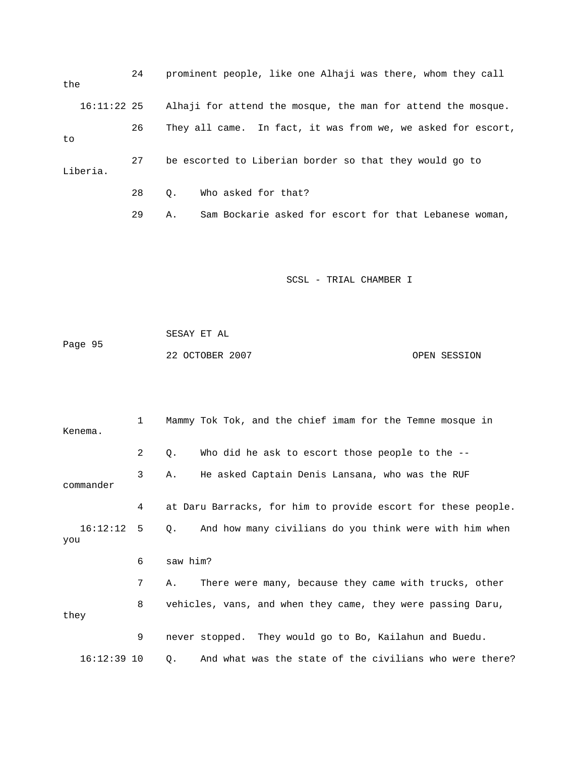24 prominent people, like one Alhaji was there, whom they call the

16:11:22 25 Alhaji for attend the mosque, the man for attend the mosque.

26 They all came. In fact, it was from we, we asked for escort, to

27 be escorted to Liberian border so that they would go to Liberia.

28 Q. Who asked for that?

29 A. Sam Bockarie asked for escort for that Lebanese woman,

1 Mammy Tok Tok, and the chief imam for the Temne mosque in Kenema.

2 Q. Who did he ask to escort those people to the --

3 A. He asked Captain Denis Lansana, who was the RUF commander

4 at Daru Barracks, for him to provide escort for these people.

16:12:12 5 Q. And how many civilians do you think were with him when you

6 saw him?

7 A. There were many, because they came with trucks, other

8 vehicles, vans, and when they came, they were passing Daru, they

9 never stopped. They would go to Bo, Kailahun and Buedu.

16:12:39 10 Q. And what was the state of the civilians who were there?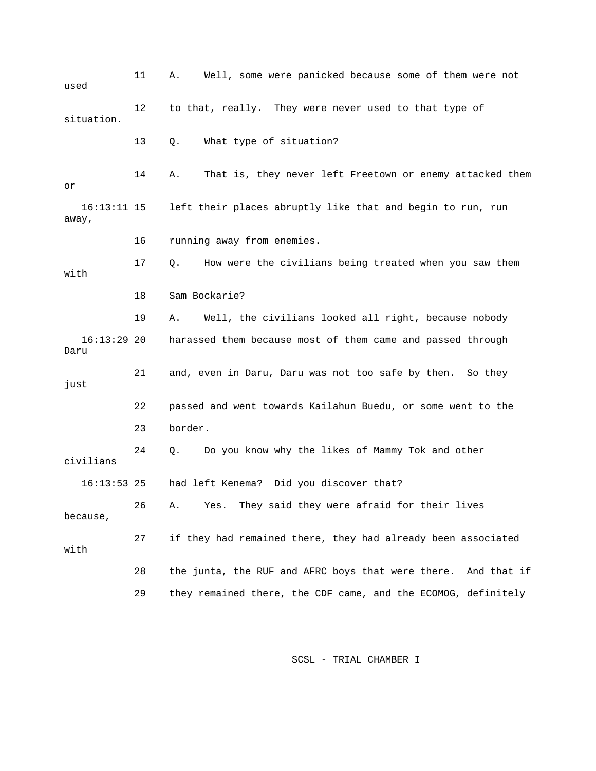11 A. Well, some were panicked because some of them were not used

12 to that, really. They were never used to that type of situation.

13 Q. What type of situation?

14 A. That is, they never left Freetown or enemy attacked them or

16:13:11 15 left their places abruptly like that and begin to run, run away,

16 running away from enemies.

17 Q. How were the civilians being treated when you saw them with

18 Sam Bockarie?

19 A. Well, the civilians looked all right, because nobody

16:13:29 20 harassed them because most of them came and passed through Daru

21 and, even in Daru, Daru was not too safe by then. So they just

22 passed and went towards Kailahun Buedu, or some went to the

23 border.

24 Q. Do you know why the likes of Mammy Tok and other civilians

16:13:53 25 had left Kenema? Did you discover that?

26 A. Yes. They said they were afraid for their lives because,

27 if they had remained there, they had already been associated with

28 the junta, the RUF and AFRC boys that were there. And that if

29 they remained there, the CDF came, and the ECOMOG, definitely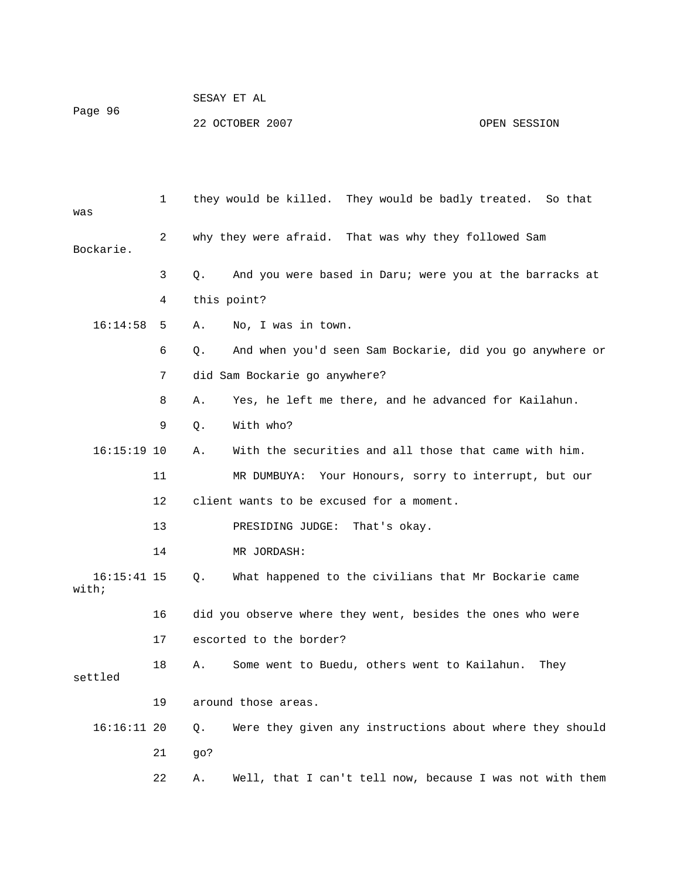they would be killed. They would be badly treated. So that was why they were afraid. That was why they followed Sam Bockarie.

Q. And you were based in Daru; were you at the barracks at this point?

A. No, I was in town.

Q. And when you'd seen Sam Bockarie, did you go anywhere or did Sam Bockarie go anywhere?

A. Yes, he left me there, and he advanced for Kailahun.

Q. With who?

A. With the securities and all those that came with him.

MR DUMBUYA: Your Honours, sorry to interrupt, but our client wants to be excused for a moment.

PRESIDING JUDGE: That's okay.

MR JORDASH:

Q. What happened to the civilians that Mr Bockarie came with; did you observe where they went, besides the ones who were escorted to the border?

A. Some went to Buedu, others went to Kailahun. They settled around those areas.

Q. Were they given any instructions about where they should go?

A. Well, that I can't tell now, because I was not with them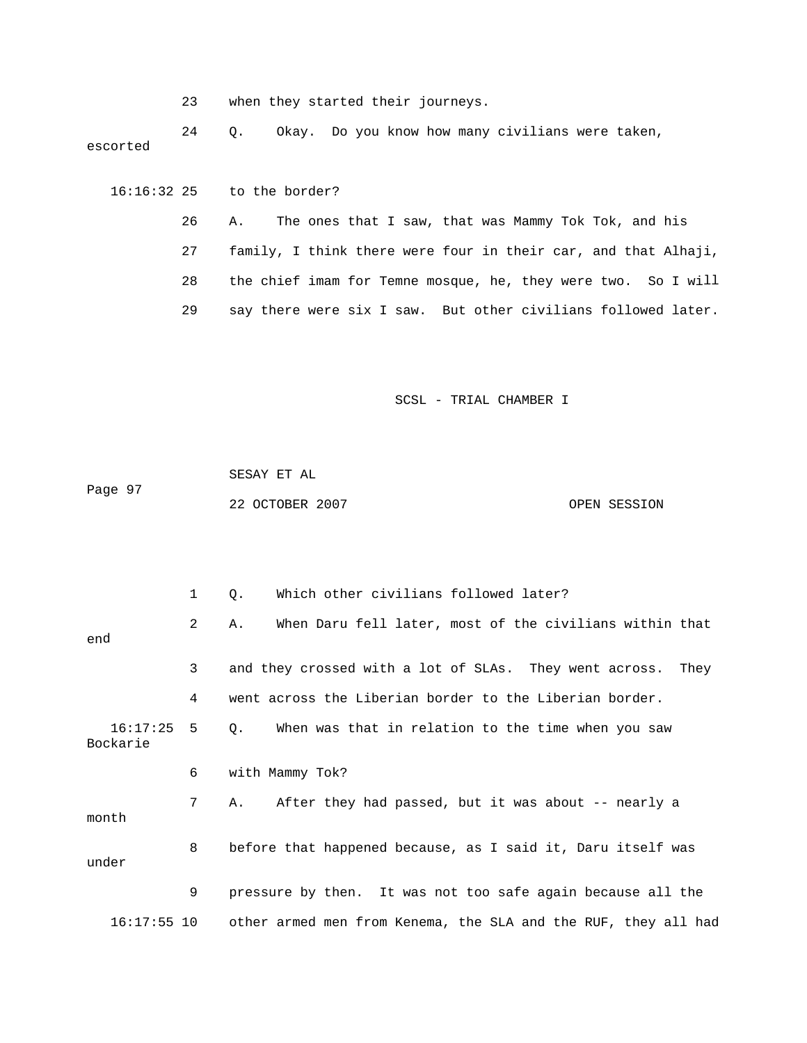23 when they started their journeys.

24 Q. Okay. Do you know how many civilians were taken, escorted

16:16:32 25 to the border?

26 A. The ones that I saw, that was Mammy Tok Tok, and his

27 family, I think there were four in their car, and that Alhaji,

28 the chief imam for Temne mosque, he, they were two. So I will

29 say there were six I saw. But other civilians followed later.

1 Q. Which other civilians followed later?

2 A. When Daru fell later, most of the civilians within that end

3 and they crossed with a lot of SLAs. They went across. They

4 went across the Liberian border to the Liberian border.

16:17:25 5 Q. When was that in relation to the time when you saw Bockarie

6 with Mammy Tok?

7 A. After they had passed, but it was about -- nearly a month

8 before that happened because, as I said it, Daru itself was under

9 pressure by then. It was not too safe again because all the

16:17:55 10 other armed men from Kenema, the SLA and the RUF, they all had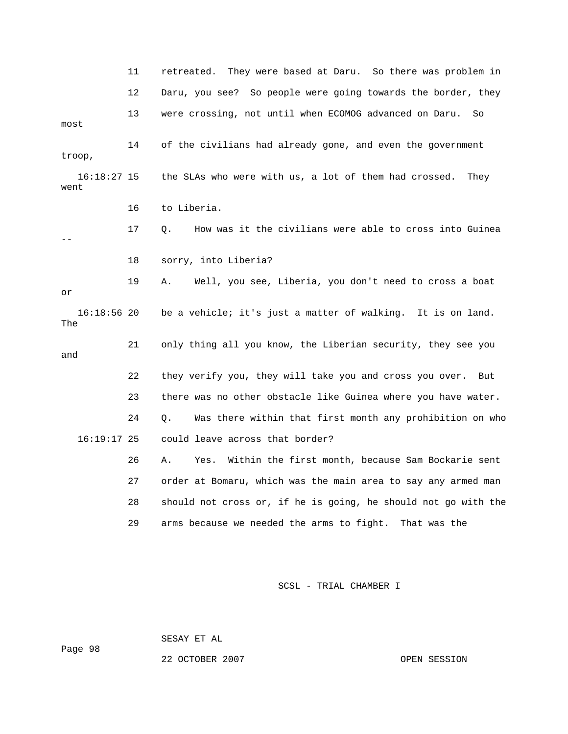11 retreated. They were based at Daru. So there was problem in

12 Daru, you see? So people were going towards the border, they

13 were crossing, not until when ECOMOG advanced on Daru. So most

14 of the civilians had already gone, and even the government troop,

16:18:27 15 the SLAs who were with us, a lot of them had crossed. They went

16 to Liberia.

17 Q. How was it the civilians were able to cross into Guinea --

18 sorry, into Liberia?

19 A. Well, you see, Liberia, you don't need to cross a boat or

16:18:56 20 be a vehicle; it's just a matter of walking. It is on land. The

21 only thing all you know, the Liberian security, they see you and

22 they verify you, they will take you and cross you over. But

23 there was no other obstacle like Guinea where you have water.

24 Q. Was there within that first month any prohibition on who

16:19:17 25 could leave across that border?

26 A. Yes. Within the first month, because Sam Bockarie sent

27 order at Bomaru, which was the main area to say any armed man

28 should not cross or, if he is going, he should not go with the

29 arms because we needed the arms to fight. That was the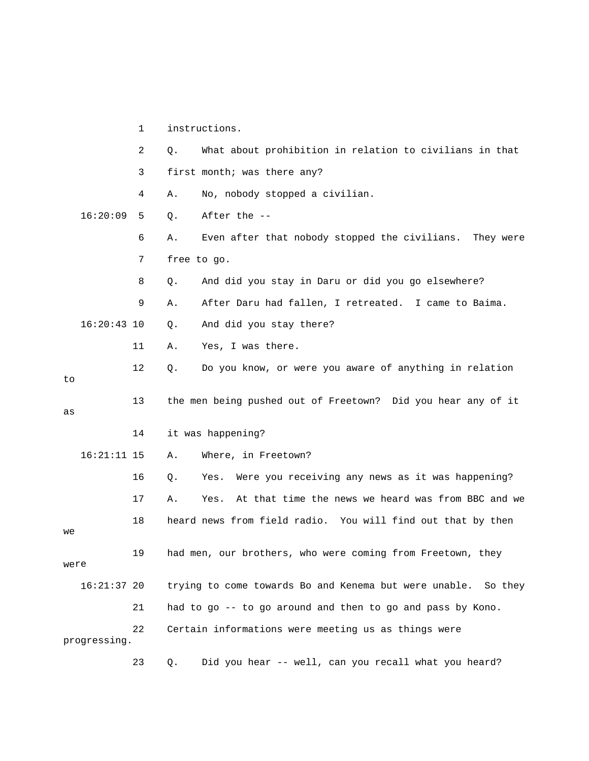1 instructions.

2 Q. What about prohibition in relation to civilians in that

3 first month; was there any?

4 A. No, nobody stopped a civilian.

16:20:09 5 Q. After the --

6 A. Even after that nobody stopped the civilians. They were

7 free to go.

8 Q. And did you stay in Daru or did you go elsewhere?

9 A. After Daru had fallen, I retreated. I came to Baima.

16:20:43 10 Q. And did you stay there?

11 A. Yes, I was there.

12 Q. Do you know, or were you aware of anything in relation to

13 the men being pushed out of Freetown? Did you hear any of it as

14 it was happening?

16:21:11 15 A. Where, in Freetown?

16 Q. Yes. Were you receiving any news as it was happening?

17 A. Yes. At that time the news we heard was from BBC and we

18 heard news from field radio. You will find out that by then we

19 had men, our brothers, who were coming from Freetown, they were

16:21:37 20 trying to come towards Bo and Kenema but were unable. So they

21 had to go -- to go around and then to go and pass by Kono.

22 Certain informations were meeting us as things were progressing.

23 Q. Did you hear -- well, can you recall what you heard?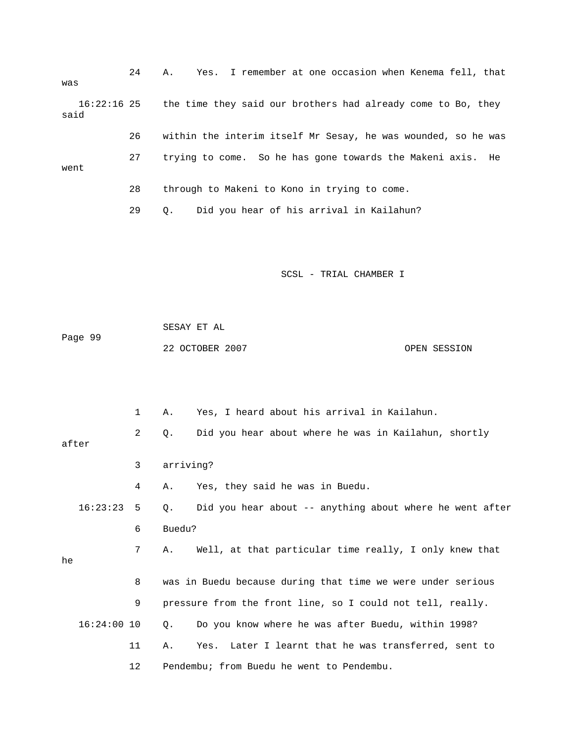24 A. Yes. I remember at one occasion when Kenema fell, that was

16:22:16 25 the time they said our brothers had already come to Bo, they said

26 within the interim itself Mr Sesay, he was wounded, so he was

27 trying to come. So he has gone towards the Makeni axis. He went

28 through to Makeni to Kono in trying to come.

29 Q. Did you hear of his arrival in Kailahun?

1 A. Yes, I heard about his arrival in Kailahun.

2 Q. Did you hear about where he was in Kailahun, shortly after

3 arriving?

4 A. Yes, they said he was in Buedu.

16:23:23 5 Q. Did you hear about -- anything about where he went after

6 Buedu?

7 A. Well, at that particular time really, I only knew that he

8 was in Buedu because during that time we were under serious

9 pressure from the front line, so I could not tell, really.

16:24:00 10 Q. Do you know where he was after Buedu, within 1998?

11 A. Yes. Later I learnt that he was transferred, sent to

12 Pendembu; from Buedu he went to Pendembu.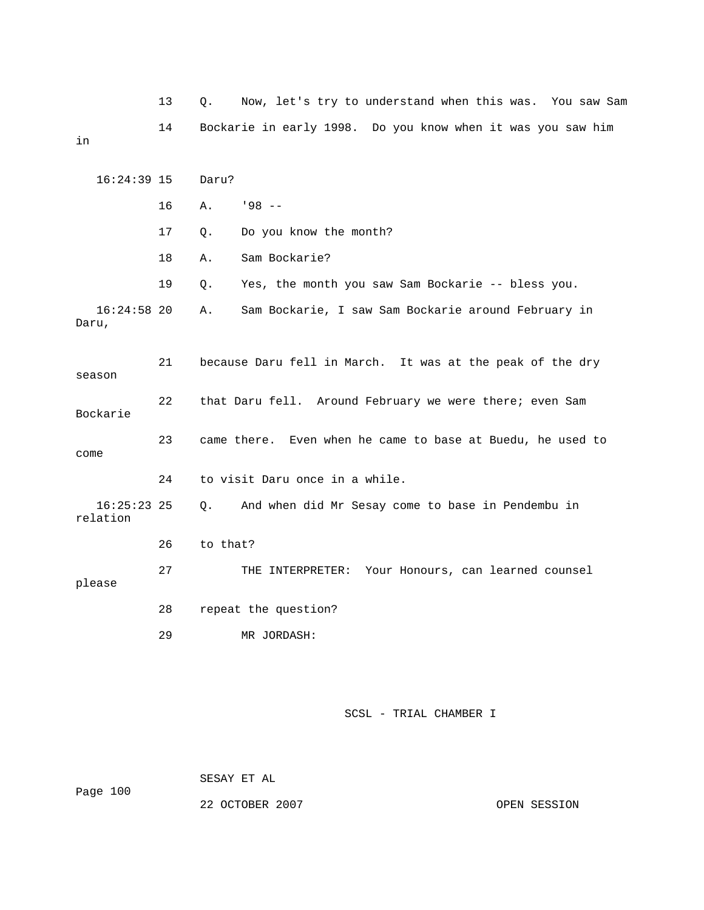13 Q. Now, let's try to understand when this was. You saw Sam

14 Bockarie in early 1998. Do you know when it was you saw him in

16:24:39 15 Daru?

16 A. '98 --

17 Q. Do you know the month?

18 A. Sam Bockarie?

19 Q. Yes, the month you saw Sam Bockarie -- bless you.

16:24:58 20 A. Sam Bockarie, I saw Sam Bockarie around February in Daru,

21 because Daru fell in March. It was at the peak of the dry season

22 that Daru fell. Around February we were there; even Sam Bockarie

23 came there. Even when he came to base at Buedu, he used to come

24 to visit Daru once in a while.

16:25:23 25 Q. And when did Mr Sesay come to base in Pendembu in relation

26 to that?

27 THE INTERPRETER: Your Honours, can learned counsel please

28 repeat the question?

29 MR JORDASH: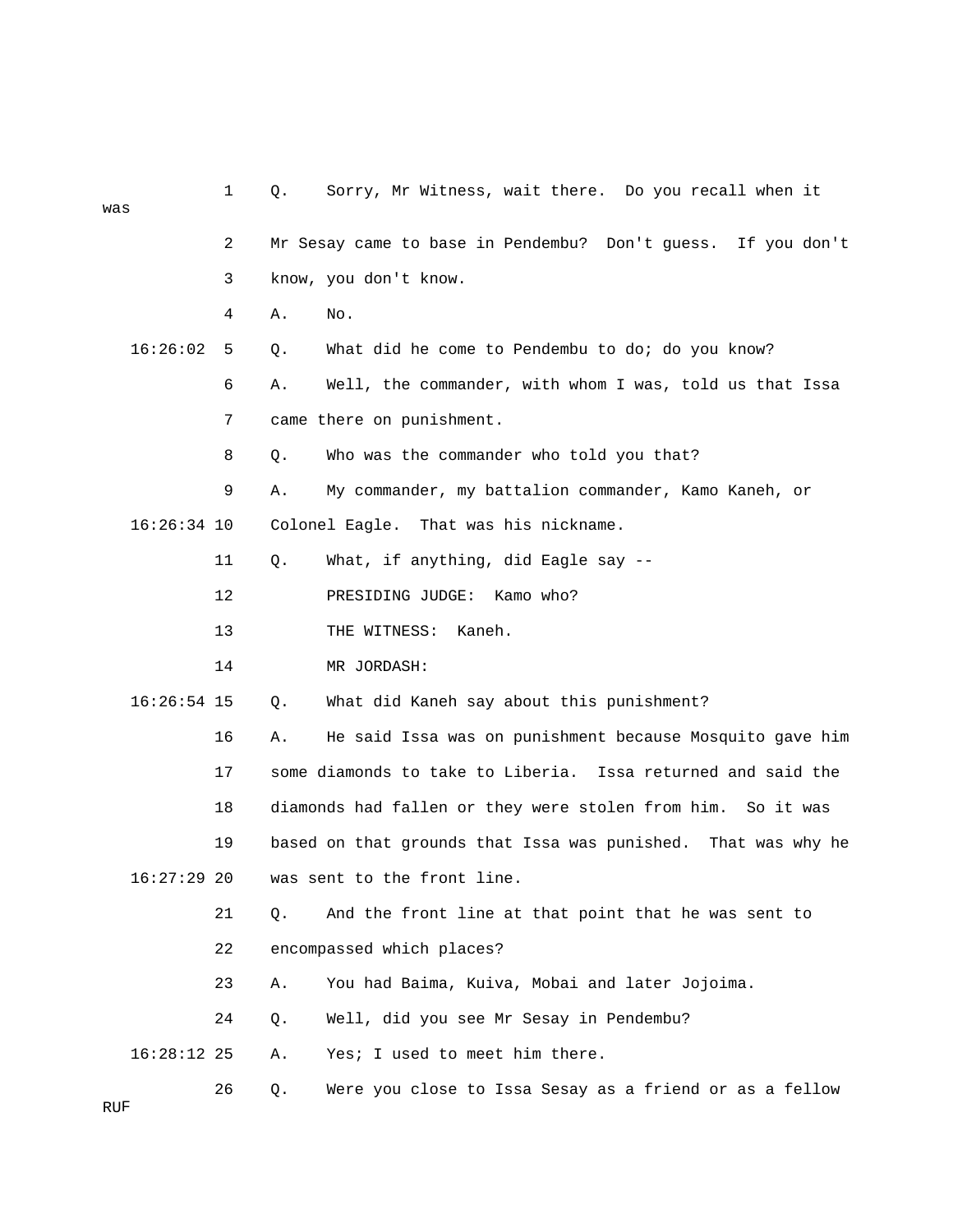1 Q. Sorry, Mr Witness, wait there. Do you recall when it was

2 Mr Sesay came to base in Pendembu? Don't guess. If you don't

3 know, you don't know.

4 A. No.

16:26:02 5 Q. What did he come to Pendembu to do; do you know?

6 A. Well, the commander, with whom I was, told us that Issa

7 came there on punishment.

8 Q. Who was the commander who told you that?

9 A. My commander, my battalion commander, Kamo Kaneh, or

16:26:34 10 Colonel Eagle. That was his nickname.

11 Q. What, if anything, did Eagle say --

12 PRESIDING JUDGE: Kamo who?

13 THE WITNESS: Kaneh.

14 MR JORDASH:

16:26:54 15 Q. What did Kaneh say about this punishment?

16 A. He said Issa was on punishment because Mosquito gave him

17 some diamonds to take to Liberia. Issa returned and said the

18 diamonds had fallen or they were stolen from him. So it was

19 based on that grounds that Issa was punished. That was why he

16:27:29 20 was sent to the front line.

21 Q. And the front line at that point that he was sent to

22 encompassed which places?

23 A. You had Baima, Kuiva, Mobai and later Jojoima.

24 Q. Well, did you see Mr Sesay in Pendembu?

16:28:12 25 A. Yes; I used to meet him there.

26 Q. Were you close to Issa Sesay as a friend or as a fellow RUF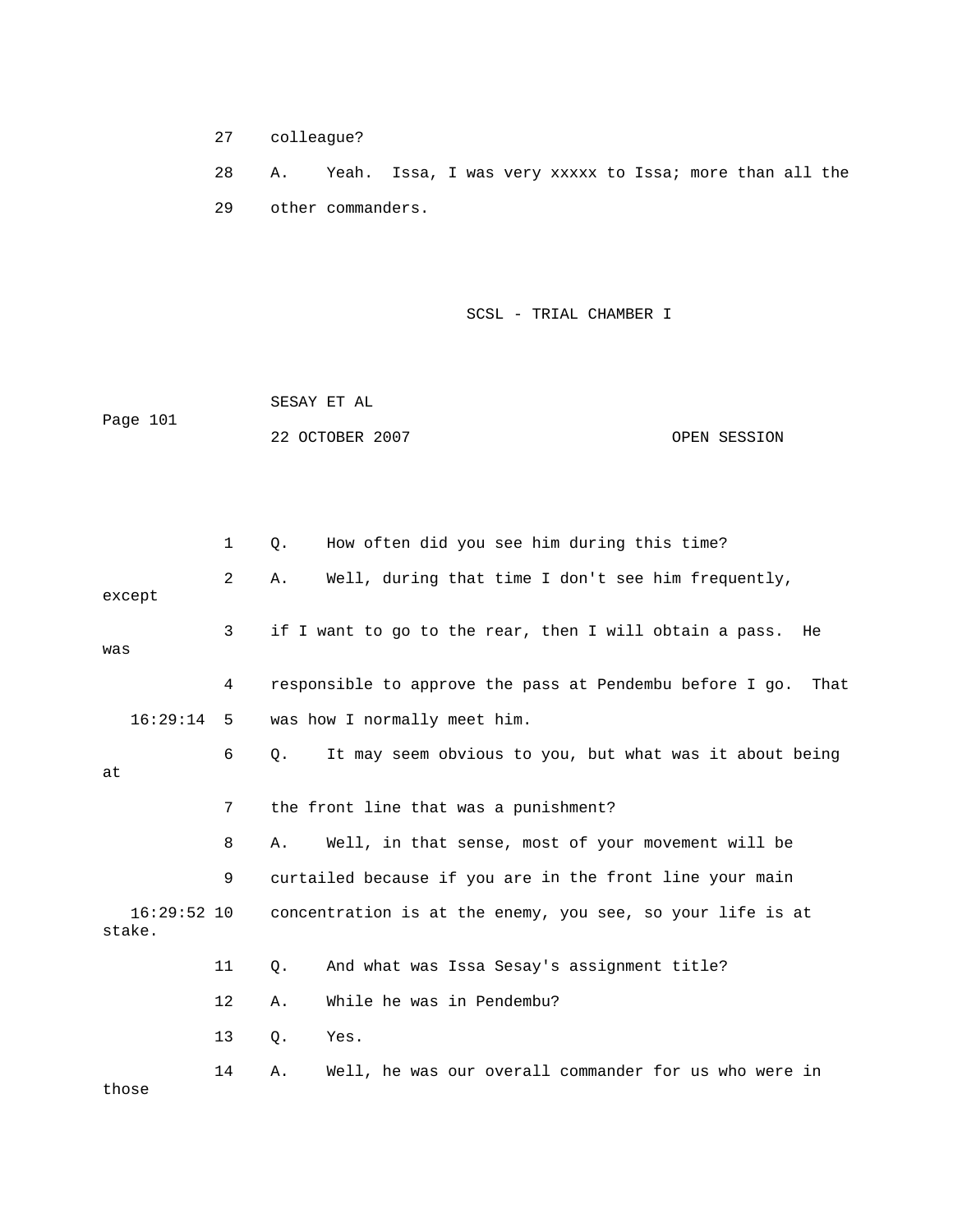27 colleague?

28 A. Yeah. Issa, I was very xxxxx to Issa; more than all the

29 other commanders.

SCSL - TRIAL CHAMBER I

SESAY ET AL

Page 101

22 OCTOBER 2007 OPEN SESSION

1 Q. How often did you see him during this time?

2 A. Well, during that time I don't see him frequently, except

3 if I want to go to the rear, then I will obtain a pass. He was

4 responsible to approve the pass at Pendembu before I go. That

16:29:14 5 was how I normally meet him.

6 Q. It may seem obvious to you, but what was it about being at

7 the front line that was a punishment?

8 A. Well, in that sense, most of your movement will be

9 curtailed because if you are in the front line your main

16:29:52 10 concentration is at the enemy, you see, so your life is at stake.

11 Q. And what was Issa Sesay's assignment title?

12 A. While he was in Pendembu?

13 Q. Yes.

14 A. Well, he was our overall commander for us who were in those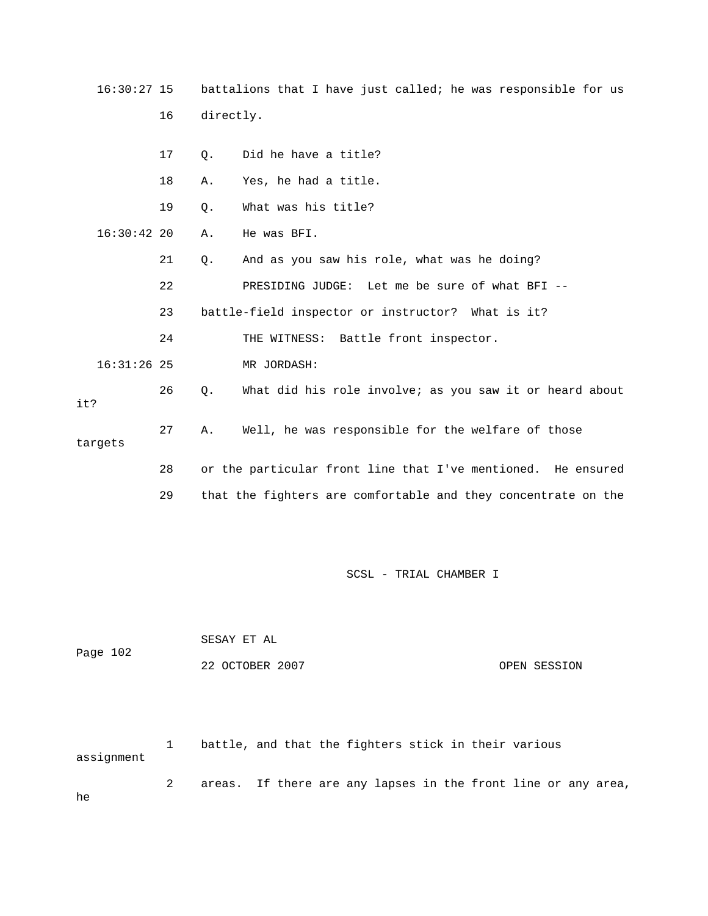16:30:27 15 battalions that I have just called; he was responsible for us

16 directly.

17 Q. Did he have a title?

18 A. Yes, he had a title.

19 Q. What was his title?

16:30:42 20 A. He was BFI.

21 Q. And as you saw his role, what was he doing?

22 PRESIDING JUDGE: Let me be sure of what BFI --

23 battle-field inspector or instructor? What is it?

24 THE WITNESS: Battle front inspector.

16:31:26 25 MR JORDASH:

26 Q. What did his role involve; as you saw it or heard about it?

27 A. Well, he was responsible for the welfare of those targets

28 or the particular front line that I've mentioned. He ensured

29 that the fighters are comfortable and they concentrate on the

SCSL - TRIAL CHAMBER I

SESAY ET AL

Page 102

22 OCTOBER 2007 OPEN SESSION

1 battle, and that the fighters stick in their various assignment

2 areas. If there are any lapses in the front line or any area, he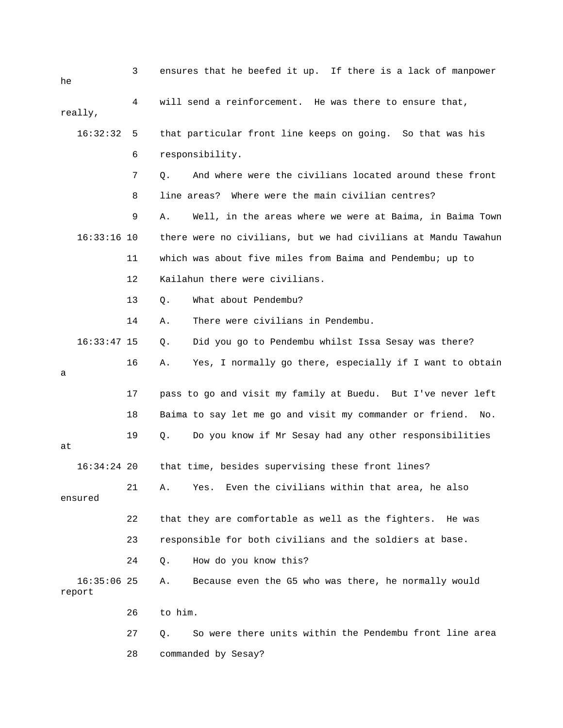3 ensures that he beefed it up. If there is a lack of manpower he

4 will send a reinforcement. He was there to ensure that, really,

16:32:32 5 that particular front line keeps on going. So that was his

6 responsibility.

7 Q. And where were the civilians located around these front

8 line areas? Where were the main civilian centres?

9 A. Well, in the areas where we were at Baima, in Baima Town

16:33:16 10 there were no civilians, but we had civilians at Mandu Tawahun

11 which was about five miles from Baima and Pendembu; up to

12 Kailahun there were civilians.

13 Q. What about Pendembu?

14 A. There were civilians in Pendembu.

16:33:47 15 Q. Did you go to Pendembu whilst Issa Sesay was there?

16 A. Yes, I normally go there, especially if I want to obtain a

17 pass to go and visit my family at Buedu. But I've never left

18 Baima to say let me go and visit my commander or friend. No.

19 Q. Do you know if Mr Sesay had any other responsibilities at

16:34:24 20 that time, besides supervising these front lines?

21 A. Yes. Even the civilians within that area, he also ensured

22 that they are comfortable as well as the fighters. He was

23 responsible for both civilians and the soldiers at base.

24 Q. How do you know this?

16:35:06 25 A. Because even the G5 who was there, he normally would report

26 to him.

27 Q. So were there units within the Pendembu front line area

28 commanded by Sesay?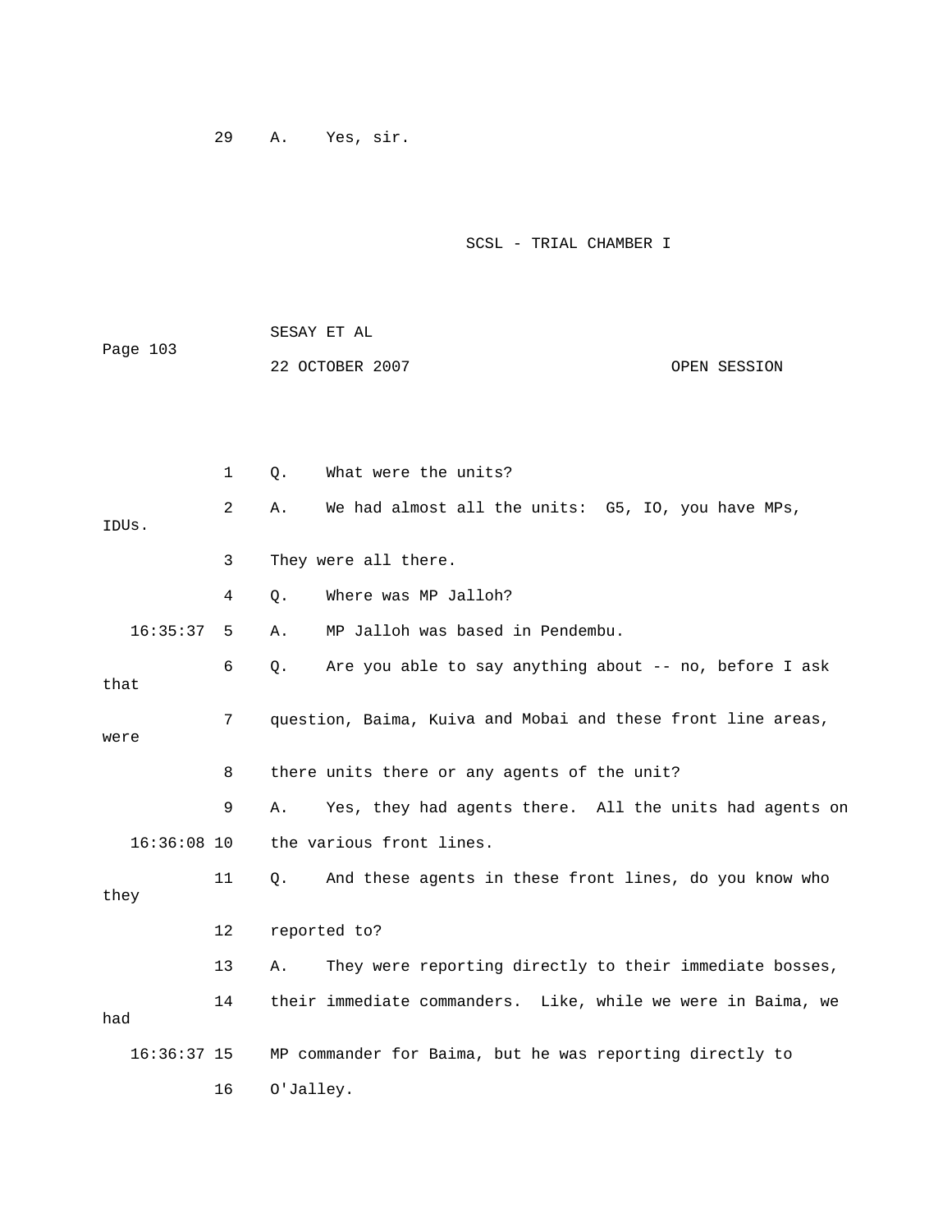29 A. Yes, sir.

SCSL - TRIAL CHAMBER I

1 Q. What were the units?

2 A. We had almost all the units: G5, IO, you have MPs, IDUs.

3 They were all there.

4 Q. Where was MP Jalloh?

16:35:37 5 A. MP Jalloh was based in Pendembu.

6 Q. Are you able to say anything about -- no, before I ask that

7 question, Baima, Kuiva and Mobai and these front line areas, were

8 there units there or any agents of the unit?

9 A. Yes, they had agents there. All the units had agents on

16:36:08 10 the various front lines.

11 Q. And these agents in these front lines, do you know who they

12 reported to?

13 A. They were reporting directly to their immediate bosses,

14 their immediate commanders. Like, while we were in Baima, we had

16:36:37 15 MP commander for Baima, but he was reporting directly to

16 O'Jalley.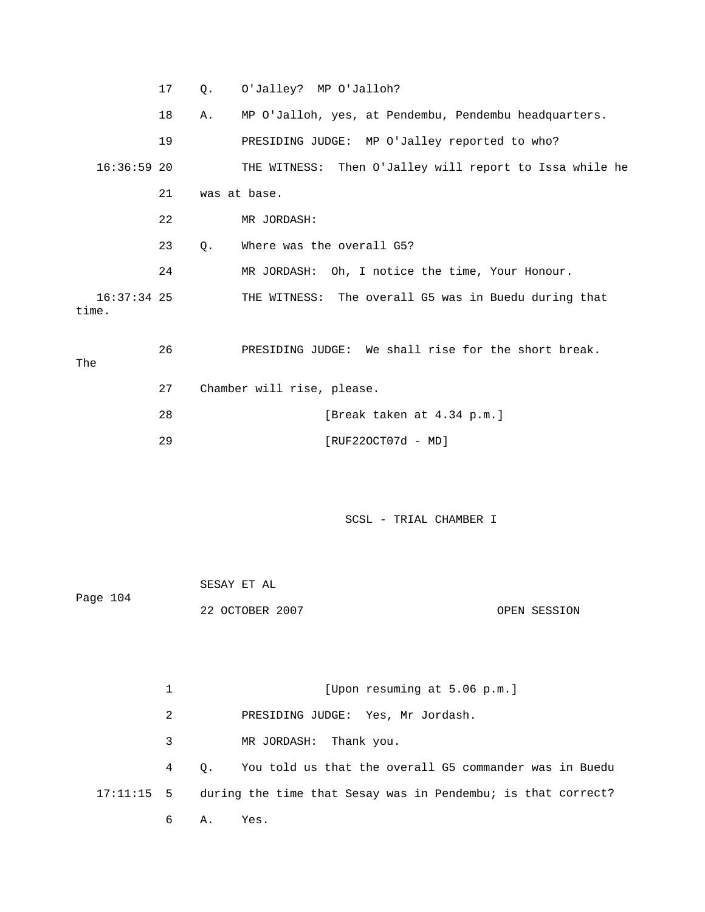17 Q. O'Jalley? MP O'Jalloh?

18 A. MP O'Jalloh, yes, at Pendembu, Pendembu headquarters.

19 PRESIDING JUDGE: MP O'Jalley reported to who?

16:36:59 20 THE WITNESS: Then O'Jalley will report to Issa while he

21 was at base.

22 MR JORDASH:

23 Q. Where was the overall G5?

24 MR JORDASH: Oh, I notice the time, Your Honour.

16:37:34 25 THE WITNESS: The overall G5 was in Buedu during that time.

26 PRESIDING JUDGE: We shall rise for the short break. The

27 Chamber will rise, please.

28 [Break taken at 4.34 p.m.]

29 [RUF22OCT07d - MD]

1 [Upon resuming at 5.06 p.m.]

2 PRESIDING JUDGE: Yes, Mr Jordash.

3 MR JORDASH: Thank you.

4 Q. You told us that the overall G5 commander was in Buedu

17:11:15 5 during the time that Sesay was in Pendembu; is that correct?

6 A. Yes.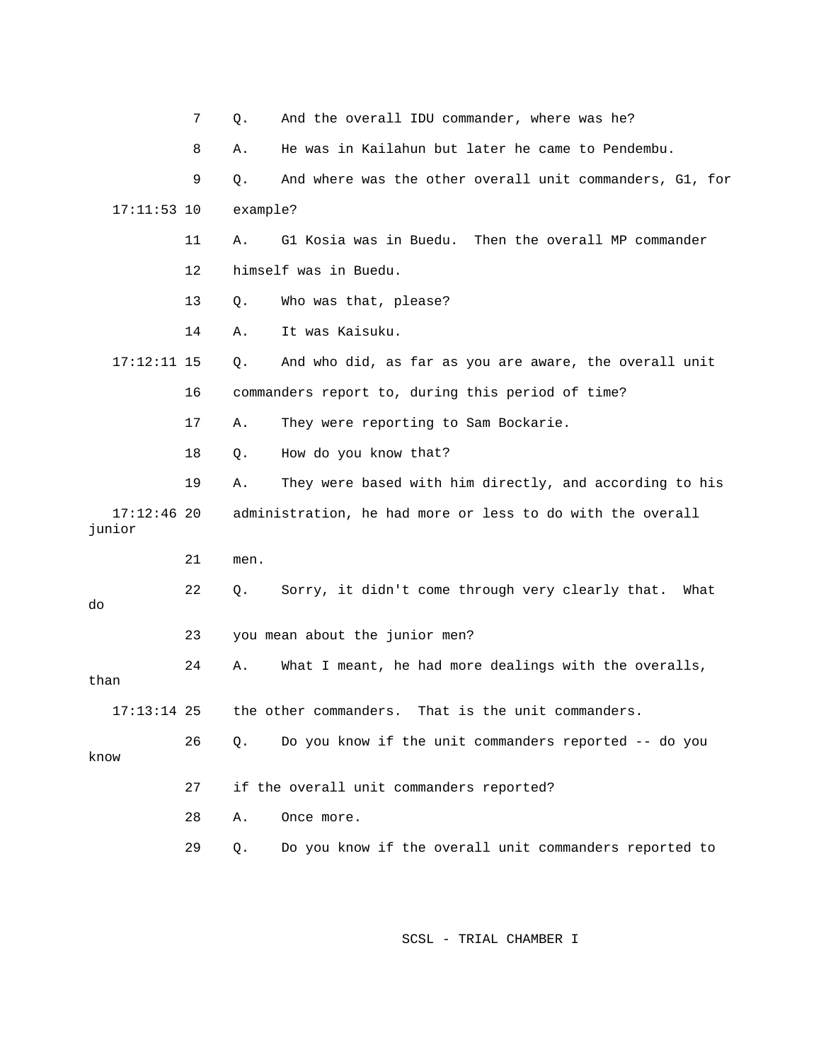7 Q. And the overall IDU commander, where was he?

8 A. He was in Kailahun but later he came to Pendembu.

9 Q. And where was the other overall unit commanders, G1, for

17:11:53 10 example?

11 A. G1 Kosia was in Buedu. Then the overall MP commander

12 himself was in Buedu.

13 Q. Who was that, please?

14 A. It was Kaisuku.

17:12:11 15 Q. And who did, as far as you are aware, the overall unit

16 commanders report to, during this period of time?

17 A. They were reporting to Sam Bockarie.

18 Q. How do you know that?

19 A. They were based with him directly, and according to his

17:12:46 20 administration, he had more or less to do with the overall junior

21 men.

22 Q. Sorry, it didn't come through very clearly that. What do

23 you mean about the junior men?

24 A. What I meant, he had more dealings with the overalls, than

17:13:14 25 the other commanders. That is the unit commanders.

26 Q. Do you know if the unit commanders reported -- do you know

27 if the overall unit commanders reported?

28 A. Once more.

29 Q. Do you know if the overall unit commanders reported to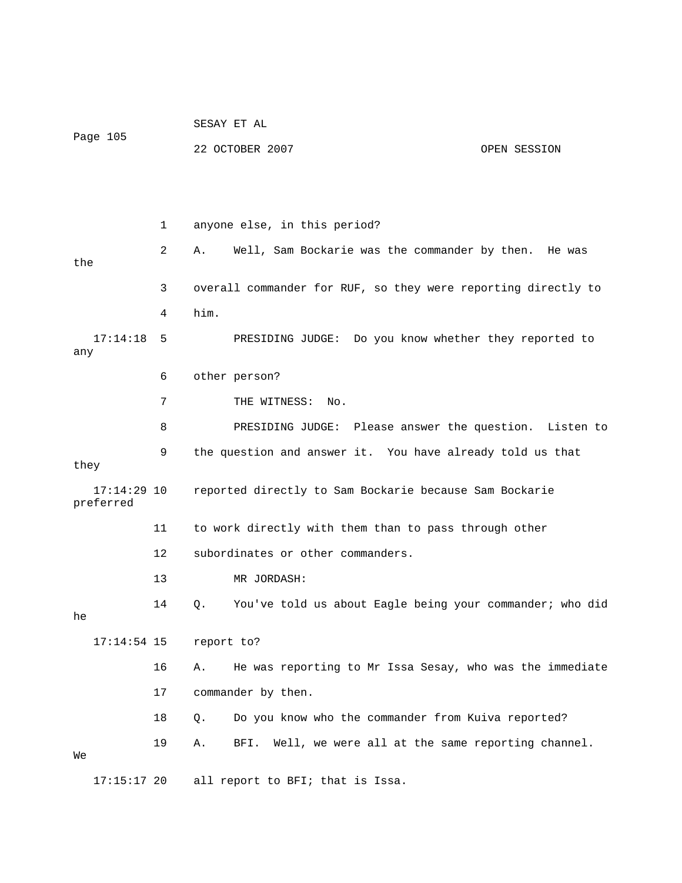1 anyone else, in this period?

2 A. Well, Sam Bockarie was the commander by then. He was the

3 overall commander for RUF, so they were reporting directly to

4 him.

17:14:18 5 PRESIDING JUDGE: Do you know whether they reported to any

6 other person?

7 THE WITNESS: No.

8 PRESIDING JUDGE: Please answer the question. Listen to

9 the question and answer it. You have already told us that they

17:14:29 10 reported directly to Sam Bockarie because Sam Bockarie preferred

11 to work directly with them than to pass through other

12 subordinates or other commanders.

13 MR JORDASH:

14 Q. You've told us about Eagle being your commander; who did he

17:14:54 15 report to?

16 A. He was reporting to Mr Issa Sesay, who was the immediate

17 commander by then.

18 Q. Do you know who the commander from Kuiva reported?

19 A. BFI. Well, we were all at the same reporting channel. We

17:15:17 20 all report to BFI; that is Issa.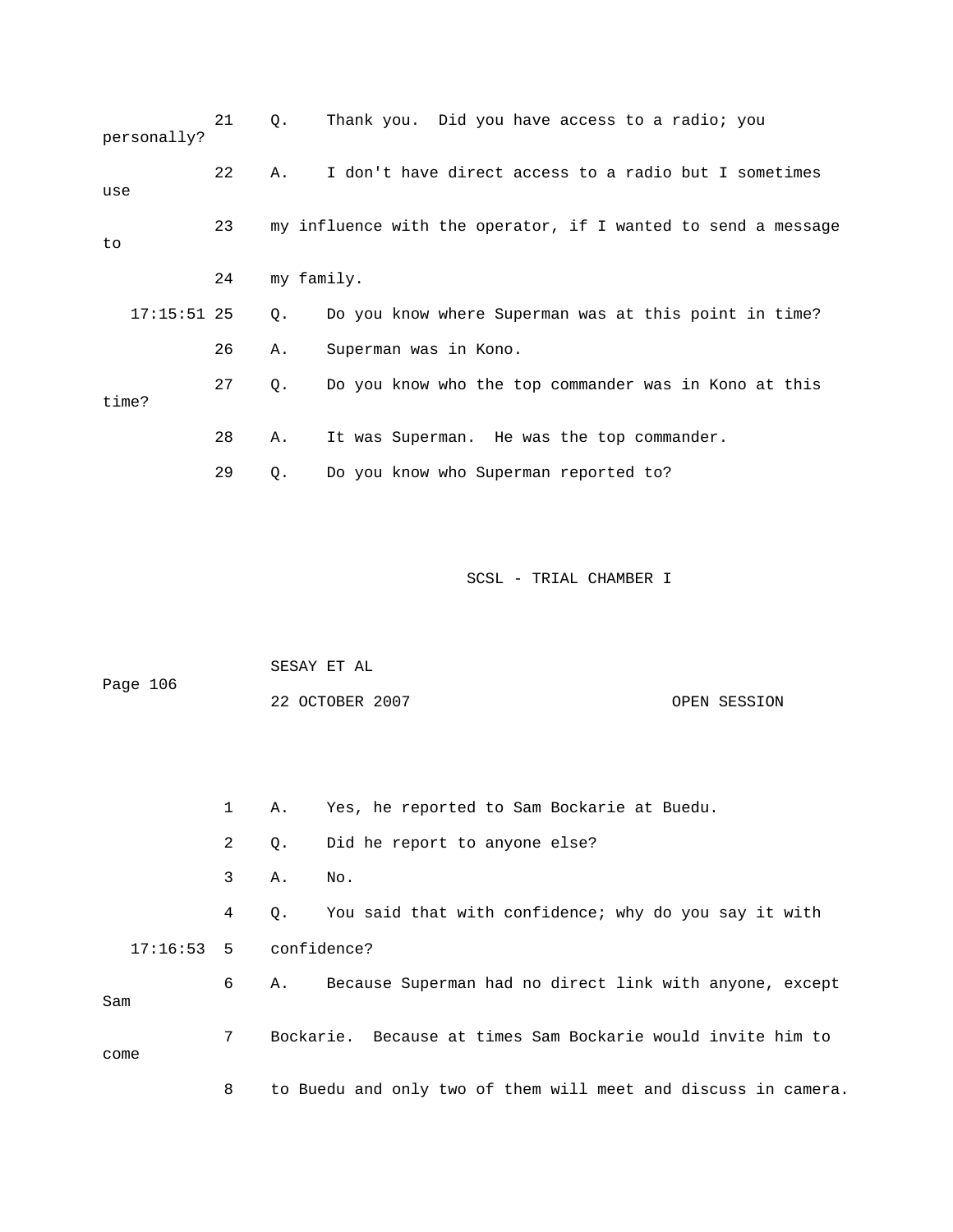21 Q. Thank you. Did you have access to a radio; you personally?

22 A. I don't have direct access to a radio but I sometimes use

23 my influence with the operator, if I wanted to send a message to

24 my family.

17:15:51 25 Q. Do you know where Superman was at this point in time?

26 A. Superman was in Kono.

27 Q. Do you know who the top commander was in Kono at this time?

28 A. It was Superman. He was the top commander.

29 Q. Do you know who Superman reported to?

1 A. Yes, he reported to Sam Bockarie at Buedu.

2 Q. Did he report to anyone else?

3 A. No.

4 Q. You said that with confidence; why do you say it with

17:16:53 5 confidence?

6 A. Because Superman had no direct link with anyone, except Sam

7 Bockarie. Because at times Sam Bockarie would invite him to come

8 to Buedu and only two of them will meet and discuss in camera.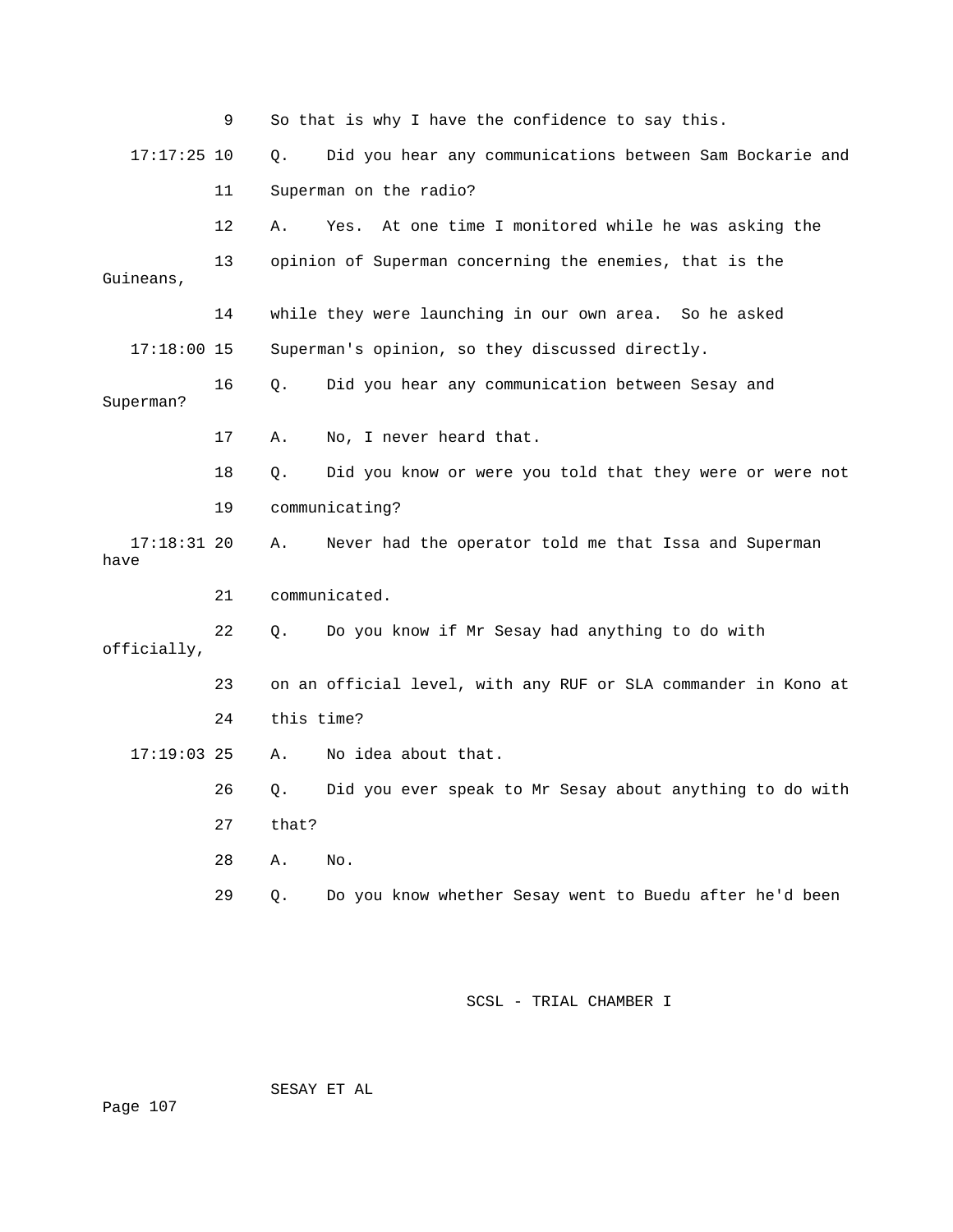9 So that is why I have the confidence to say this.

17:17:25 10 Q. Did you hear any communications between Sam Bockarie and

11 Superman on the radio?

12 A. Yes. At one time I monitored while he was asking the

13 opinion of Superman concerning the enemies, that is the Guineans,

14 while they were launching in our own area. So he asked

17:18:00 15 Superman's opinion, so they discussed directly.

16 Q. Did you hear any communication between Sesay and Superman?

17 A. No, I never heard that.

18 Q. Did you know or were you told that they were or were not

19 communicating?

17:18:31 20 A. Never had the operator told me that Issa and Superman have

21 communicated.

22 Q. Do you know if Mr Sesay had anything to do with officially,

23 on an official level, with any RUF or SLA commander in Kono at

24 this time?

17:19:03 25 A. No idea about that.

26 Q. Did you ever speak to Mr Sesay about anything to do with

27 that?

28 A. No.

29 Q. Do you know whether Sesay went to Buedu after he'd been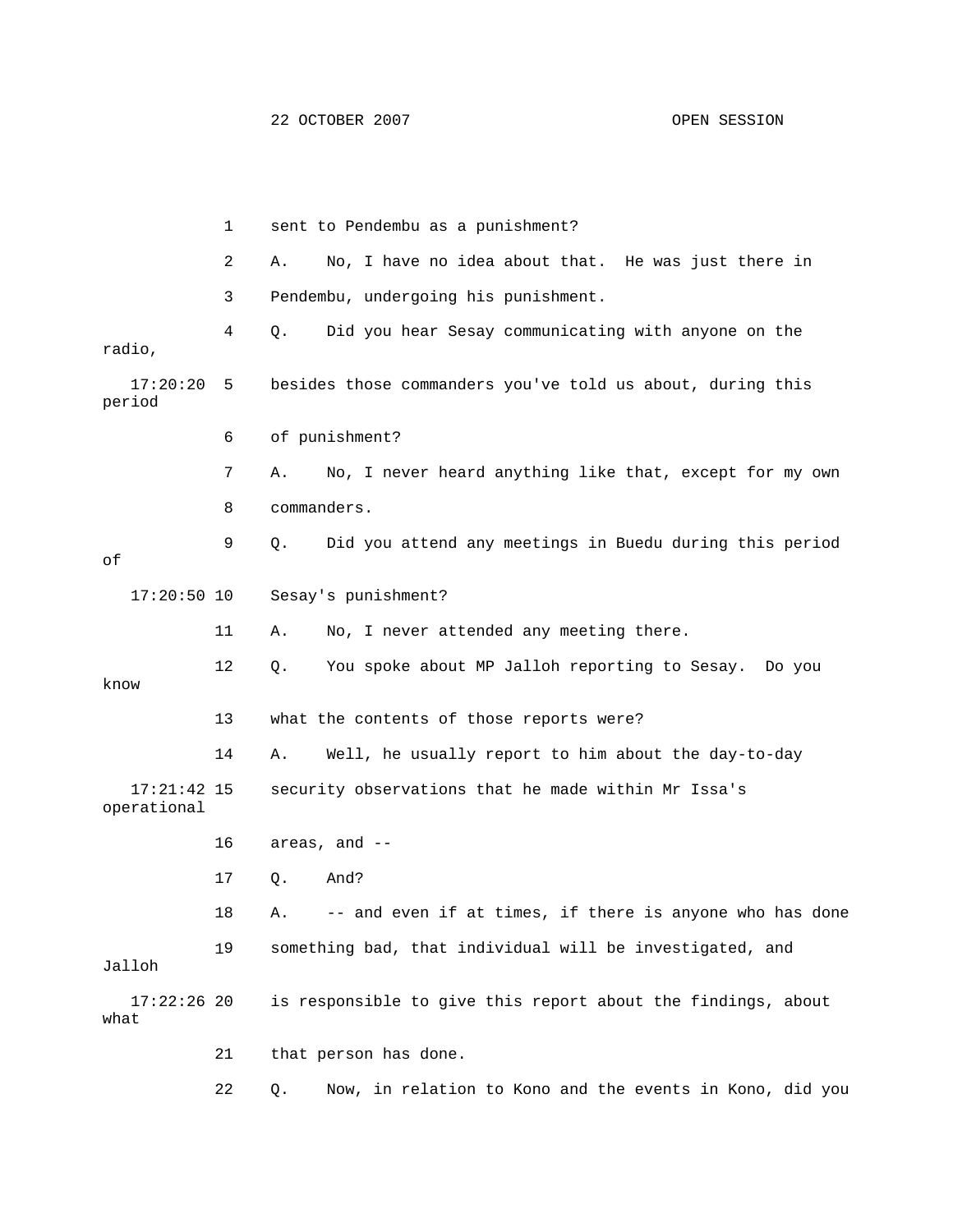1 sent to Pendembu as a punishment?

2 A. No, I have no idea about that. He was just there in

3 Pendembu, undergoing his punishment.

4 Q. Did you hear Sesay communicating with anyone on the radio,

17:20:20 5 besides those commanders you've told us about, during this period

6 of punishment?

7 A. No, I never heard anything like that, except for my own

8 commanders.

9 Q. Did you attend any meetings in Buedu during this period of

17:20:50 10 Sesay's punishment?

11 A. No, I never attended any meeting there.

12 Q. You spoke about MP Jalloh reporting to Sesay. Do you know

13 what the contents of those reports were?

14 A. Well, he usually report to him about the day-to-day

17:21:42 15 security observations that he made within Mr Issa's operational

16 areas, and --

17 Q. And?

18 A. -- and even if at times, if there is anyone who has done

19 something bad, that individual will be investigated, and Jalloh

17:22:26 20 is responsible to give this report about the findings, about what

21 that person has done.

22 Q. Now, in relation to Kono and the events in Kono, did you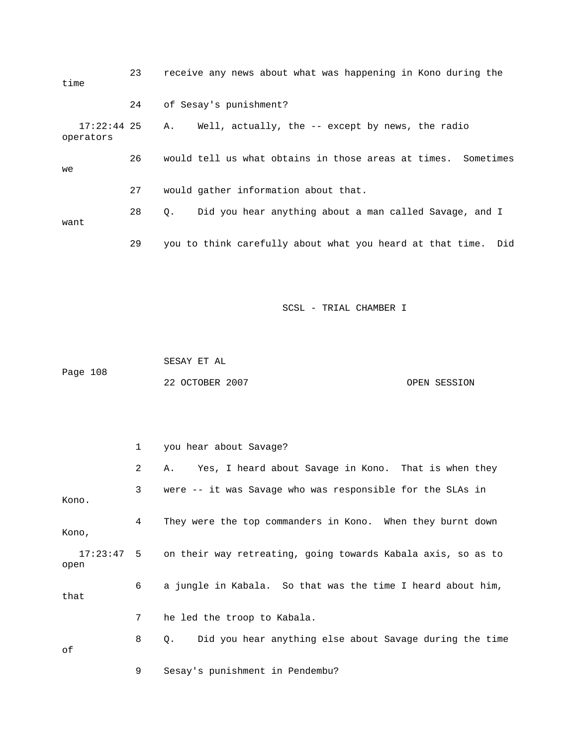23 receive any news about what was happening in Kono during the time

24 of Sesay's punishment?

17:22:44 25 A. Well, actually, the -- except by news, the radio operators

26 would tell us what obtains in those areas at times. Sometimes we

27 would gather information about that.

28 Q. Did you hear anything about a man called Savage, and I want

29 you to think carefully about what you heard at that time. Did

1 you hear about Savage?

2 A. Yes, I heard about Savage in Kono. That is when they

3 were -- it was Savage who was responsible for the SLAs in Kono.

4 They were the top commanders in Kono. When they burnt down Kono,

17:23:47 5 on their way retreating, going towards Kabala axis, so as to open

6 a jungle in Kabala. So that was the time I heard about him, that

7 he led the troop to Kabala.

8 Q. Did you hear anything else about Savage during the time of

9 Sesay's punishment in Pendembu?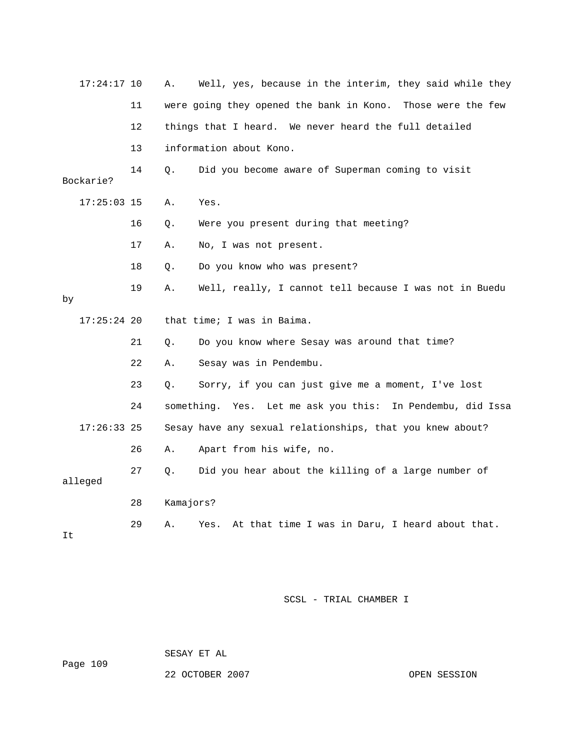17:24:17 10 A. Well, yes, because in the interim, they said while they

11 were going they opened the bank in Kono. Those were the few

12 things that I heard. We never heard the full detailed

13 information about Kono.

14 Q. Did you become aware of Superman coming to visit Bockarie?

17:25:03 15 A. Yes.

16 Q. Were you present during that meeting?

17 A. No, I was not present.

18 Q. Do you know who was present?

19 A. Well, really, I cannot tell because I was not in Buedu by

17:25:24 20 that time; I was in Baima.

21 Q. Do you know where Sesay was around that time?

22 A. Sesay was in Pendembu.

23 Q. Sorry, if you can just give me a moment, I've lost

24 something. Yes. Let me ask you this: In Pendembu, did Issa

17:26:33 25 Sesay have any sexual relationships, that you knew about?

26 A. Apart from his wife, no.

27 Q. Did you hear about the killing of a large number of alleged

28 Kamajors?

29 A. Yes. At that time I was in Daru, I heard about that. It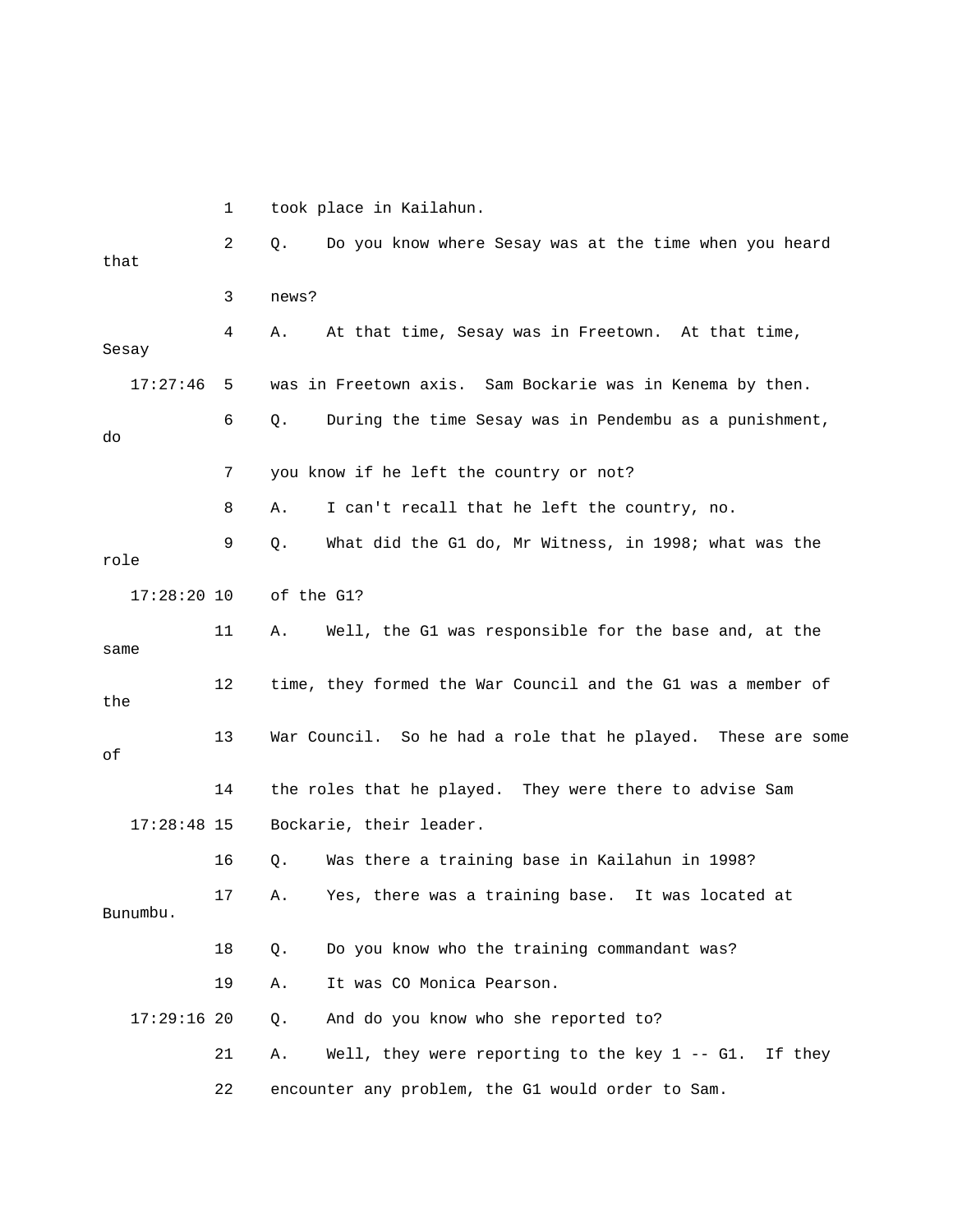1 took place in Kailahun.

2 Q. Do you know where Sesay was at the time when you heard that

3 news?

4 A. At that time, Sesay was in Freetown. At that time, Sesay

17:27:46 5 was in Freetown axis. Sam Bockarie was in Kenema by then.

6 Q. During the time Sesay was in Pendembu as a punishment, do

7 you know if he left the country or not?

8 A. I can't recall that he left the country, no.

9 Q. What did the G1 do, Mr Witness, in 1998; what was the role

17:28:20 10 of the G1?

11 A. Well, the G1 was responsible for the base and, at the same

12 time, they formed the War Council and the G1 was a member of the

13 War Council. So he had a role that he played. These are some of

14 the roles that he played. They were there to advise Sam

17:28:48 15 Bockarie, their leader.

16 Q. Was there a training base in Kailahun in 1998?

17 A. Yes, there was a training base. It was located at Bunumbu.

18 Q. Do you know who the training commandant was?

19 A. It was CO Monica Pearson.

17:29:16 20 Q. And do you know who she reported to?

21 A. Well, they were reporting to the key 1 -- G1. If they

22 encounter any problem, the G1 would order to Sam.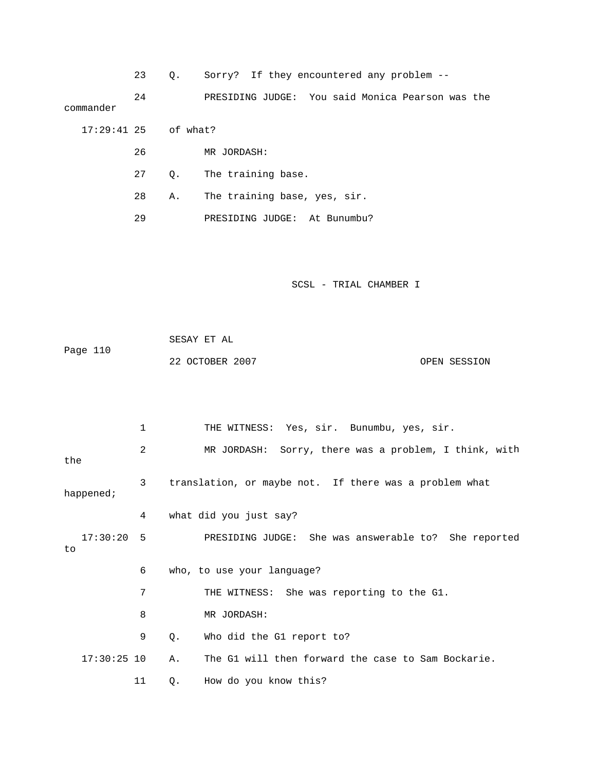23 Q. Sorry? If they encountered any problem --

24 PRESIDING JUDGE: You said Monica Pearson was the commander

17:29:41 25 of what?

26 MR JORDASH:

27 Q. The training base.

28 A. The training base, yes, sir.

29 PRESIDING JUDGE: At Bunumbu?

1 THE WITNESS: Yes, sir. Bunumbu, yes, sir.

2 MR JORDASH: Sorry, there was a problem, I think, with the

3 translation, or maybe not. If there was a problem what happened;

4 what did you just say?

17:30:20 5 PRESIDING JUDGE: She was answerable to? She reported to

6 who, to use your language?

7 THE WITNESS: She was reporting to the G1.

8 MR JORDASH:

9 Q. Who did the G1 report to?

17:30:25 10 A. The G1 will then forward the case to Sam Bockarie.

11 Q. How do you know this?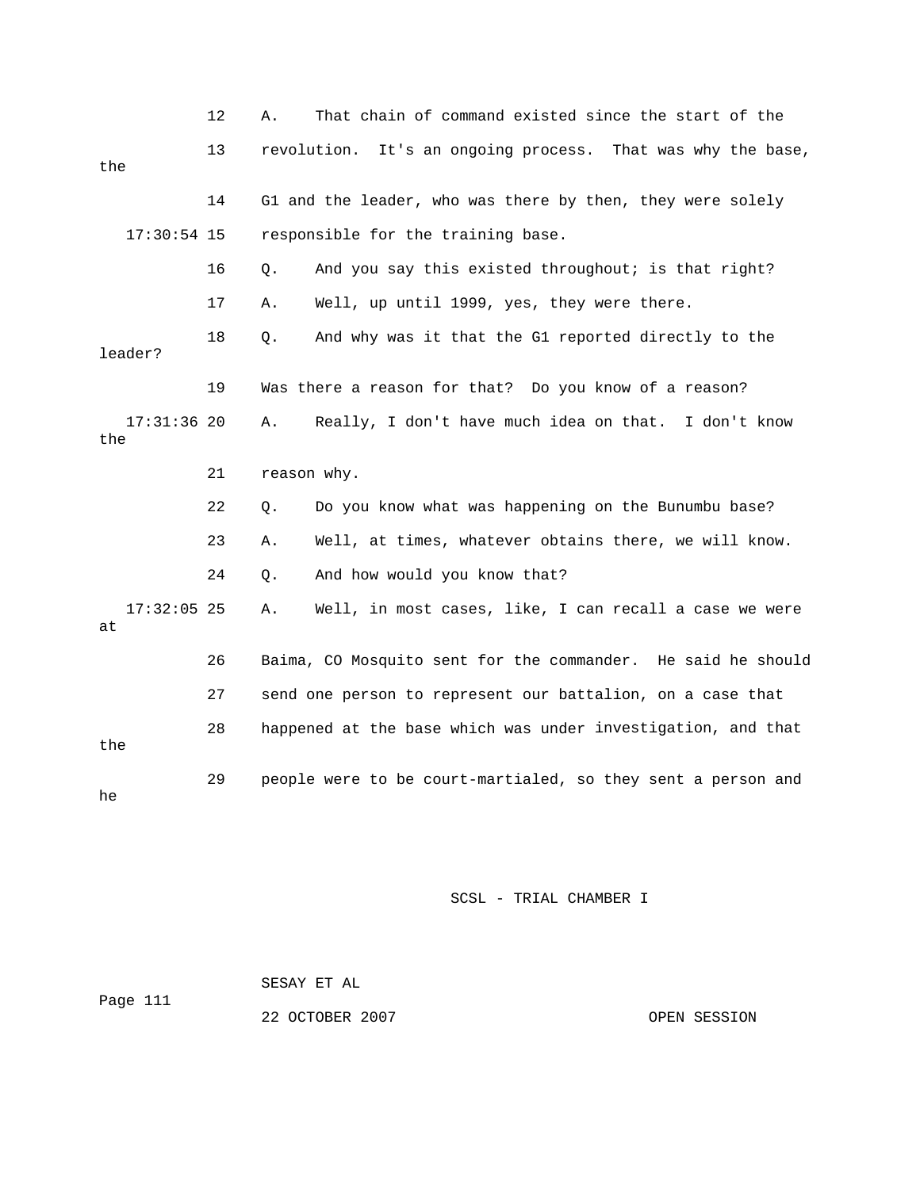12 A. That chain of command existed since the start of the

13 revolution. It's an ongoing process. That was why the base, the

14 G1 and the leader, who was there by then, they were solely

17:30:54 15 responsible for the training base.

16 Q. And you say this existed throughout; is that right?

17 A. Well, up until 1999, yes, they were there.

18 Q. And why was it that the G1 reported directly to the leader?

19 Was there a reason for that? Do you know of a reason?

17:31:36 20 A. Really, I don't have much idea on that. I don't know the

21 reason why.

22 Q. Do you know what was happening on the Bunumbu base?

23 A. Well, at times, whatever obtains there, we will know.

24 Q. And how would you know that?

17:32:05 25 A. Well, in most cases, like, I can recall a case we were at

26 Baima, CO Mosquito sent for the commander. He said he should

27 send one person to represent our battalion, on a case that

28 happened at the base which was under investigation, and that the

29 people were to be court-martialed, so they sent a person and he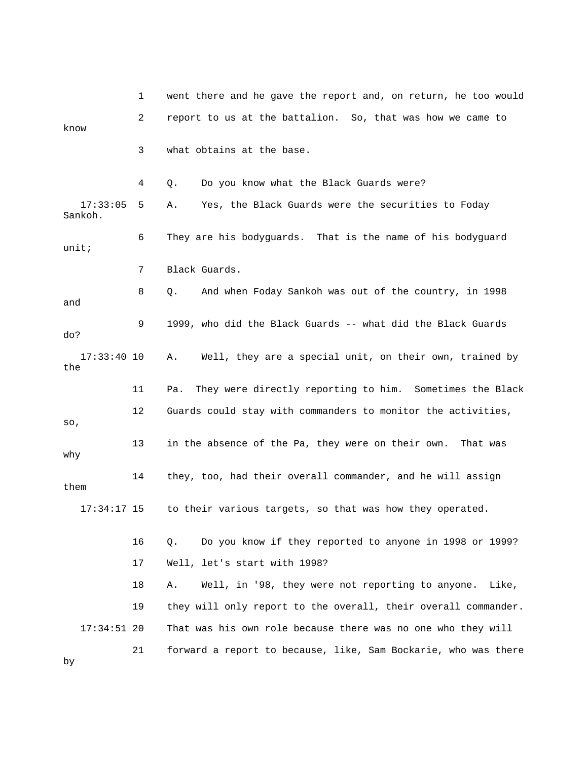1 went there and he gave the report and, on return, he too would

2 report to us at the battalion. So, that was how we came to know

3 what obtains at the base.

4 Q. Do you know what the Black Guards were?

17:33:05 5 A. Yes, the Black Guards were the securities to Foday Sankoh.

6 They are his bodyguards. That is the name of his bodyguard unit;

7 Black Guards.

8 Q. And when Foday Sankoh was out of the country, in 1998 and

9 1999, who did the Black Guards -- what did the Black Guards do?

17:33:40 10 A. Well, they are a special unit, on their own, trained by the

11 Pa. They were directly reporting to him. Sometimes the Black

12 Guards could stay with commanders to monitor the activities, so,

13 in the absence of the Pa, they were on their own. That was why

14 they, too, had their overall commander, and he will assign them

17:34:17 15 to their various targets, so that was how they operated.

16 Q. Do you know if they reported to anyone in 1998 or 1999?

17 Well, let's start with 1998?

18 A. Well, in '98, they were not reporting to anyone. Like,

19 they will only report to the overall, their overall commander.

17:34:51 20 That was his own role because there was no one who they will

21 forward a report to because, like, Sam Bockarie, who was there by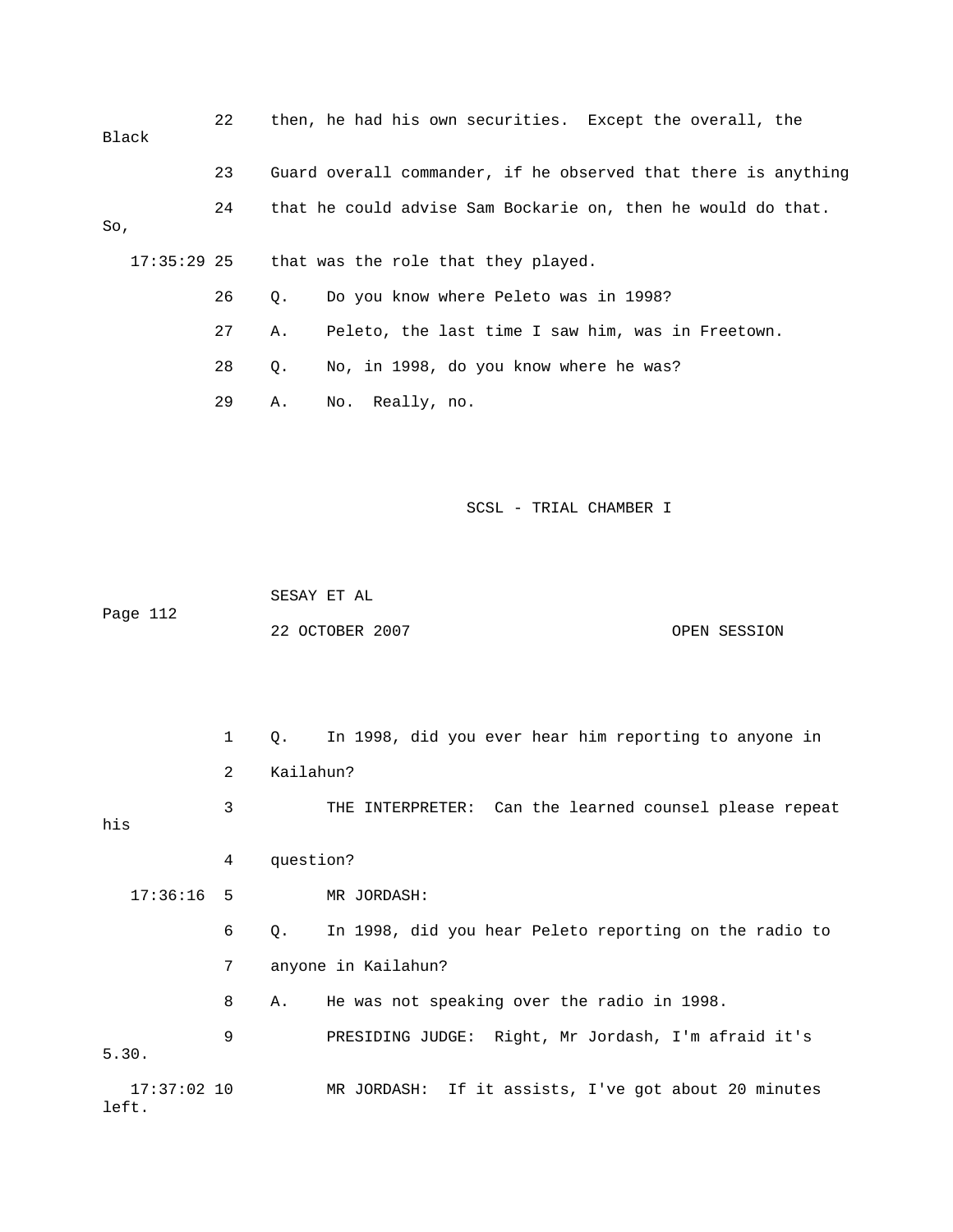22 then, he had his own securities. Except the overall, the Black

23 Guard overall commander, if he observed that there is anything

24 that he could advise Sam Bockarie on, then he would do that. So,

17:35:29 25 that was the role that they played.

26 Q. Do you know where Peleto was in 1998?

27 A. Peleto, the last time I saw him, was in Freetown.

28 Q. No, in 1998, do you know where he was?

29 A. No. Really, no.

1 Q. In 1998, did you ever hear him reporting to anyone in

2 Kailahun?

3 THE INTERPRETER: Can the learned counsel please repeat his

4 question?

17:36:16 5 MR JORDASH:

6 Q. In 1998, did you hear Peleto reporting on the radio to

7 anyone in Kailahun?

8 A. He was not speaking over the radio in 1998.

9 PRESIDING JUDGE: Right, Mr Jordash, I'm afraid it's 5.30.

17:37:02 10 MR JORDASH: If it assists, I've got about 20 minutes left.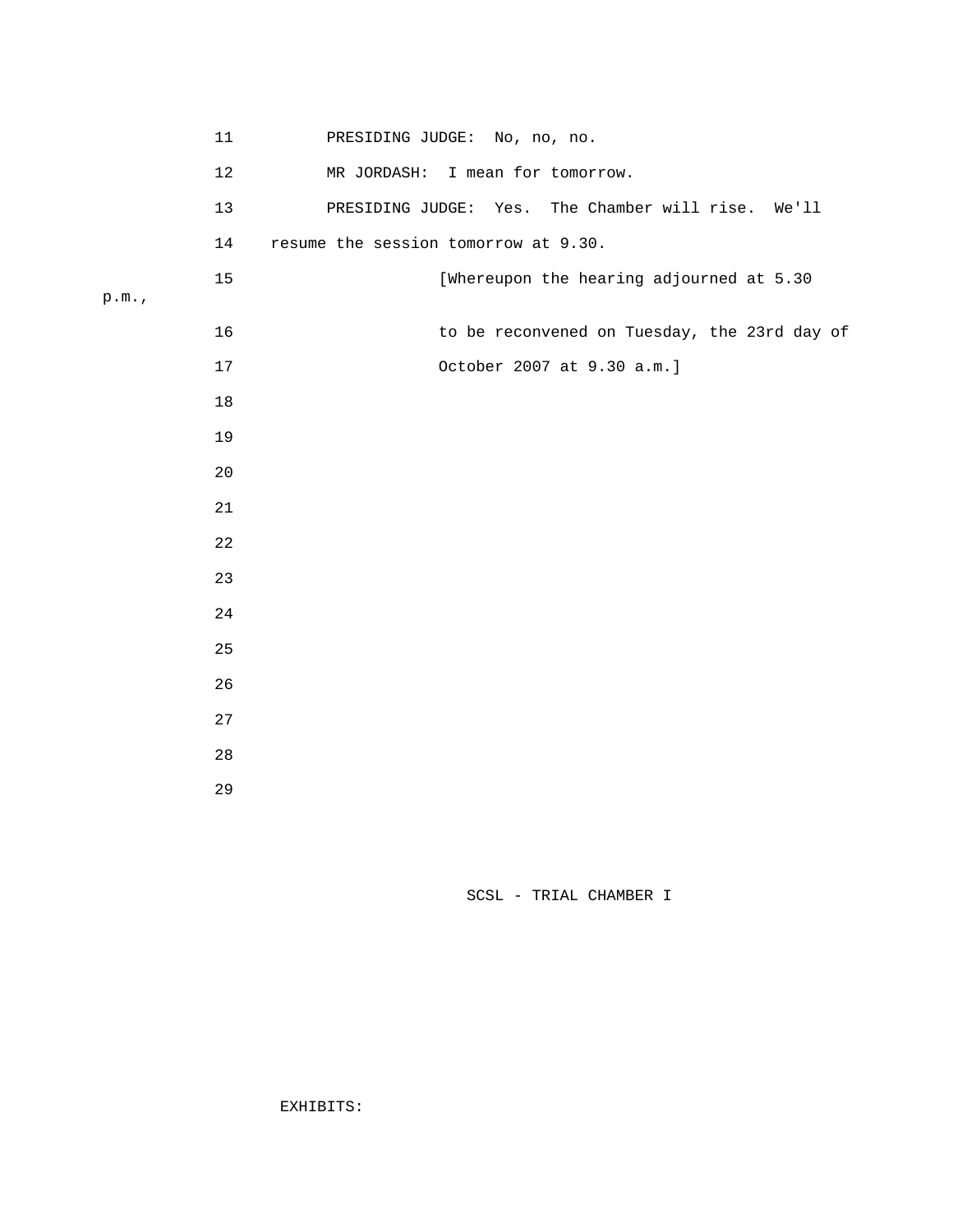PRESIDING JUDGE: No, no, no.

MR JORDASH: I mean for tomorrow.

PRESIDING JUDGE: Yes. The Chamber will rise. We'll resume the session tomorrow at 9.30.

[Whereupon the hearing adjourned at 5.30 p.m., to be reconvened on Tuesday, the 23rd day of October 2007 at 9.30 a.m.]

EXHIBITS: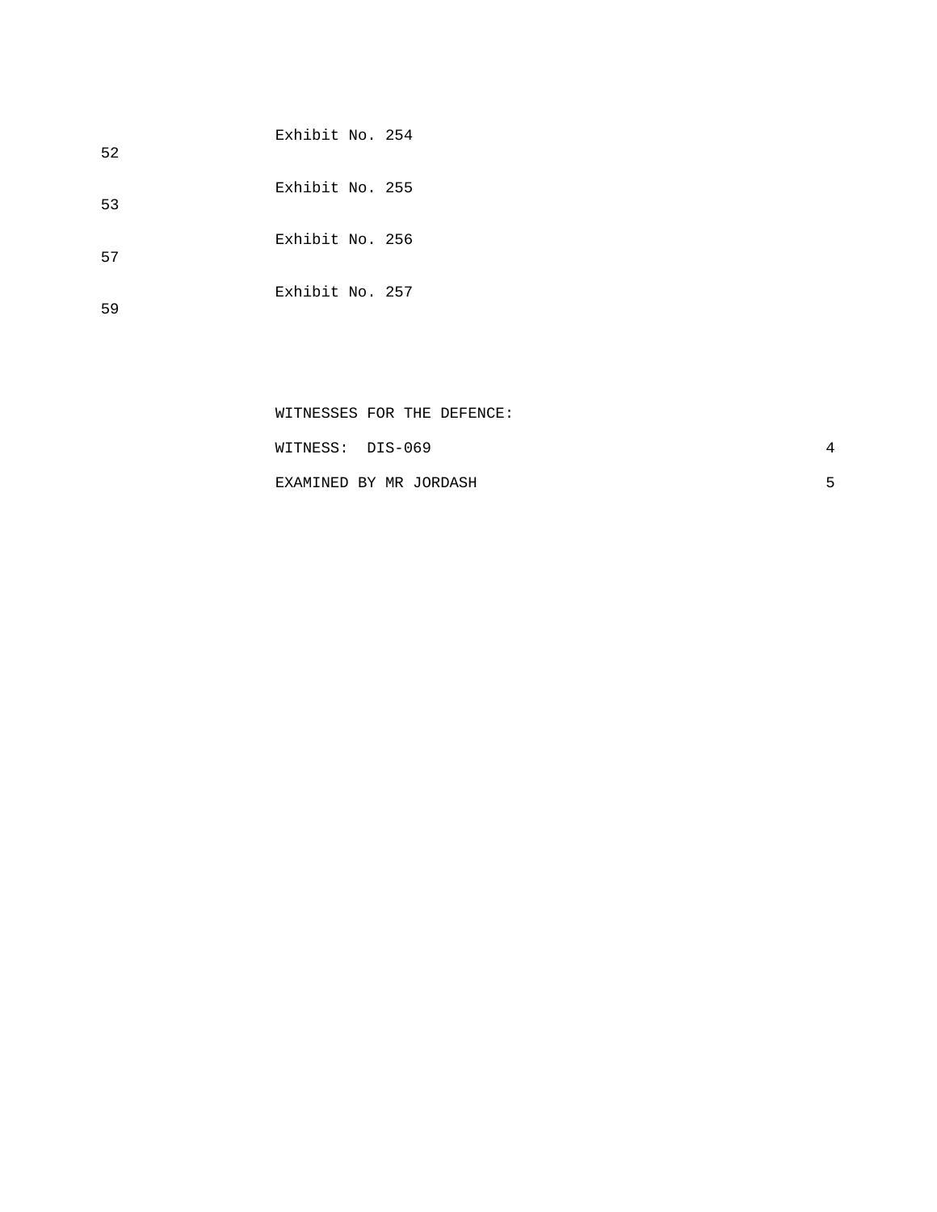| | |
|---|---|
| Exhibit No. 254 | 52 |
| Exhibit No. 255 | 53 |
| Exhibit No. 256 | 57 |
| Exhibit No. 257 | 59 |

WITNESSES FOR THE DEFENCE:

| | |
|---|---|
| WITNESS: DIS-069 | 4 |
| EXAMINED BY MR JORDASH | 5 |